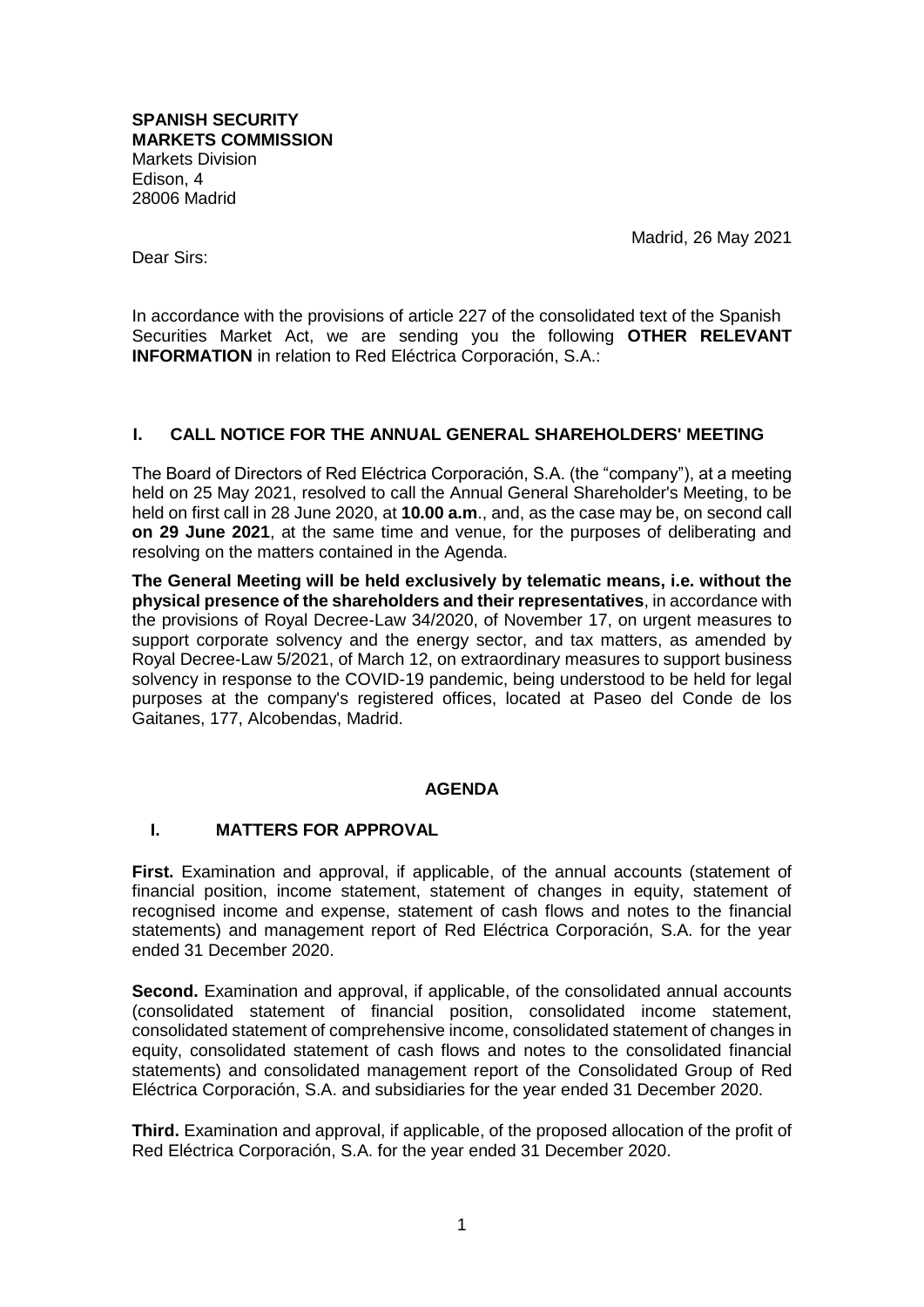**SPANISH SECURITY MARKETS COMMISSION**
Markets Division
Edison, 4
28006 Madrid

Madrid, 26 May 2021

Dear Sirs:

In accordance with the provisions of article 227 of the consolidated text of the Spanish Securities Market Act, we are sending you the following **OTHER RELEVANT INFORMATION** in relation to Red Eléctrica Corporación, S.A.:

## I. CALL NOTICE FOR THE ANNUAL GENERAL SHAREHOLDERS' MEETING

The Board of Directors of Red Eléctrica Corporación, S.A. (the "company"), at a meeting held on 25 May 2021, resolved to call the Annual General Shareholder's Meeting, to be held on first call in 28 June 2020, at **10.00 a.m**., and, as the case may be, on second call **on 29 June 2021**, at the same time and venue, for the purposes of deliberating and resolving on the matters contained in the Agenda.

**The General Meeting will be held exclusively by telematic means, i.e. without the physical presence of the shareholders and their representatives**, in accordance with the provisions of Royal Decree-Law 34/2020, of November 17, on urgent measures to support corporate solvency and the energy sector, and tax matters, as amended by Royal Decree-Law 5/2021, of March 12, on extraordinary measures to support business solvency in response to the COVID-19 pandemic, being understood to be held for legal purposes at the company's registered offices, located at Paseo del Conde de los Gaitanes, 177, Alcobendas, Madrid.

### AGENDA

### I. MATTERS FOR APPROVAL

**First.** Examination and approval, if applicable, of the annual accounts (statement of financial position, income statement, statement of changes in equity, statement of recognised income and expense, statement of cash flows and notes to the financial statements) and management report of Red Eléctrica Corporación, S.A. for the year ended 31 December 2020.

**Second.** Examination and approval, if applicable, of the consolidated annual accounts (consolidated statement of financial position, consolidated income statement, consolidated statement of comprehensive income, consolidated statement of changes in equity, consolidated statement of cash flows and notes to the consolidated financial statements) and consolidated management report of the Consolidated Group of Red Eléctrica Corporación, S.A. and subsidiaries for the year ended 31 December 2020.

**Third.** Examination and approval, if applicable, of the proposed allocation of the profit of Red Eléctrica Corporación, S.A. for the year ended 31 December 2020.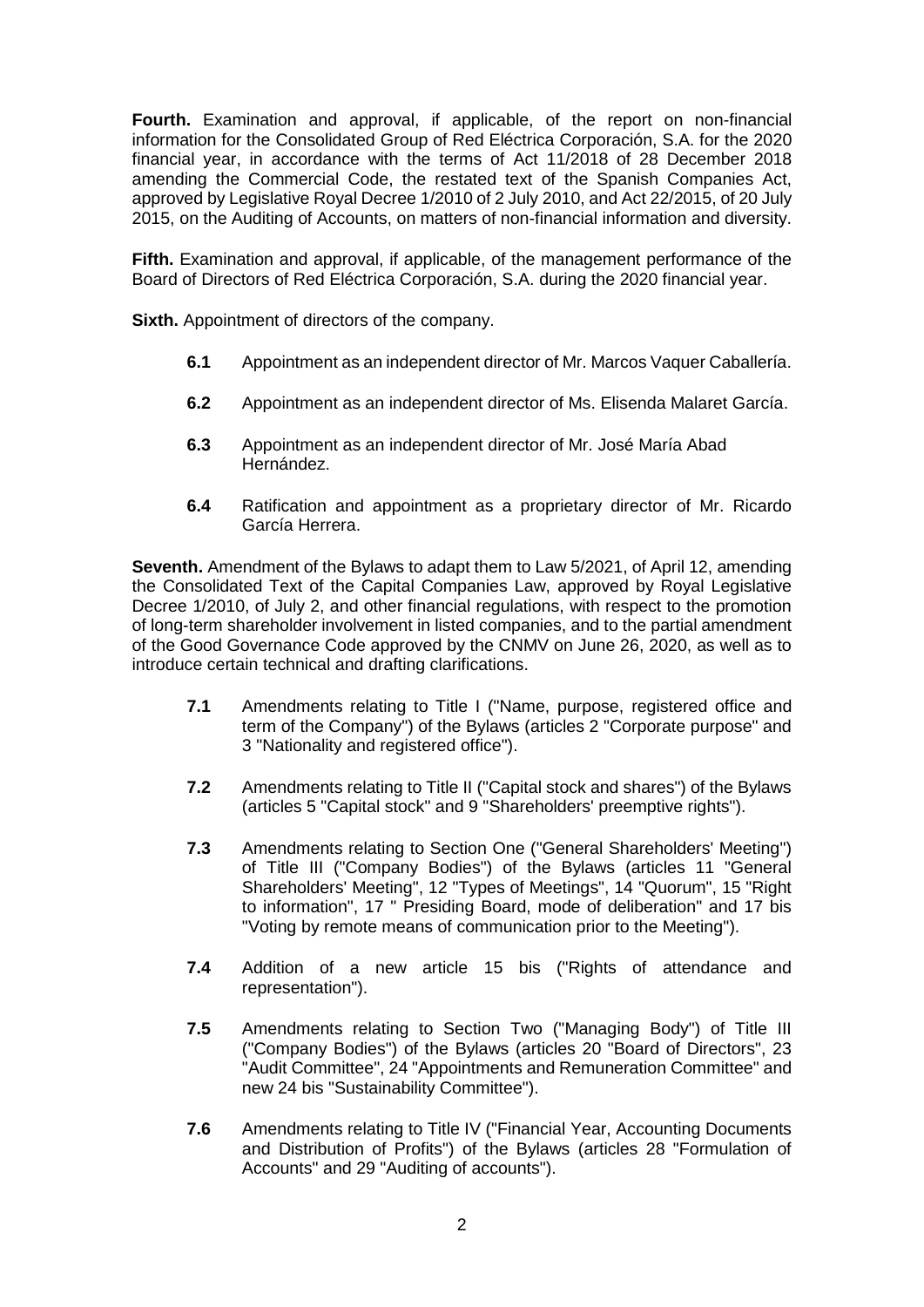**Fourth.** Examination and approval, if applicable, of the report on non-financial information for the Consolidated Group of Red Eléctrica Corporación, S.A. for the 2020 financial year, in accordance with the terms of Act 11/2018 of 28 December 2018 amending the Commercial Code, the restated text of the Spanish Companies Act, approved by Legislative Royal Decree 1/2010 of 2 July 2010, and Act 22/2015, of 20 July 2015, on the Auditing of Accounts, on matters of non-financial information and diversity.

**Fifth.** Examination and approval, if applicable, of the management performance of the Board of Directors of Red Eléctrica Corporación, S.A. during the 2020 financial year.

**Sixth.** Appointment of directors of the company.

- **6.1** Appointment as an independent director of Mr. Marcos Vaquer Caballería.
- **6.2** Appointment as an independent director of Ms. Elisenda Malaret García.
- **6.3** Appointment as an independent director of Mr. José María Abad Hernández.
- **6.4** Ratification and appointment as a proprietary director of Mr. Ricardo García Herrera.

**Seventh.** Amendment of the Bylaws to adapt them to Law 5/2021, of April 12, amending the Consolidated Text of the Capital Companies Law, approved by Royal Legislative Decree 1/2010, of July 2, and other financial regulations, with respect to the promotion of long-term shareholder involvement in listed companies, and to the partial amendment of the Good Governance Code approved by the CNMV on June 26, 2020, as well as to introduce certain technical and drafting clarifications.

- **7.1** Amendments relating to Title I ("Name, purpose, registered office and term of the Company") of the Bylaws (articles 2 "Corporate purpose" and 3 "Nationality and registered office").
- **7.2** Amendments relating to Title II ("Capital stock and shares") of the Bylaws (articles 5 "Capital stock" and 9 "Shareholders' preemptive rights").
- **7.3** Amendments relating to Section One ("General Shareholders' Meeting") of Title III ("Company Bodies") of the Bylaws (articles 11 "General Shareholders' Meeting", 12 "Types of Meetings", 14 "Quorum", 15 "Right to information", 17 " Presiding Board, mode of deliberation" and 17 bis "Voting by remote means of communication prior to the Meeting").
- **7.4** Addition of a new article 15 bis ("Rights of attendance and representation").
- **7.5** Amendments relating to Section Two ("Managing Body") of Title III ("Company Bodies") of the Bylaws (articles 20 "Board of Directors", 23 "Audit Committee", 24 "Appointments and Remuneration Committee" and new 24 bis "Sustainability Committee").
- **7.6** Amendments relating to Title IV ("Financial Year, Accounting Documents and Distribution of Profits") of the Bylaws (articles 28 "Formulation of Accounts" and 29 "Auditing of accounts").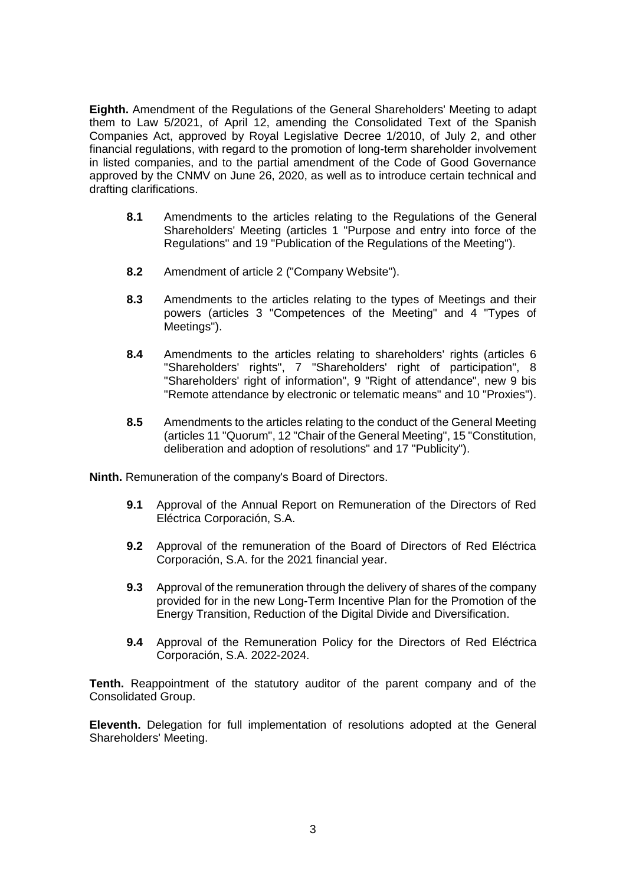**Eighth.** Amendment of the Regulations of the General Shareholders' Meeting to adapt them to Law 5/2021, of April 12, amending the Consolidated Text of the Spanish Companies Act, approved by Royal Legislative Decree 1/2010, of July 2, and other financial regulations, with regard to the promotion of long-term shareholder involvement in listed companies, and to the partial amendment of the Code of Good Governance approved by the CNMV on June 26, 2020, as well as to introduce certain technical and drafting clarifications.

- **8.1** Amendments to the articles relating to the Regulations of the General Shareholders' Meeting (articles 1 "Purpose and entry into force of the Regulations" and 19 "Publication of the Regulations of the Meeting").

- **8.2** Amendment of article 2 ("Company Website").

- **8.3** Amendments to the articles relating to the types of Meetings and their powers (articles 3 "Competences of the Meeting" and 4 "Types of Meetings").

- **8.4** Amendments to the articles relating to shareholders' rights (articles 6 "Shareholders' rights", 7 "Shareholders' right of participation", 8 "Shareholders' right of information", 9 "Right of attendance", new 9 bis "Remote attendance by electronic or telematic means" and 10 "Proxies").

- **8.5** Amendments to the articles relating to the conduct of the General Meeting (articles 11 "Quorum", 12 "Chair of the General Meeting", 15 "Constitution, deliberation and adoption of resolutions" and 17 "Publicity").

**Ninth.** Remuneration of the company's Board of Directors.

- **9.1** Approval of the Annual Report on Remuneration of the Directors of Red Eléctrica Corporación, S.A.

- **9.2** Approval of the remuneration of the Board of Directors of Red Eléctrica Corporación, S.A. for the 2021 financial year.

- **9.3** Approval of the remuneration through the delivery of shares of the company provided for in the new Long-Term Incentive Plan for the Promotion of the Energy Transition, Reduction of the Digital Divide and Diversification.

- **9.4** Approval of the Remuneration Policy for the Directors of Red Eléctrica Corporación, S.A. 2022-2024.

**Tenth.** Reappointment of the statutory auditor of the parent company and of the Consolidated Group.

**Eleventh.** Delegation for full implementation of resolutions adopted at the General Shareholders' Meeting.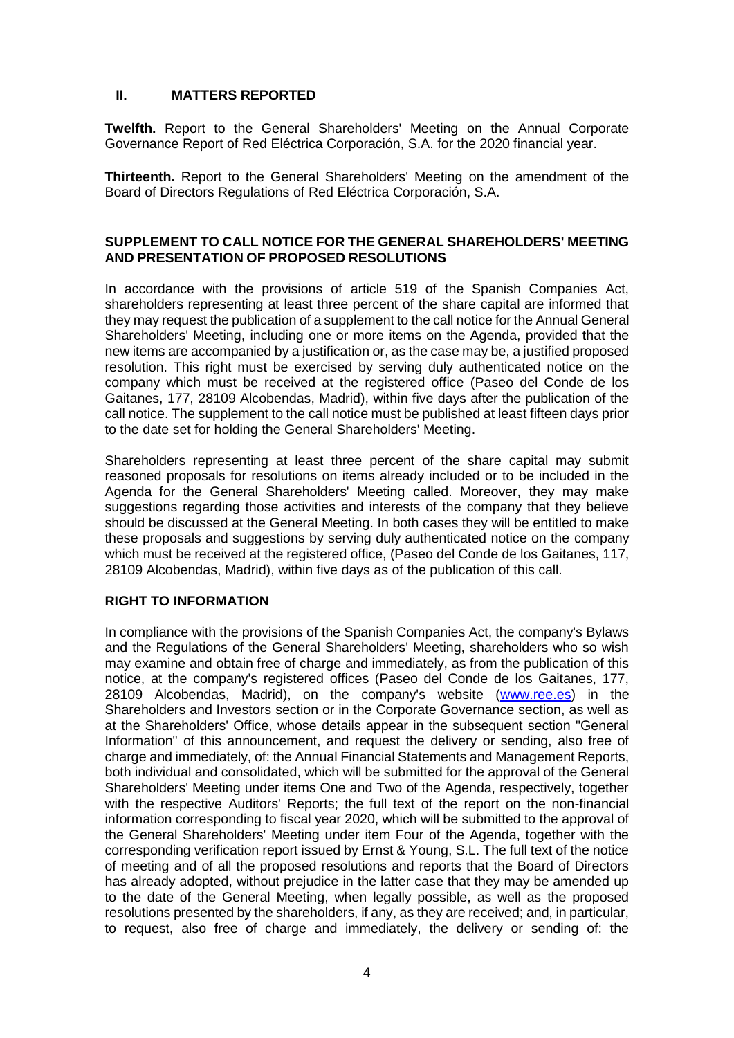## II. MATTERS REPORTED

**Twelfth.** Report to the General Shareholders' Meeting on the Annual Corporate Governance Report of Red Eléctrica Corporación, S.A. for the 2020 financial year.

**Thirteenth.** Report to the General Shareholders' Meeting on the amendment of the Board of Directors Regulations of Red Eléctrica Corporación, S.A.

### SUPPLEMENT TO CALL NOTICE FOR THE GENERAL SHAREHOLDERS' MEETING AND PRESENTATION OF PROPOSED RESOLUTIONS

In accordance with the provisions of article 519 of the Spanish Companies Act, shareholders representing at least three percent of the share capital are informed that they may request the publication of a supplement to the call notice for the Annual General Shareholders' Meeting, including one or more items on the Agenda, provided that the new items are accompanied by a justification or, as the case may be, a justified proposed resolution. This right must be exercised by serving duly authenticated notice on the company which must be received at the registered office (Paseo del Conde de los Gaitanes, 177, 28109 Alcobendas, Madrid), within five days after the publication of the call notice. The supplement to the call notice must be published at least fifteen days prior to the date set for holding the General Shareholders' Meeting.

Shareholders representing at least three percent of the share capital may submit reasoned proposals for resolutions on items already included or to be included in the Agenda for the General Shareholders' Meeting called. Moreover, they may make suggestions regarding those activities and interests of the company that they believe should be discussed at the General Meeting. In both cases they will be entitled to make these proposals and suggestions by serving duly authenticated notice on the company which must be received at the registered office, (Paseo del Conde de los Gaitanes, 117, 28109 Alcobendas, Madrid), within five days as of the publication of this call.

### RIGHT TO INFORMATION

In compliance with the provisions of the Spanish Companies Act, the company's Bylaws and the Regulations of the General Shareholders' Meeting, shareholders who so wish may examine and obtain free of charge and immediately, as from the publication of this notice, at the company's registered offices (Paseo del Conde de los Gaitanes, 177, 28109 Alcobendas, Madrid), on the company's website (www.ree.es) in the Shareholders and Investors section or in the Corporate Governance section, as well as at the Shareholders' Office, whose details appear in the subsequent section "General Information" of this announcement, and request the delivery or sending, also free of charge and immediately, of: the Annual Financial Statements and Management Reports, both individual and consolidated, which will be submitted for the approval of the General Shareholders' Meeting under items One and Two of the Agenda, respectively, together with the respective Auditors' Reports; the full text of the report on the non-financial information corresponding to fiscal year 2020, which will be submitted to the approval of the General Shareholders' Meeting under item Four of the Agenda, together with the corresponding verification report issued by Ernst & Young, S.L. The full text of the notice of meeting and of all the proposed resolutions and reports that the Board of Directors has already adopted, without prejudice in the latter case that they may be amended up to the date of the General Meeting, when legally possible, as well as the proposed resolutions presented by the shareholders, if any, as they are received; and, in particular, to request, also free of charge and immediately, the delivery or sending of: the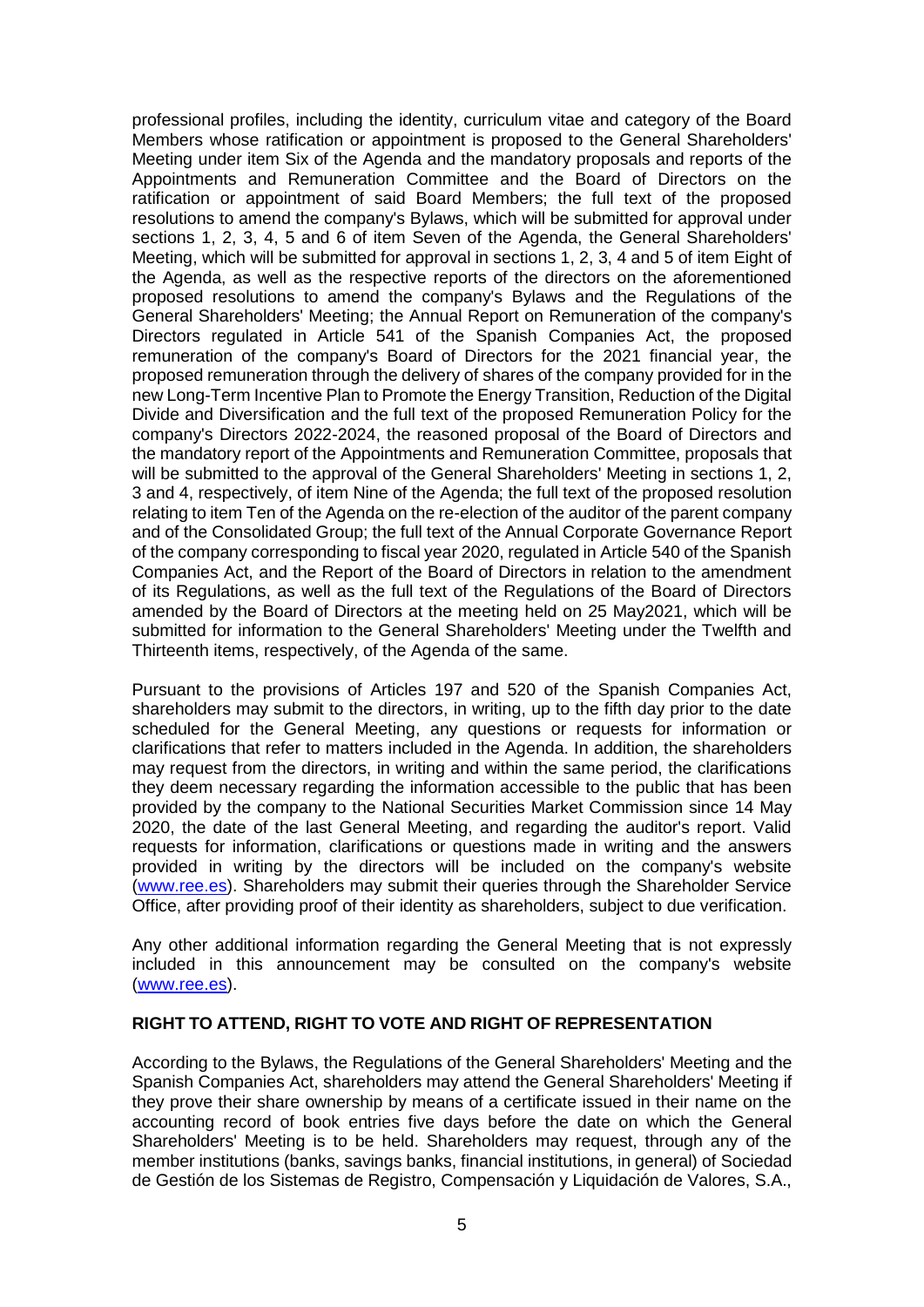professional profiles, including the identity, curriculum vitae and category of the Board Members whose ratification or appointment is proposed to the General Shareholders' Meeting under item Six of the Agenda and the mandatory proposals and reports of the Appointments and Remuneration Committee and the Board of Directors on the ratification or appointment of said Board Members; the full text of the proposed resolutions to amend the company's Bylaws, which will be submitted for approval under sections 1, 2, 3, 4, 5 and 6 of item Seven of the Agenda, the General Shareholders' Meeting, which will be submitted for approval in sections 1, 2, 3, 4 and 5 of item Eight of the Agenda, as well as the respective reports of the directors on the aforementioned proposed resolutions to amend the company's Bylaws and the Regulations of the General Shareholders' Meeting; the Annual Report on Remuneration of the company's Directors regulated in Article 541 of the Spanish Companies Act, the proposed remuneration of the company's Board of Directors for the 2021 financial year, the proposed remuneration through the delivery of shares of the company provided for in the new Long-Term Incentive Plan to Promote the Energy Transition, Reduction of the Digital Divide and Diversification and the full text of the proposed Remuneration Policy for the company's Directors 2022-2024, the reasoned proposal of the Board of Directors and the mandatory report of the Appointments and Remuneration Committee, proposals that will be submitted to the approval of the General Shareholders' Meeting in sections 1, 2, 3 and 4, respectively, of item Nine of the Agenda; the full text of the proposed resolution relating to item Ten of the Agenda on the re-election of the auditor of the parent company and of the Consolidated Group; the full text of the Annual Corporate Governance Report of the company corresponding to fiscal year 2020, regulated in Article 540 of the Spanish Companies Act, and the Report of the Board of Directors in relation to the amendment of its Regulations, as well as the full text of the Regulations of the Board of Directors amended by the Board of Directors at the meeting held on 25 May2021, which will be submitted for information to the General Shareholders' Meeting under the Twelfth and Thirteenth items, respectively, of the Agenda of the same.

Pursuant to the provisions of Articles 197 and 520 of the Spanish Companies Act, shareholders may submit to the directors, in writing, up to the fifth day prior to the date scheduled for the General Meeting, any questions or requests for information or clarifications that refer to matters included in the Agenda. In addition, the shareholders may request from the directors, in writing and within the same period, the clarifications they deem necessary regarding the information accessible to the public that has been provided by the company to the National Securities Market Commission since 14 May 2020, the date of the last General Meeting, and regarding the auditor's report. Valid requests for information, clarifications or questions made in writing and the answers provided in writing by the directors will be included on the company's website (www.ree.es). Shareholders may submit their queries through the Shareholder Service Office, after providing proof of their identity as shareholders, subject to due verification.

Any other additional information regarding the General Meeting that is not expressly included in this announcement may be consulted on the company's website (www.ree.es).

**RIGHT TO ATTEND, RIGHT TO VOTE AND RIGHT OF REPRESENTATION**

According to the Bylaws, the Regulations of the General Shareholders' Meeting and the Spanish Companies Act, shareholders may attend the General Shareholders' Meeting if they prove their share ownership by means of a certificate issued in their name on the accounting record of book entries five days before the date on which the General Shareholders' Meeting is to be held. Shareholders may request, through any of the member institutions (banks, savings banks, financial institutions, in general) of Sociedad de Gestión de los Sistemas de Registro, Compensación y Liquidación de Valores, S.A.,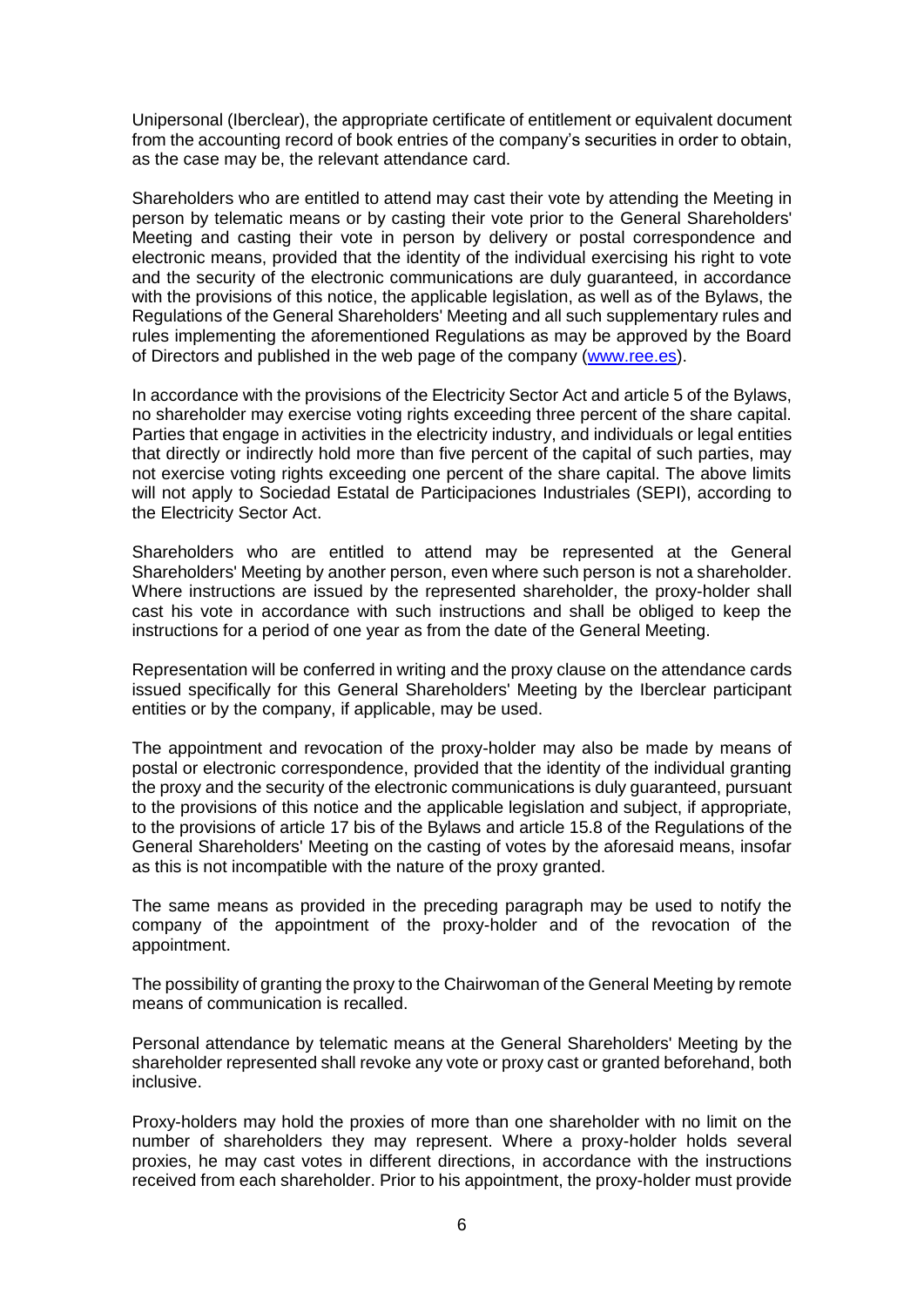Unipersonal (Iberclear), the appropriate certificate of entitlement or equivalent document from the accounting record of book entries of the company's securities in order to obtain, as the case may be, the relevant attendance card.

Shareholders who are entitled to attend may cast their vote by attending the Meeting in person by telematic means or by casting their vote prior to the General Shareholders' Meeting and casting their vote in person by delivery or postal correspondence and electronic means, provided that the identity of the individual exercising his right to vote and the security of the electronic communications are duly guaranteed, in accordance with the provisions of this notice, the applicable legislation, as well as of the Bylaws, the Regulations of the General Shareholders' Meeting and all such supplementary rules and rules implementing the aforementioned Regulations as may be approved by the Board of Directors and published in the web page of the company (www.ree.es).

In accordance with the provisions of the Electricity Sector Act and article 5 of the Bylaws, no shareholder may exercise voting rights exceeding three percent of the share capital. Parties that engage in activities in the electricity industry, and individuals or legal entities that directly or indirectly hold more than five percent of the capital of such parties, may not exercise voting rights exceeding one percent of the share capital. The above limits will not apply to Sociedad Estatal de Participaciones Industriales (SEPI), according to the Electricity Sector Act.

Shareholders who are entitled to attend may be represented at the General Shareholders' Meeting by another person, even where such person is not a shareholder. Where instructions are issued by the represented shareholder, the proxy-holder shall cast his vote in accordance with such instructions and shall be obliged to keep the instructions for a period of one year as from the date of the General Meeting.

Representation will be conferred in writing and the proxy clause on the attendance cards issued specifically for this General Shareholders' Meeting by the Iberclear participant entities or by the company, if applicable, may be used.

The appointment and revocation of the proxy-holder may also be made by means of postal or electronic correspondence, provided that the identity of the individual granting the proxy and the security of the electronic communications is duly guaranteed, pursuant to the provisions of this notice and the applicable legislation and subject, if appropriate, to the provisions of article 17 bis of the Bylaws and article 15.8 of the Regulations of the General Shareholders' Meeting on the casting of votes by the aforesaid means, insofar as this is not incompatible with the nature of the proxy granted.

The same means as provided in the preceding paragraph may be used to notify the company of the appointment of the proxy-holder and of the revocation of the appointment.

The possibility of granting the proxy to the Chairwoman of the General Meeting by remote means of communication is recalled.

Personal attendance by telematic means at the General Shareholders' Meeting by the shareholder represented shall revoke any vote or proxy cast or granted beforehand, both inclusive.

Proxy-holders may hold the proxies of more than one shareholder with no limit on the number of shareholders they may represent. Where a proxy-holder holds several proxies, he may cast votes in different directions, in accordance with the instructions received from each shareholder. Prior to his appointment, the proxy-holder must provide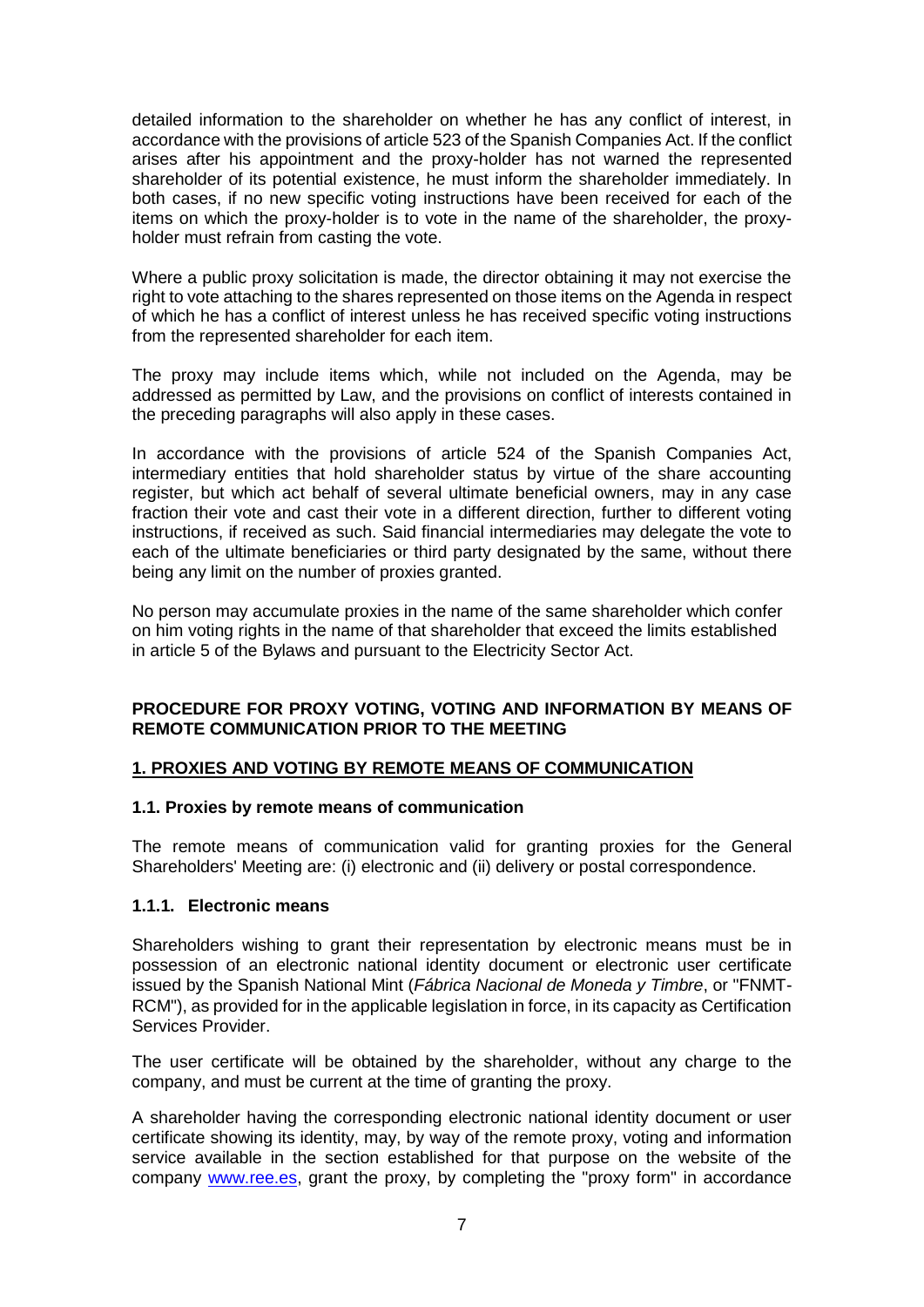detailed information to the shareholder on whether he has any conflict of interest, in accordance with the provisions of article 523 of the Spanish Companies Act. If the conflict arises after his appointment and the proxy-holder has not warned the represented shareholder of its potential existence, he must inform the shareholder immediately. In both cases, if no new specific voting instructions have been received for each of the items on which the proxy-holder is to vote in the name of the shareholder, the proxy-holder must refrain from casting the vote.

Where a public proxy solicitation is made, the director obtaining it may not exercise the right to vote attaching to the shares represented on those items on the Agenda in respect of which he has a conflict of interest unless he has received specific voting instructions from the represented shareholder for each item.

The proxy may include items which, while not included on the Agenda, may be addressed as permitted by Law, and the provisions on conflict of interests contained in the preceding paragraphs will also apply in these cases.

In accordance with the provisions of article 524 of the Spanish Companies Act, intermediary entities that hold shareholder status by virtue of the share accounting register, but which act behalf of several ultimate beneficial owners, may in any case fraction their vote and cast their vote in a different direction, further to different voting instructions, if received as such. Said financial intermediaries may delegate the vote to each of the ultimate beneficiaries or third party designated by the same, without there being any limit on the number of proxies granted.

No person may accumulate proxies in the name of the same shareholder which confer on him voting rights in the name of that shareholder that exceed the limits established in article 5 of the Bylaws and pursuant to the Electricity Sector Act.

## PROCEDURE FOR PROXY VOTING, VOTING AND INFORMATION BY MEANS OF REMOTE COMMUNICATION PRIOR TO THE MEETING

### 1. PROXIES AND VOTING BY REMOTE MEANS OF COMMUNICATION

#### 1.1. Proxies by remote means of communication

The remote means of communication valid for granting proxies for the General Shareholders' Meeting are: (i) electronic and (ii) delivery or postal correspondence.

#### 1.1.1. Electronic means

Shareholders wishing to grant their representation by electronic means must be in possession of an electronic national identity document or electronic user certificate issued by the Spanish National Mint (*Fábrica Nacional de Moneda y Timbre*, or "FNMT-RCM"), as provided for in the applicable legislation in force, in its capacity as Certification Services Provider.

The user certificate will be obtained by the shareholder, without any charge to the company, and must be current at the time of granting the proxy.

A shareholder having the corresponding electronic national identity document or user certificate showing its identity, may, by way of the remote proxy, voting and information service available in the section established for that purpose on the website of the company www.ree.es, grant the proxy, by completing the "proxy form" in accordance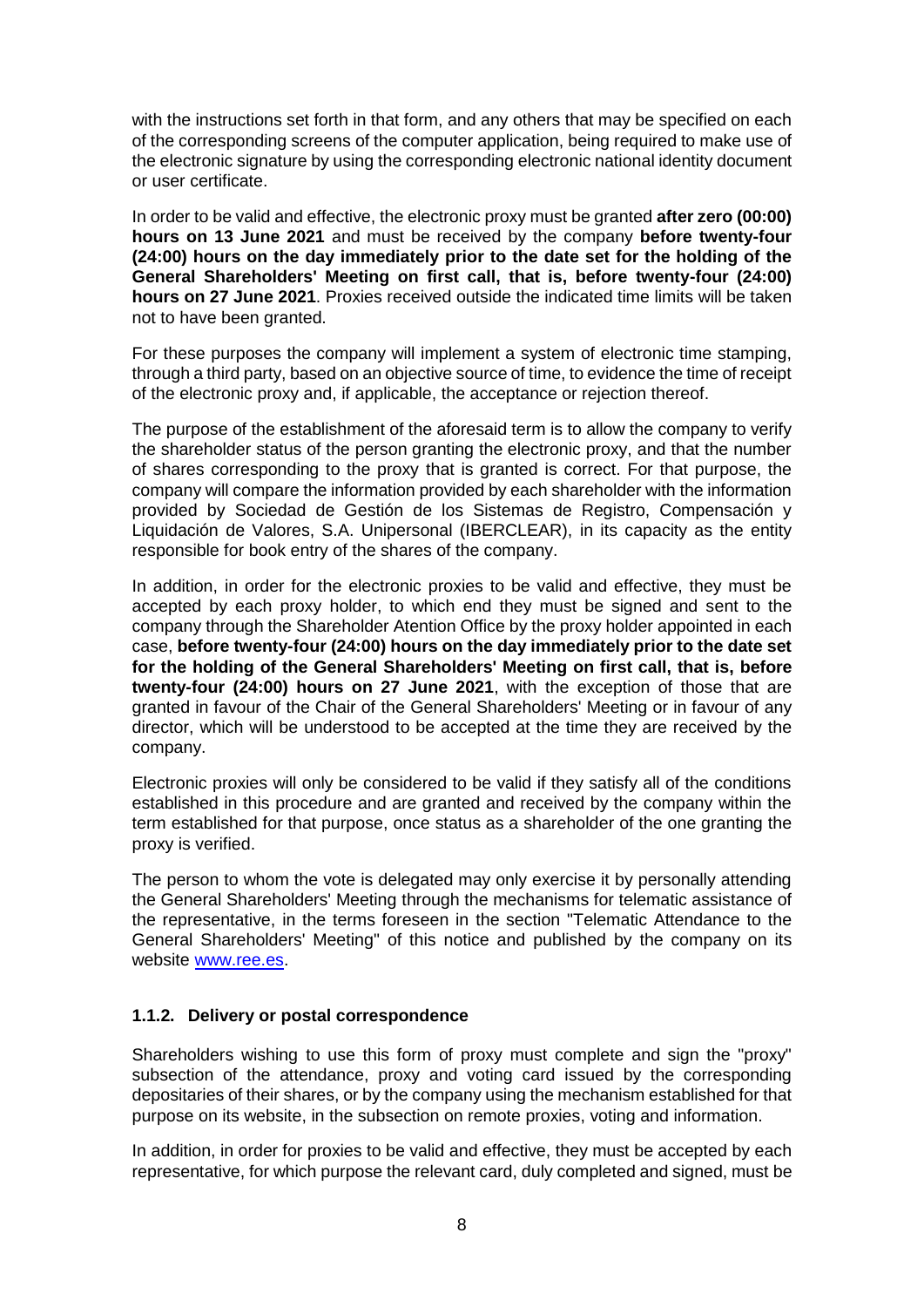with the instructions set forth in that form, and any others that may be specified on each of the corresponding screens of the computer application, being required to make use of the electronic signature by using the corresponding electronic national identity document or user certificate.

In order to be valid and effective, the electronic proxy must be granted **after zero (00:00) hours on 13 June 2021** and must be received by the company **before twenty-four (24:00) hours on the day immediately prior to the date set for the holding of the General Shareholders' Meeting on first call, that is, before twenty-four (24:00) hours on 27 June 2021**. Proxies received outside the indicated time limits will be taken not to have been granted.

For these purposes the company will implement a system of electronic time stamping, through a third party, based on an objective source of time, to evidence the time of receipt of the electronic proxy and, if applicable, the acceptance or rejection thereof.

The purpose of the establishment of the aforesaid term is to allow the company to verify the shareholder status of the person granting the electronic proxy, and that the number of shares corresponding to the proxy that is granted is correct. For that purpose, the company will compare the information provided by each shareholder with the information provided by Sociedad de Gestión de los Sistemas de Registro, Compensación y Liquidación de Valores, S.A. Unipersonal (IBERCLEAR), in its capacity as the entity responsible for book entry of the shares of the company.

In addition, in order for the electronic proxies to be valid and effective, they must be accepted by each proxy holder, to which end they must be signed and sent to the company through the Shareholder Atention Office by the proxy holder appointed in each case, **before twenty-four (24:00) hours on the day immediately prior to the date set for the holding of the General Shareholders' Meeting on first call, that is, before twenty-four (24:00) hours on 27 June 2021**, with the exception of those that are granted in favour of the Chair of the General Shareholders' Meeting or in favour of any director, which will be understood to be accepted at the time they are received by the company.

Electronic proxies will only be considered to be valid if they satisfy all of the conditions established in this procedure and are granted and received by the company within the term established for that purpose, once status as a shareholder of the one granting the proxy is verified.

The person to whom the vote is delegated may only exercise it by personally attending the General Shareholders' Meeting through the mechanisms for telematic assistance of the representative, in the terms foreseen in the section "Telematic Attendance to the General Shareholders' Meeting" of this notice and published by the company on its website www.ree.es.

### 1.1.2. Delivery or postal correspondence

Shareholders wishing to use this form of proxy must complete and sign the "proxy" subsection of the attendance, proxy and voting card issued by the corresponding depositaries of their shares, or by the company using the mechanism established for that purpose on its website, in the subsection on remote proxies, voting and information.

In addition, in order for proxies to be valid and effective, they must be accepted by each representative, for which purpose the relevant card, duly completed and signed, must be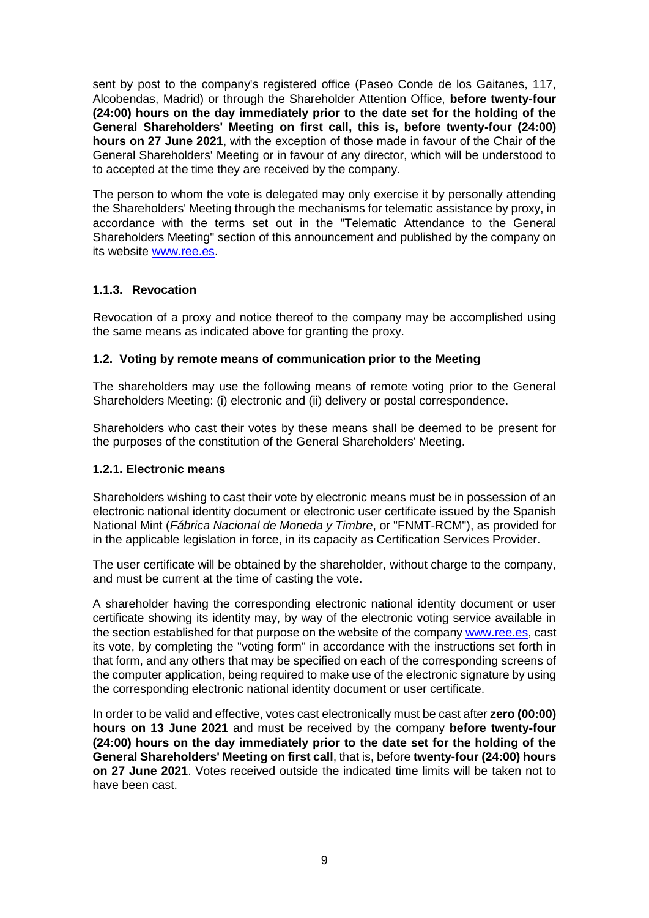sent by post to the company's registered office (Paseo Conde de los Gaitanes, 117, Alcobendas, Madrid) or through the Shareholder Attention Office, **before twenty-four (24:00) hours on the day immediately prior to the date set for the holding of the General Shareholders' Meeting on first call, this is, before twenty-four (24:00) hours on 27 June 2021**, with the exception of those made in favour of the Chair of the General Shareholders' Meeting or in favour of any director, which will be understood to to accepted at the time they are received by the company.

The person to whom the vote is delegated may only exercise it by personally attending the Shareholders' Meeting through the mechanisms for telematic assistance by proxy, in accordance with the terms set out in the "Telematic Attendance to the General Shareholders Meeting" section of this announcement and published by the company on its website www.ree.es.

### 1.1.3. Revocation

Revocation of a proxy and notice thereof to the company may be accomplished using the same means as indicated above for granting the proxy.

### 1.2. Voting by remote means of communication prior to the Meeting

The shareholders may use the following means of remote voting prior to the General Shareholders Meeting: (i) electronic and (ii) delivery or postal correspondence.

Shareholders who cast their votes by these means shall be deemed to be present for the purposes of the constitution of the General Shareholders' Meeting.

### 1.2.1. Electronic means

Shareholders wishing to cast their vote by electronic means must be in possession of an electronic national identity document or electronic user certificate issued by the Spanish National Mint (*Fábrica Nacional de Moneda y Timbre*, or "FNMT-RCM"), as provided for in the applicable legislation in force, in its capacity as Certification Services Provider.

The user certificate will be obtained by the shareholder, without charge to the company, and must be current at the time of casting the vote.

A shareholder having the corresponding electronic national identity document or user certificate showing its identity may, by way of the electronic voting service available in the section established for that purpose on the website of the company www.ree.es, cast its vote, by completing the "voting form" in accordance with the instructions set forth in that form, and any others that may be specified on each of the corresponding screens of the computer application, being required to make use of the electronic signature by using the corresponding electronic national identity document or user certificate.

In order to be valid and effective, votes cast electronically must be cast after **zero (00:00) hours on 13 June 2021** and must be received by the company **before twenty-four (24:00) hours on the day immediately prior to the date set for the holding of the General Shareholders' Meeting on first call**, that is, before **twenty-four (24:00) hours on 27 June 2021**. Votes received outside the indicated time limits will be taken not to have been cast.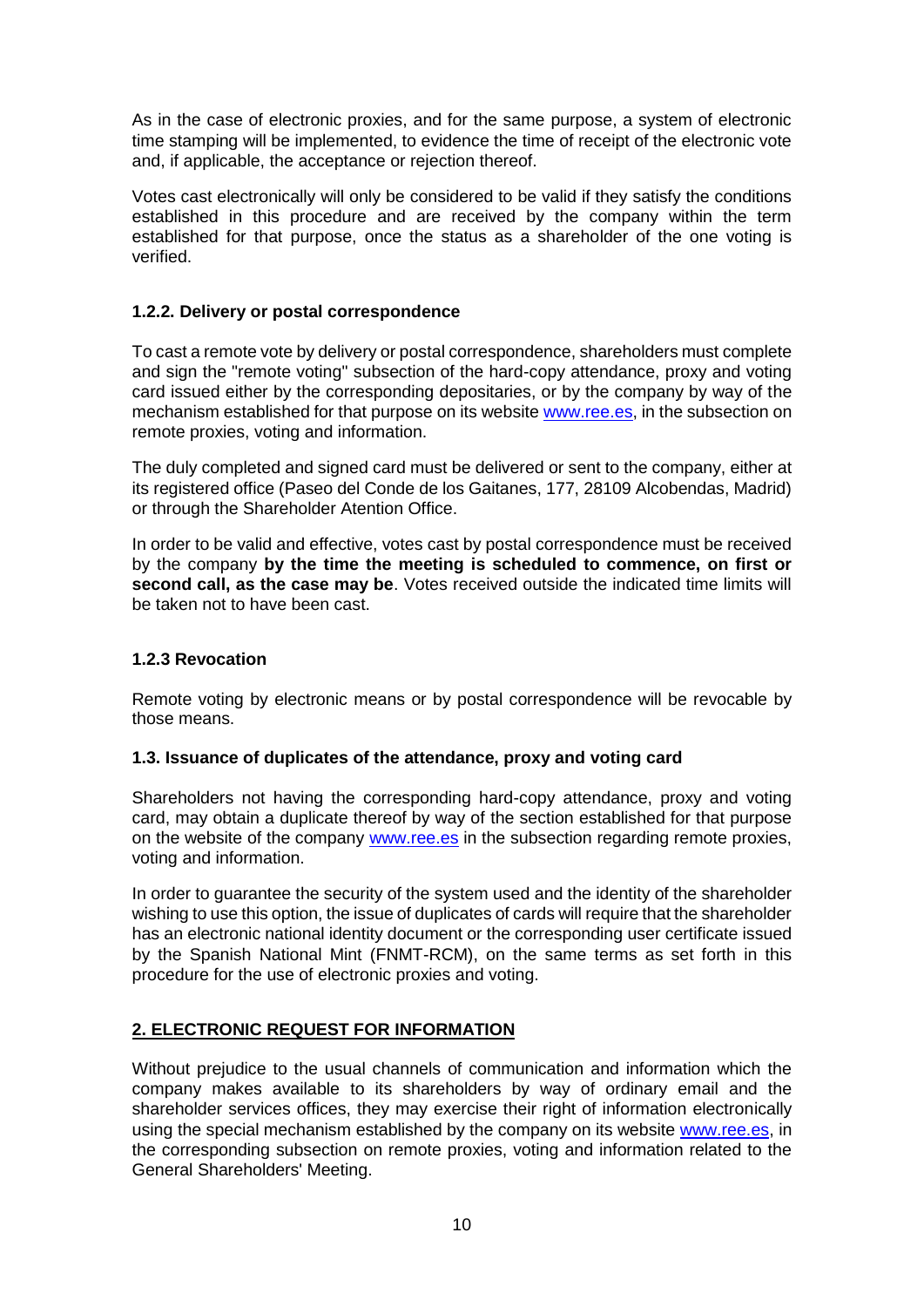As in the case of electronic proxies, and for the same purpose, a system of electronic time stamping will be implemented, to evidence the time of receipt of the electronic vote and, if applicable, the acceptance or rejection thereof.

Votes cast electronically will only be considered to be valid if they satisfy the conditions established in this procedure and are received by the company within the term established for that purpose, once the status as a shareholder of the one voting is verified.

#### 1.2.2. Delivery or postal correspondence

To cast a remote vote by delivery or postal correspondence, shareholders must complete and sign the "remote voting" subsection of the hard-copy attendance, proxy and voting card issued either by the corresponding depositaries, or by the company by way of the mechanism established for that purpose on its website www.ree.es, in the subsection on remote proxies, voting and information.

The duly completed and signed card must be delivered or sent to the company, either at its registered office (Paseo del Conde de los Gaitanes, 177, 28109 Alcobendas, Madrid) or through the Shareholder Atention Office.

In order to be valid and effective, votes cast by postal correspondence must be received by the company **by the time the meeting is scheduled to commence, on first or second call, as the case may be**. Votes received outside the indicated time limits will be taken not to have been cast.

#### 1.2.3 Revocation

Remote voting by electronic means or by postal correspondence will be revocable by those means.

### 1.3. Issuance of duplicates of the attendance, proxy and voting card

Shareholders not having the corresponding hard-copy attendance, proxy and voting card, may obtain a duplicate thereof by way of the section established for that purpose on the website of the company www.ree.es in the subsection regarding remote proxies, voting and information.

In order to guarantee the security of the system used and the identity of the shareholder wishing to use this option, the issue of duplicates of cards will require that the shareholder has an electronic national identity document or the corresponding user certificate issued by the Spanish National Mint (FNMT-RCM), on the same terms as set forth in this procedure for the use of electronic proxies and voting.

## 2. ELECTRONIC REQUEST FOR INFORMATION

Without prejudice to the usual channels of communication and information which the company makes available to its shareholders by way of ordinary email and the shareholder services offices, they may exercise their right of information electronically using the special mechanism established by the company on its website www.ree.es, in the corresponding subsection on remote proxies, voting and information related to the General Shareholders' Meeting.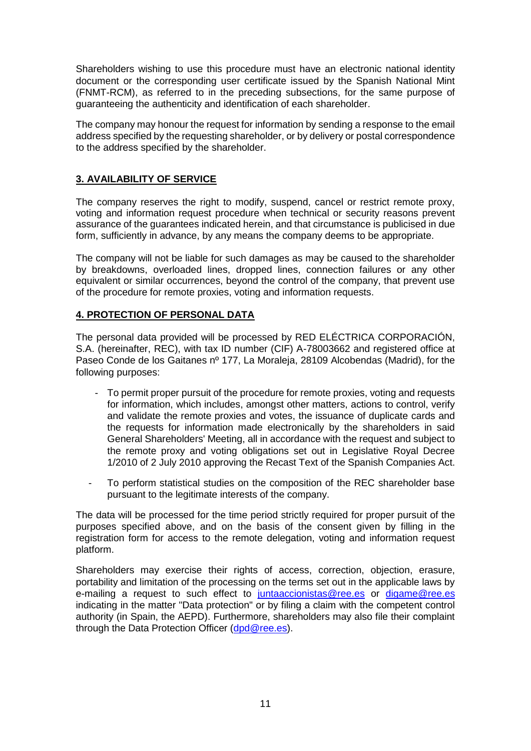Shareholders wishing to use this procedure must have an electronic national identity document or the corresponding user certificate issued by the Spanish National Mint (FNMT-RCM), as referred to in the preceding subsections, for the same purpose of guaranteeing the authenticity and identification of each shareholder.

The company may honour the request for information by sending a response to the email address specified by the requesting shareholder, or by delivery or postal correspondence to the address specified by the shareholder.

## 3. AVAILABILITY OF SERVICE

The company reserves the right to modify, suspend, cancel or restrict remote proxy, voting and information request procedure when technical or security reasons prevent assurance of the guarantees indicated herein, and that circumstance is publicised in due form, sufficiently in advance, by any means the company deems to be appropriate.

The company will not be liable for such damages as may be caused to the shareholder by breakdowns, overloaded lines, dropped lines, connection failures or any other equivalent or similar occurrences, beyond the control of the company, that prevent use of the procedure for remote proxies, voting and information requests.

## 4. PROTECTION OF PERSONAL DATA

The personal data provided will be processed by RED ELÉCTRICA CORPORACIÓN, S.A. (hereinafter, REC), with tax ID number (CIF) A-78003662 and registered office at Paseo Conde de los Gaitanes nº 177, La Moraleja, 28109 Alcobendas (Madrid), for the following purposes:

- To permit proper pursuit of the procedure for remote proxies, voting and requests for information, which includes, amongst other matters, actions to control, verify and validate the remote proxies and votes, the issuance of duplicate cards and the requests for information made electronically by the shareholders in said General Shareholders' Meeting, all in accordance with the request and subject to the remote proxy and voting obligations set out in Legislative Royal Decree 1/2010 of 2 July 2010 approving the Recast Text of the Spanish Companies Act.
- To perform statistical studies on the composition of the REC shareholder base pursuant to the legitimate interests of the company.

The data will be processed for the time period strictly required for proper pursuit of the purposes specified above, and on the basis of the consent given by filling in the registration form for access to the remote delegation, voting and information request platform.

Shareholders may exercise their rights of access, correction, objection, erasure, portability and limitation of the processing on the terms set out in the applicable laws by e-mailing a request to such effect to juntaaccionistas@ree.es or digame@ree.es indicating in the matter "Data protection" or by filing a claim with the competent control authority (in Spain, the AEPD). Furthermore, shareholders may also file their complaint through the Data Protection Officer (dpd@ree.es).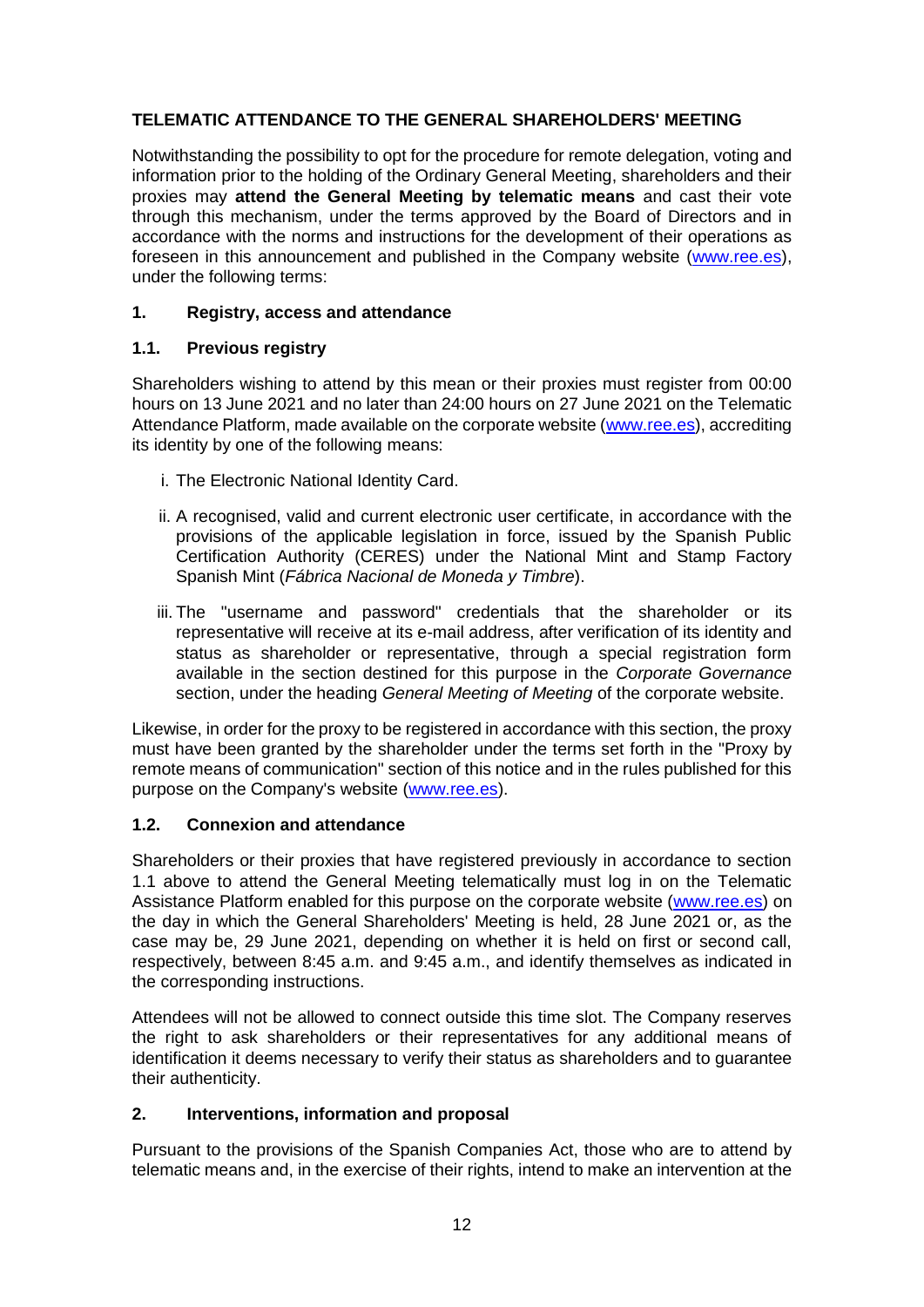## TELEMATIC ATTENDANCE TO THE GENERAL SHAREHOLDERS' MEETING

Notwithstanding the possibility to opt for the procedure for remote delegation, voting and information prior to the holding of the Ordinary General Meeting, shareholders and their proxies may **attend the General Meeting by telematic means** and cast their vote through this mechanism, under the terms approved by the Board of Directors and in accordance with the norms and instructions for the development of their operations as foreseen in this announcement and published in the Company website (www.ree.es), under the following terms:

### 1. Registry, access and attendance

#### 1.1. Previous registry

Shareholders wishing to attend by this mean or their proxies must register from 00:00 hours on 13 June 2021 and no later than 24:00 hours on 27 June 2021 on the Telematic Attendance Platform, made available on the corporate website (www.ree.es), accrediting its identity by one of the following means:

i. The Electronic National Identity Card.

ii. A recognised, valid and current electronic user certificate, in accordance with the provisions of the applicable legislation in force, issued by the Spanish Public Certification Authority (CERES) under the National Mint and Stamp Factory Spanish Mint (*Fábrica Nacional de Moneda y Timbre*).

iii. The "username and password" credentials that the shareholder or its representative will receive at its e-mail address, after verification of its identity and status as shareholder or representative, through a special registration form available in the section destined for this purpose in the *Corporate Governance* section, under the heading *General Meeting of Meeting* of the corporate website.

Likewise, in order for the proxy to be registered in accordance with this section, the proxy must have been granted by the shareholder under the terms set forth in the "Proxy by remote means of communication" section of this notice and in the rules published for this purpose on the Company's website (www.ree.es).

#### 1.2. Connexion and attendance

Shareholders or their proxies that have registered previously in accordance to section 1.1 above to attend the General Meeting telematically must log in on the Telematic Assistance Platform enabled for this purpose on the corporate website (www.ree.es) on the day in which the General Shareholders' Meeting is held, 28 June 2021 or, as the case may be, 29 June 2021, depending on whether it is held on first or second call, respectively, between 8:45 a.m. and 9:45 a.m., and identify themselves as indicated in the corresponding instructions.

Attendees will not be allowed to connect outside this time slot. The Company reserves the right to ask shareholders or their representatives for any additional means of identification it deems necessary to verify their status as shareholders and to guarantee their authenticity.

### 2. Interventions, information and proposal

Pursuant to the provisions of the Spanish Companies Act, those who are to attend by telematic means and, in the exercise of their rights, intend to make an intervention at the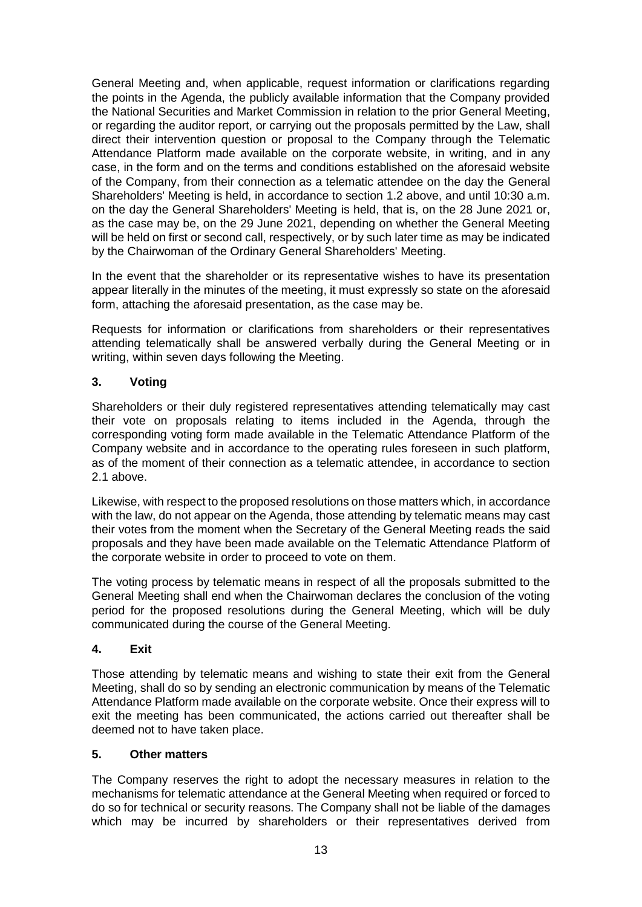General Meeting and, when applicable, request information or clarifications regarding the points in the Agenda, the publicly available information that the Company provided the National Securities and Market Commission in relation to the prior General Meeting, or regarding the auditor report, or carrying out the proposals permitted by the Law, shall direct their intervention question or proposal to the Company through the Telematic Attendance Platform made available on the corporate website, in writing, and in any case, in the form and on the terms and conditions established on the aforesaid website of the Company, from their connection as a telematic attendee on the day the General Shareholders' Meeting is held, in accordance to section 1.2 above, and until 10:30 a.m. on the day the General Shareholders' Meeting is held, that is, on the 28 June 2021 or, as the case may be, on the 29 June 2021, depending on whether the General Meeting will be held on first or second call, respectively, or by such later time as may be indicated by the Chairwoman of the Ordinary General Shareholders' Meeting.

In the event that the shareholder or its representative wishes to have its presentation appear literally in the minutes of the meeting, it must expressly so state on the aforesaid form, attaching the aforesaid presentation, as the case may be.

Requests for information or clarifications from shareholders or their representatives attending telematically shall be answered verbally during the General Meeting or in writing, within seven days following the Meeting.

## 3. Voting

Shareholders or their duly registered representatives attending telematically may cast their vote on proposals relating to items included in the Agenda, through the corresponding voting form made available in the Telematic Attendance Platform of the Company website and in accordance to the operating rules foreseen in such platform, as of the moment of their connection as a telematic attendee, in accordance to section 2.1 above.

Likewise, with respect to the proposed resolutions on those matters which, in accordance with the law, do not appear on the Agenda, those attending by telematic means may cast their votes from the moment when the Secretary of the General Meeting reads the said proposals and they have been made available on the Telematic Attendance Platform of the corporate website in order to proceed to vote on them.

The voting process by telematic means in respect of all the proposals submitted to the General Meeting shall end when the Chairwoman declares the conclusion of the voting period for the proposed resolutions during the General Meeting, which will be duly communicated during the course of the General Meeting.

## 4. Exit

Those attending by telematic means and wishing to state their exit from the General Meeting, shall do so by sending an electronic communication by means of the Telematic Attendance Platform made available on the corporate website. Once their express will to exit the meeting has been communicated, the actions carried out thereafter shall be deemed not to have taken place.

## 5. Other matters

The Company reserves the right to adopt the necessary measures in relation to the mechanisms for telematic attendance at the General Meeting when required or forced to do so for technical or security reasons. The Company shall not be liable of the damages which may be incurred by shareholders or their representatives derived from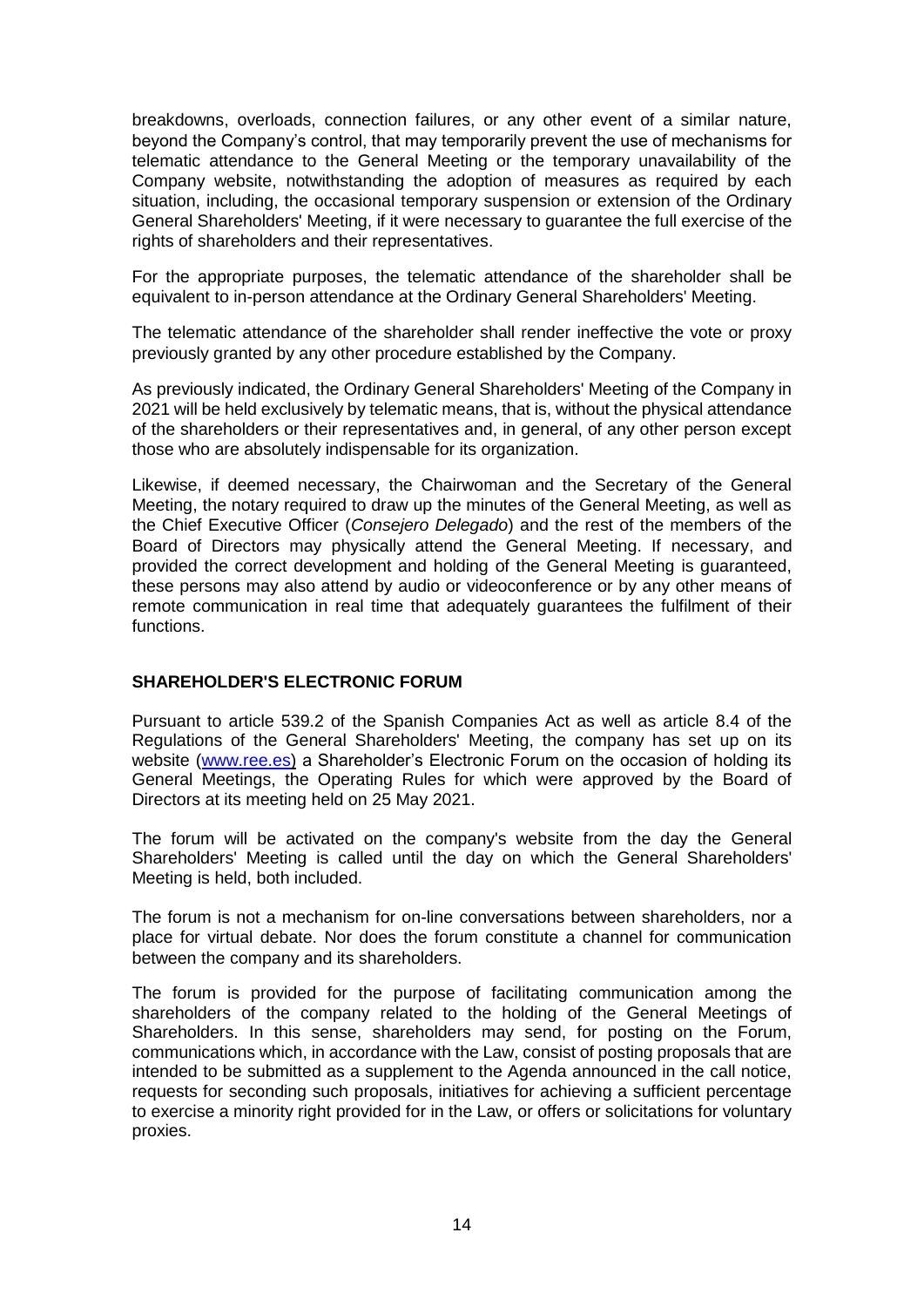breakdowns, overloads, connection failures, or any other event of a similar nature, beyond the Company's control, that may temporarily prevent the use of mechanisms for telematic attendance to the General Meeting or the temporary unavailability of the Company website, notwithstanding the adoption of measures as required by each situation, including, the occasional temporary suspension or extension of the Ordinary General Shareholders' Meeting, if it were necessary to guarantee the full exercise of the rights of shareholders and their representatives.

For the appropriate purposes, the telematic attendance of the shareholder shall be equivalent to in-person attendance at the Ordinary General Shareholders' Meeting.

The telematic attendance of the shareholder shall render ineffective the vote or proxy previously granted by any other procedure established by the Company.

As previously indicated, the Ordinary General Shareholders' Meeting of the Company in 2021 will be held exclusively by telematic means, that is, without the physical attendance of the shareholders or their representatives and, in general, of any other person except those who are absolutely indispensable for its organization.

Likewise, if deemed necessary, the Chairwoman and the Secretary of the General Meeting, the notary required to draw up the minutes of the General Meeting, as well as the Chief Executive Officer (*Consejero Delegado*) and the rest of the members of the Board of Directors may physically attend the General Meeting. If necessary, and provided the correct development and holding of the General Meeting is guaranteed, these persons may also attend by audio or videoconference or by any other means of remote communication in real time that adequately guarantees the fulfilment of their functions.

## SHAREHOLDER'S ELECTRONIC FORUM

Pursuant to article 539.2 of the Spanish Companies Act as well as article 8.4 of the Regulations of the General Shareholders' Meeting, the company has set up on its website (www.ree.es) a Shareholder's Electronic Forum on the occasion of holding its General Meetings, the Operating Rules for which were approved by the Board of Directors at its meeting held on 25 May 2021.

The forum will be activated on the company's website from the day the General Shareholders' Meeting is called until the day on which the General Shareholders' Meeting is held, both included.

The forum is not a mechanism for on-line conversations between shareholders, nor a place for virtual debate. Nor does the forum constitute a channel for communication between the company and its shareholders.

The forum is provided for the purpose of facilitating communication among the shareholders of the company related to the holding of the General Meetings of Shareholders. In this sense, shareholders may send, for posting on the Forum, communications which, in accordance with the Law, consist of posting proposals that are intended to be submitted as a supplement to the Agenda announced in the call notice, requests for seconding such proposals, initiatives for achieving a sufficient percentage to exercise a minority right provided for in the Law, or offers or solicitations for voluntary proxies.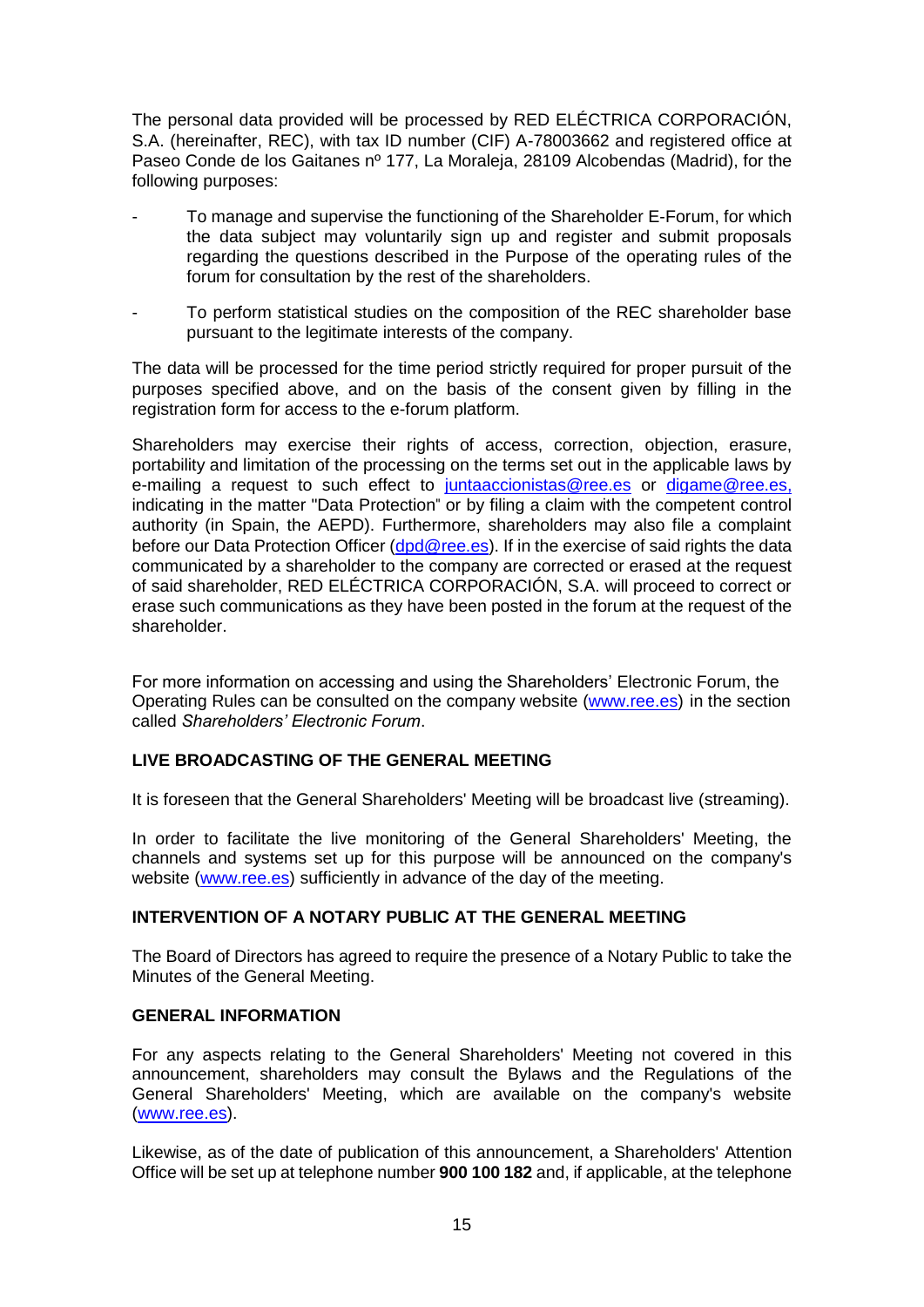The personal data provided will be processed by RED ELÉCTRICA CORPORACIÓN, S.A. (hereinafter, REC), with tax ID number (CIF) A-78003662 and registered office at Paseo Conde de los Gaitanes nº 177, La Moraleja, 28109 Alcobendas (Madrid), for the following purposes:

- To manage and supervise the functioning of the Shareholder E-Forum, for which the data subject may voluntarily sign up and register and submit proposals regarding the questions described in the Purpose of the operating rules of the forum for consultation by the rest of the shareholders.
- To perform statistical studies on the composition of the REC shareholder base pursuant to the legitimate interests of the company.

The data will be processed for the time period strictly required for proper pursuit of the purposes specified above, and on the basis of the consent given by filling in the registration form for access to the e-forum platform.

Shareholders may exercise their rights of access, correction, objection, erasure, portability and limitation of the processing on the terms set out in the applicable laws by e-mailing a request to such effect to juntaaccionistas@ree.es or digame@ree.es, indicating in the matter "Data Protection" or by filing a claim with the competent control authority (in Spain, the AEPD). Furthermore, shareholders may also file a complaint before our Data Protection Officer (dpd@ree.es). If in the exercise of said rights the data communicated by a shareholder to the company are corrected or erased at the request of said shareholder, RED ELÉCTRICA CORPORACIÓN, S.A. will proceed to correct or erase such communications as they have been posted in the forum at the request of the shareholder.

For more information on accessing and using the Shareholders' Electronic Forum, the Operating Rules can be consulted on the company website (www.ree.es) in the section called *Shareholders' Electronic Forum*.

## LIVE BROADCASTING OF THE GENERAL MEETING

It is foreseen that the General Shareholders' Meeting will be broadcast live (streaming).

In order to facilitate the live monitoring of the General Shareholders' Meeting, the channels and systems set up for this purpose will be announced on the company's website (www.ree.es) sufficiently in advance of the day of the meeting.

## INTERVENTION OF A NOTARY PUBLIC AT THE GENERAL MEETING

The Board of Directors has agreed to require the presence of a Notary Public to take the Minutes of the General Meeting.

## GENERAL INFORMATION

For any aspects relating to the General Shareholders' Meeting not covered in this announcement, shareholders may consult the Bylaws and the Regulations of the General Shareholders' Meeting, which are available on the company's website (www.ree.es).

Likewise, as of the date of publication of this announcement, a Shareholders' Attention Office will be set up at telephone number **900 100 182** and, if applicable, at the telephone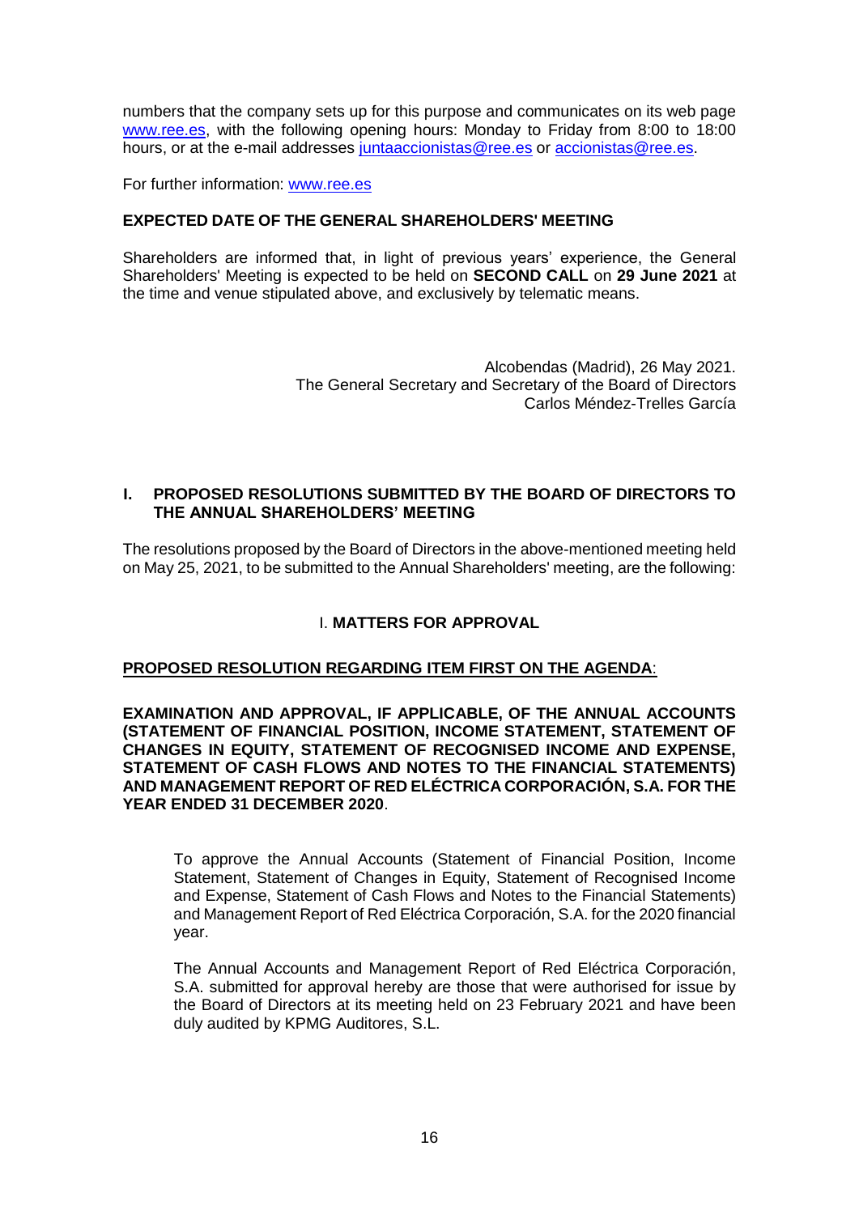numbers that the company sets up for this purpose and communicates on its web page www.ree.es, with the following opening hours: Monday to Friday from 8:00 to 18:00 hours, or at the e-mail addresses juntaaccionistas@ree.es or accionistas@ree.es.

For further information: www.ree.es

**EXPECTED DATE OF THE GENERAL SHAREHOLDERS' MEETING**

Shareholders are informed that, in light of previous years' experience, the General Shareholders' Meeting is expected to be held on **SECOND CALL** on **29 June 2021** at the time and venue stipulated above, and exclusively by telematic means.

Alcobendas (Madrid), 26 May 2021.
The General Secretary and Secretary of the Board of Directors
Carlos Méndez-Trelles García

## I. PROPOSED RESOLUTIONS SUBMITTED BY THE BOARD OF DIRECTORS TO THE ANNUAL SHAREHOLDERS' MEETING

The resolutions proposed by the Board of Directors in the above-mentioned meeting held on May 25, 2021, to be submitted to the Annual Shareholders' meeting, are the following:

### I. MATTERS FOR APPROVAL

**PROPOSED RESOLUTION REGARDING ITEM FIRST ON THE AGENDA**:

**EXAMINATION AND APPROVAL, IF APPLICABLE, OF THE ANNUAL ACCOUNTS (STATEMENT OF FINANCIAL POSITION, INCOME STATEMENT, STATEMENT OF CHANGES IN EQUITY, STATEMENT OF RECOGNISED INCOME AND EXPENSE, STATEMENT OF CASH FLOWS AND NOTES TO THE FINANCIAL STATEMENTS) AND MANAGEMENT REPORT OF RED ELÉCTRICA CORPORACIÓN, S.A. FOR THE YEAR ENDED 31 DECEMBER 2020**.

To approve the Annual Accounts (Statement of Financial Position, Income Statement, Statement of Changes in Equity, Statement of Recognised Income and Expense, Statement of Cash Flows and Notes to the Financial Statements) and Management Report of Red Eléctrica Corporación, S.A. for the 2020 financial year.

The Annual Accounts and Management Report of Red Eléctrica Corporación, S.A. submitted for approval hereby are those that were authorised for issue by the Board of Directors at its meeting held on 23 February 2021 and have been duly audited by KPMG Auditores, S.L.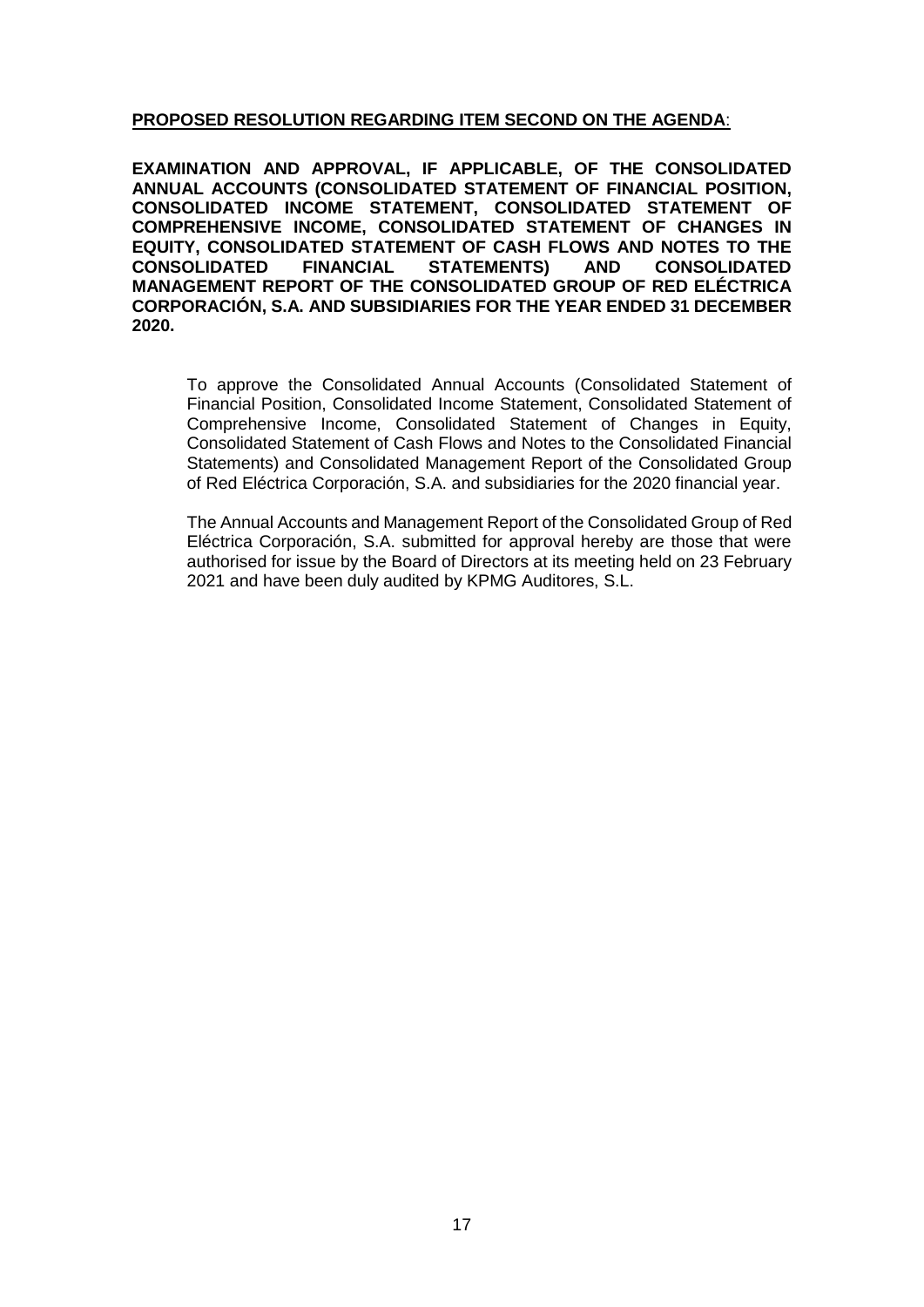**PROPOSED RESOLUTION REGARDING ITEM SECOND ON THE AGENDA**:

**EXAMINATION AND APPROVAL, IF APPLICABLE, OF THE CONSOLIDATED ANNUAL ACCOUNTS (CONSOLIDATED STATEMENT OF FINANCIAL POSITION, CONSOLIDATED INCOME STATEMENT, CONSOLIDATED STATEMENT OF COMPREHENSIVE INCOME, CONSOLIDATED STATEMENT OF CHANGES IN EQUITY, CONSOLIDATED STATEMENT OF CASH FLOWS AND NOTES TO THE CONSOLIDATED FINANCIAL STATEMENTS) AND CONSOLIDATED MANAGEMENT REPORT OF THE CONSOLIDATED GROUP OF RED ELÉCTRICA CORPORACIÓN, S.A. AND SUBSIDIARIES FOR THE YEAR ENDED 31 DECEMBER 2020.**

To approve the Consolidated Annual Accounts (Consolidated Statement of Financial Position, Consolidated Income Statement, Consolidated Statement of Comprehensive Income, Consolidated Statement of Changes in Equity, Consolidated Statement of Cash Flows and Notes to the Consolidated Financial Statements) and Consolidated Management Report of the Consolidated Group of Red Eléctrica Corporación, S.A. and subsidiaries for the 2020 financial year.

The Annual Accounts and Management Report of the Consolidated Group of Red Eléctrica Corporación, S.A. submitted for approval hereby are those that were authorised for issue by the Board of Directors at its meeting held on 23 February 2021 and have been duly audited by KPMG Auditores, S.L.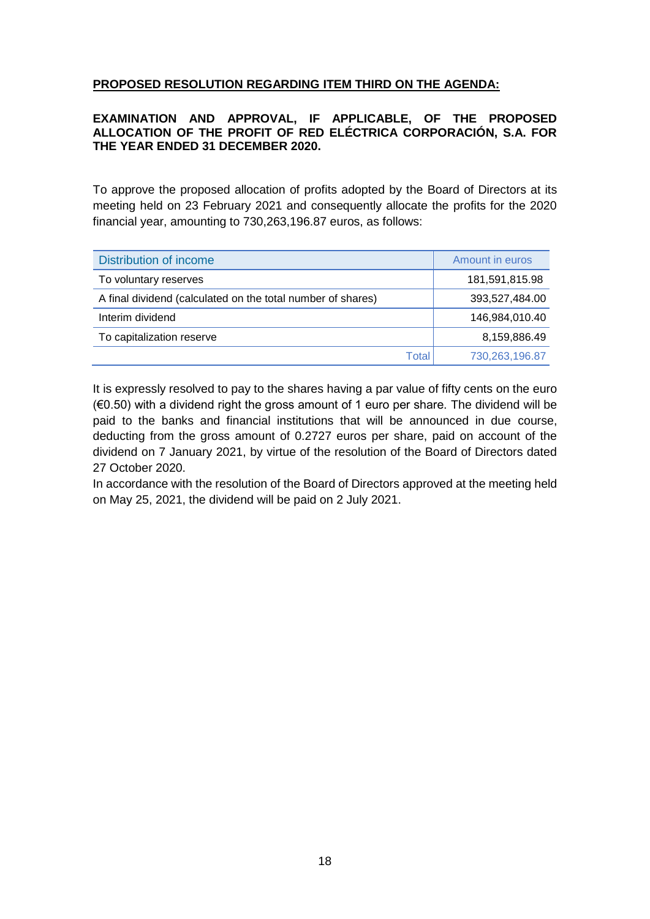**PROPOSED RESOLUTION REGARDING ITEM THIRD ON THE AGENDA:**

**EXAMINATION AND APPROVAL, IF APPLICABLE, OF THE PROPOSED ALLOCATION OF THE PROFIT OF RED ELÉCTRICA CORPORACIÓN, S.A. FOR THE YEAR ENDED 31 DECEMBER 2020.**

To approve the proposed allocation of profits adopted by the Board of Directors at its meeting held on 23 February 2021 and consequently allocate the profits for the 2020 financial year, amounting to 730,263,196.87 euros, as follows:

| Distribution of income | Amount in euros |
|---|---|
| To voluntary reserves | 181,591,815.98 |
| A final dividend (calculated on the total number of shares) | 393,527,484.00 |
| Interim dividend | 146,984,010.40 |
| To capitalization reserve | 8,159,886.49 |
| Total | 730,263,196.87 |

It is expressly resolved to pay to the shares having a par value of fifty cents on the euro (€0.50) with a dividend right the gross amount of 1 euro per share. The dividend will be paid to the banks and financial institutions that will be announced in due course, deducting from the gross amount of 0.2727 euros per share, paid on account of the dividend on 7 January 2021, by virtue of the resolution of the Board of Directors dated 27 October 2020.

In accordance with the resolution of the Board of Directors approved at the meeting held on May 25, 2021, the dividend will be paid on 2 July 2021.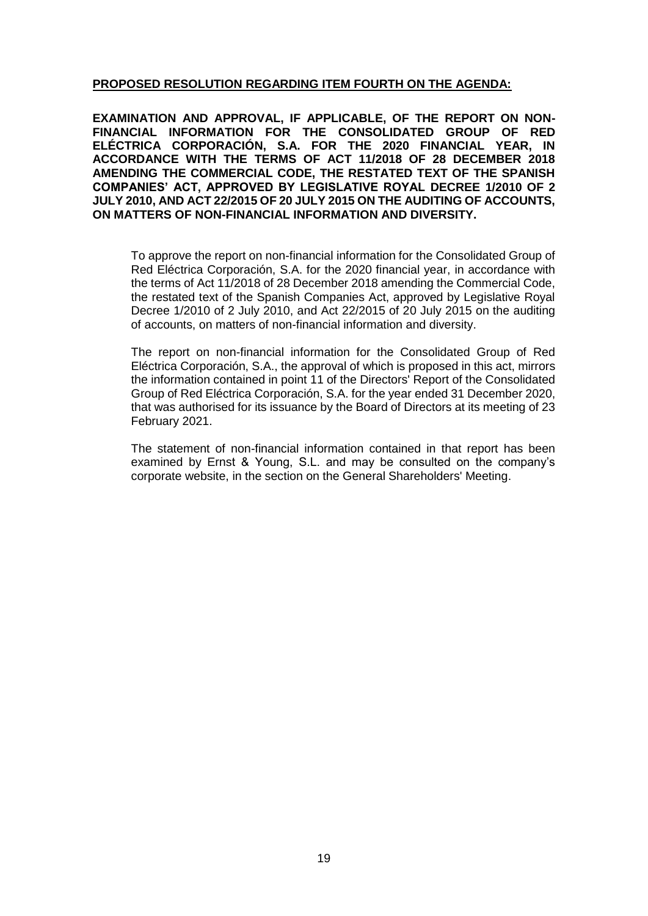**PROPOSED RESOLUTION REGARDING ITEM FOURTH ON THE AGENDA:**

**EXAMINATION AND APPROVAL, IF APPLICABLE, OF THE REPORT ON NON-FINANCIAL INFORMATION FOR THE CONSOLIDATED GROUP OF RED ELÉCTRICA CORPORACIÓN, S.A. FOR THE 2020 FINANCIAL YEAR, IN ACCORDANCE WITH THE TERMS OF ACT 11/2018 OF 28 DECEMBER 2018 AMENDING THE COMMERCIAL CODE, THE RESTATED TEXT OF THE SPANISH COMPANIES' ACT, APPROVED BY LEGISLATIVE ROYAL DECREE 1/2010 OF 2 JULY 2010, AND ACT 22/2015 OF 20 JULY 2015 ON THE AUDITING OF ACCOUNTS, ON MATTERS OF NON-FINANCIAL INFORMATION AND DIVERSITY.**

To approve the report on non-financial information for the Consolidated Group of Red Eléctrica Corporación, S.A. for the 2020 financial year, in accordance with the terms of Act 11/2018 of 28 December 2018 amending the Commercial Code, the restated text of the Spanish Companies Act, approved by Legislative Royal Decree 1/2010 of 2 July 2010, and Act 22/2015 of 20 July 2015 on the auditing of accounts, on matters of non-financial information and diversity.

The report on non-financial information for the Consolidated Group of Red Eléctrica Corporación, S.A., the approval of which is proposed in this act, mirrors the information contained in point 11 of the Directors' Report of the Consolidated Group of Red Eléctrica Corporación, S.A. for the year ended 31 December 2020, that was authorised for its issuance by the Board of Directors at its meeting of 23 February 2021.

The statement of non-financial information contained in that report has been examined by Ernst & Young, S.L. and may be consulted on the company's corporate website, in the section on the General Shareholders' Meeting.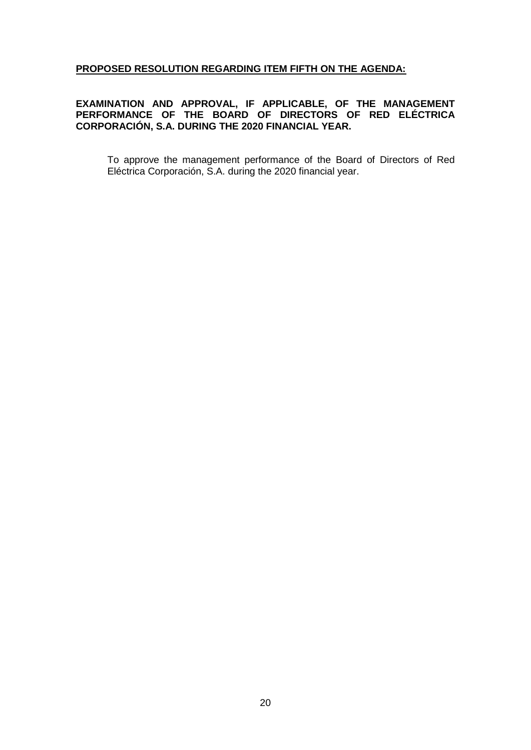**PROPOSED RESOLUTION REGARDING ITEM FIFTH ON THE AGENDA:**

**EXAMINATION AND APPROVAL, IF APPLICABLE, OF THE MANAGEMENT PERFORMANCE OF THE BOARD OF DIRECTORS OF RED ELÉCTRICA CORPORACIÓN, S.A. DURING THE 2020 FINANCIAL YEAR.**

To approve the management performance of the Board of Directors of Red Eléctrica Corporación, S.A. during the 2020 financial year.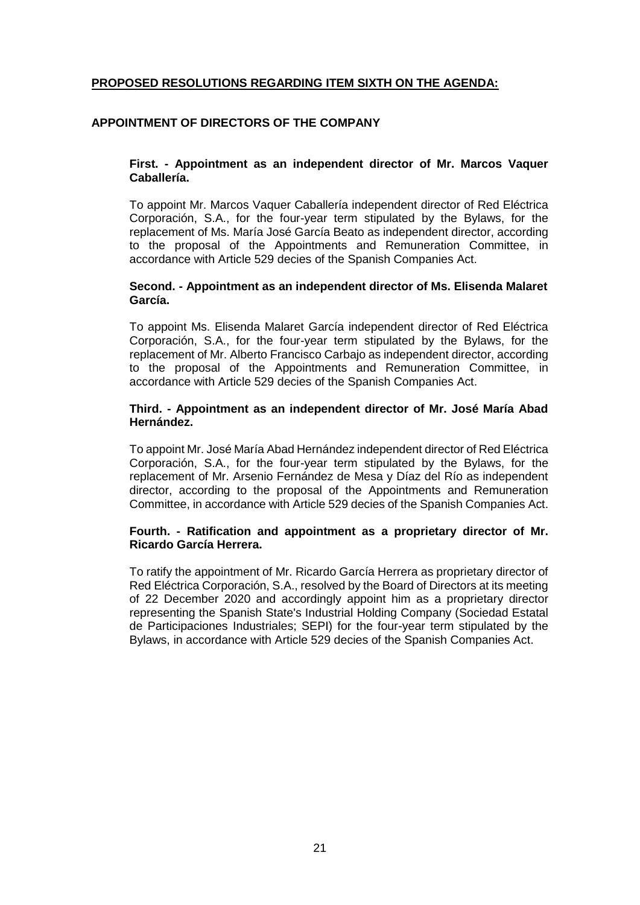## **PROPOSED RESOLUTIONS REGARDING ITEM SIXTH ON THE AGENDA:**

### APPOINTMENT OF DIRECTORS OF THE COMPANY

**First. - Appointment as an independent director of Mr. Marcos Vaquer Caballería.**

To appoint Mr. Marcos Vaquer Caballería independent director of Red Eléctrica Corporación, S.A., for the four-year term stipulated by the Bylaws, for the replacement of Ms. María José García Beato as independent director, according to the proposal of the Appointments and Remuneration Committee, in accordance with Article 529 decies of the Spanish Companies Act.

**Second. - Appointment as an independent director of Ms. Elisenda Malaret García.**

To appoint Ms. Elisenda Malaret García independent director of Red Eléctrica Corporación, S.A., for the four-year term stipulated by the Bylaws, for the replacement of Mr. Alberto Francisco Carbajo as independent director, according to the proposal of the Appointments and Remuneration Committee, in accordance with Article 529 decies of the Spanish Companies Act.

**Third. - Appointment as an independent director of Mr. José María Abad Hernández.**

To appoint Mr. José María Abad Hernández independent director of Red Eléctrica Corporación, S.A., for the four-year term stipulated by the Bylaws, for the replacement of Mr. Arsenio Fernández de Mesa y Díaz del Río as independent director, according to the proposal of the Appointments and Remuneration Committee, in accordance with Article 529 decies of the Spanish Companies Act.

**Fourth. - Ratification and appointment as a proprietary director of Mr. Ricardo García Herrera.**

To ratify the appointment of Mr. Ricardo García Herrera as proprietary director of Red Eléctrica Corporación, S.A., resolved by the Board of Directors at its meeting of 22 December 2020 and accordingly appoint him as a proprietary director representing the Spanish State's Industrial Holding Company (Sociedad Estatal de Participaciones Industriales; SEPI) for the four-year term stipulated by the Bylaws, in accordance with Article 529 decies of the Spanish Companies Act.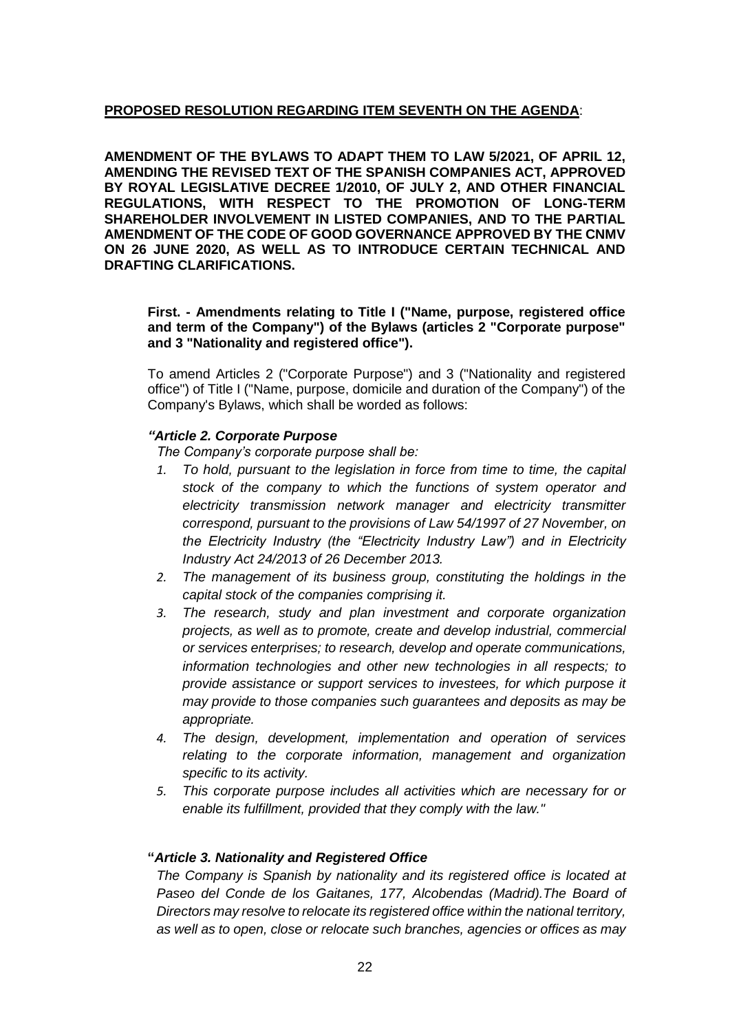**PROPOSED RESOLUTION REGARDING ITEM SEVENTH ON THE AGENDA**:

**AMENDMENT OF THE BYLAWS TO ADAPT THEM TO LAW 5/2021, OF APRIL 12, AMENDING THE REVISED TEXT OF THE SPANISH COMPANIES ACT, APPROVED BY ROYAL LEGISLATIVE DECREE 1/2010, OF JULY 2, AND OTHER FINANCIAL REGULATIONS, WITH RESPECT TO THE PROMOTION OF LONG-TERM SHAREHOLDER INVOLVEMENT IN LISTED COMPANIES, AND TO THE PARTIAL AMENDMENT OF THE CODE OF GOOD GOVERNANCE APPROVED BY THE CNMV ON 26 JUNE 2020, AS WELL AS TO INTRODUCE CERTAIN TECHNICAL AND DRAFTING CLARIFICATIONS.**

**First. - Amendments relating to Title I ("Name, purpose, registered office and term of the Company") of the Bylaws (articles 2 "Corporate purpose" and 3 "Nationality and registered office").**

To amend Articles 2 ("Corporate Purpose") and 3 ("Nationality and registered office") of Title I ("Name, purpose, domicile and duration of the Company") of the Company's Bylaws, which shall be worded as follows:

***"Article 2. Corporate Purpose***

*The Company's corporate purpose shall be:*

1. *To hold, pursuant to the legislation in force from time to time, the capital stock of the company to which the functions of system operator and electricity transmission network manager and electricity transmitter correspond, pursuant to the provisions of Law 54/1997 of 27 November, on the Electricity Industry (the "Electricity Industry Law") and in Electricity Industry Act 24/2013 of 26 December 2013.*
2. *The management of its business group, constituting the holdings in the capital stock of the companies comprising it.*
3. *The research, study and plan investment and corporate organization projects, as well as to promote, create and develop industrial, commercial or services enterprises; to research, develop and operate communications, information technologies and other new technologies in all respects; to provide assistance or support services to investees, for which purpose it may provide to those companies such guarantees and deposits as may be appropriate.*
4. *The design, development, implementation and operation of services relating to the corporate information, management and organization specific to its activity.*
5. *This corporate purpose includes all activities which are necessary for or enable its fulfillment, provided that they comply with the law."*

**"*Article 3. Nationality and Registered Office***

*The Company is Spanish by nationality and its registered office is located at Paseo del Conde de los Gaitanes, 177, Alcobendas (Madrid).The Board of Directors may resolve to relocate its registered office within the national territory, as well as to open, close or relocate such branches, agencies or offices as may*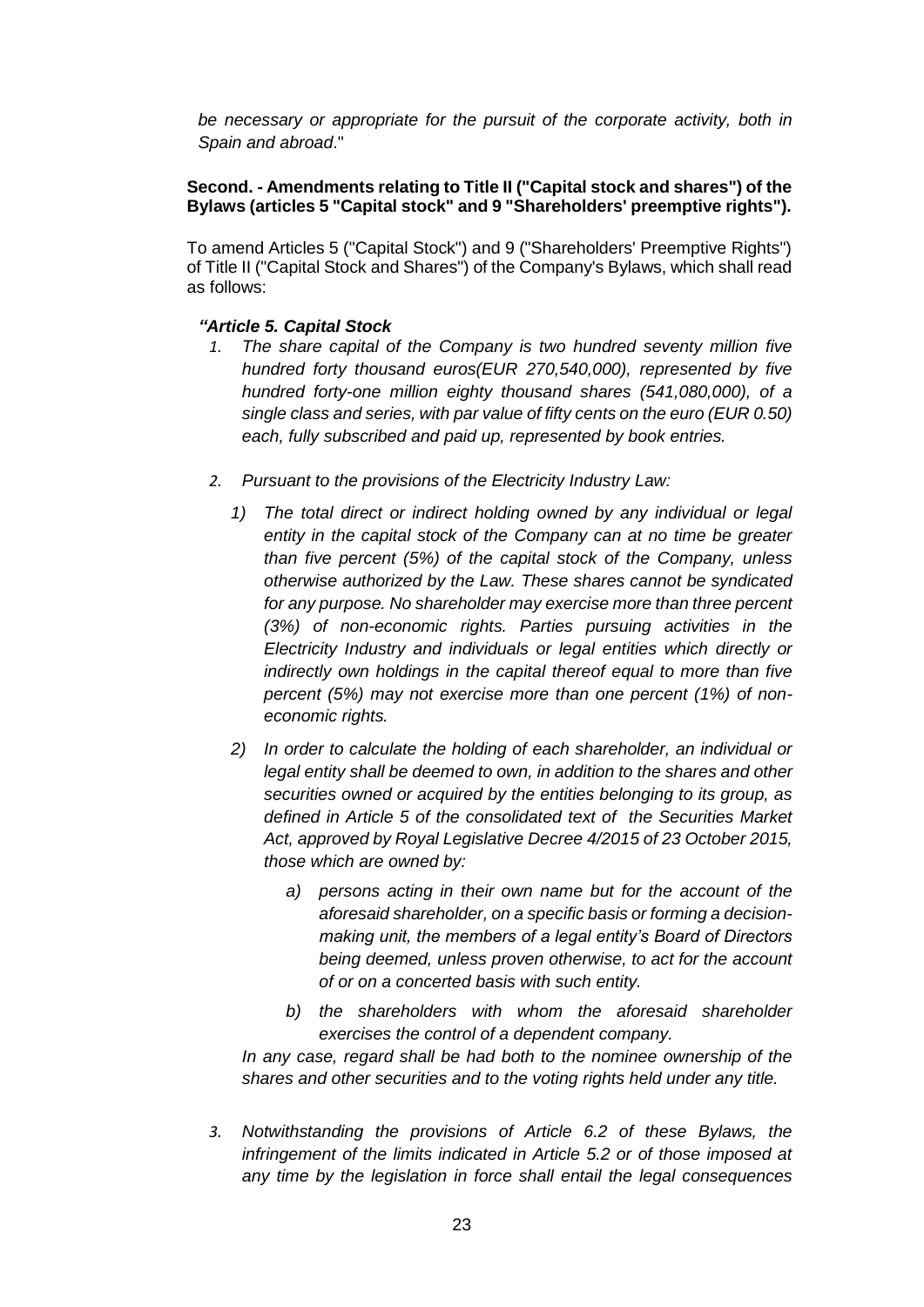*be necessary or appropriate for the pursuit of the corporate activity, both in Spain and abroad*."

**Second. - Amendments relating to Title II ("Capital stock and shares") of the Bylaws (articles 5 "Capital stock" and 9 "Shareholders' preemptive rights").**

To amend Articles 5 ("Capital Stock") and 9 ("Shareholders' Preemptive Rights") of Title II ("Capital Stock and Shares") of the Company's Bylaws, which shall read as follows:

***"Article 5. Capital Stock***

1. *The share capital of the Company is two hundred seventy million five hundred forty thousand euros(EUR 270,540,000), represented by five hundred forty-one million eighty thousand shares (541,080,000), of a single class and series, with par value of fifty cents on the euro (EUR 0.50) each, fully subscribed and paid up, represented by book entries.*

2. *Pursuant to the provisions of the Electricity Industry Law:*

   1) *The total direct or indirect holding owned by any individual or legal entity in the capital stock of the Company can at no time be greater than five percent (5%) of the capital stock of the Company, unless otherwise authorized by the Law. These shares cannot be syndicated for any purpose. No shareholder may exercise more than three percent (3%) of non-economic rights. Parties pursuing activities in the Electricity Industry and individuals or legal entities which directly or indirectly own holdings in the capital thereof equal to more than five percent (5%) may not exercise more than one percent (1%) of non-economic rights.*

   2) *In order to calculate the holding of each shareholder, an individual or legal entity shall be deemed to own, in addition to the shares and other securities owned or acquired by the entities belonging to its group, as defined in Article 5 of the consolidated text of the Securities Market Act, approved by Royal Legislative Decree 4/2015 of 23 October 2015, those which are owned by:*

      a) *persons acting in their own name but for the account of the aforesaid shareholder, on a specific basis or forming a decision-making unit, the members of a legal entity's Board of Directors being deemed, unless proven otherwise, to act for the account of or on a concerted basis with such entity.*

      b) *the shareholders with whom the aforesaid shareholder exercises the control of a dependent company.*

   *In any case, regard shall be had both to the nominee ownership of the shares and other securities and to the voting rights held under any title.*

3. *Notwithstanding the provisions of Article 6.2 of these Bylaws, the infringement of the limits indicated in Article 5.2 or of those imposed at any time by the legislation in force shall entail the legal consequences*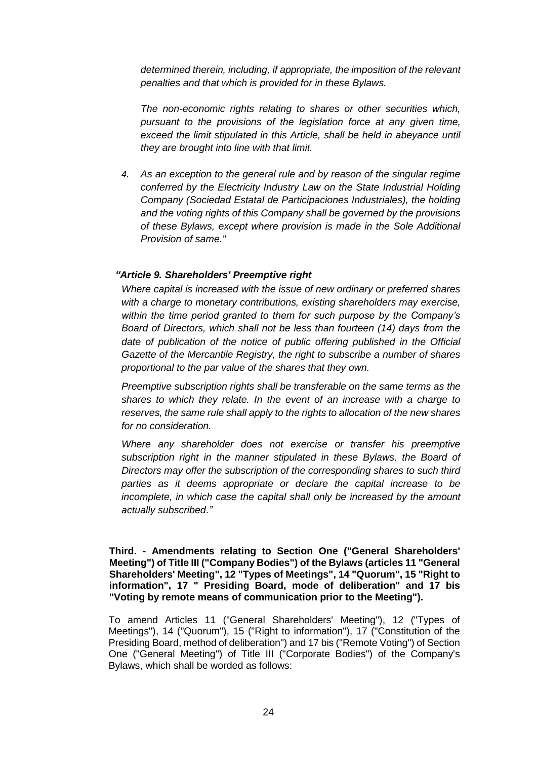*determined therein, including, if appropriate, the imposition of the relevant penalties and that which is provided for in these Bylaws.*

*The non-economic rights relating to shares or other securities which, pursuant to the provisions of the legislation force at any given time, exceed the limit stipulated in this Article, shall be held in abeyance until they are brought into line with that limit.*

4. *As an exception to the general rule and by reason of the singular regime conferred by the Electricity Industry Law on the State Industrial Holding Company (Sociedad Estatal de Participaciones Industriales), the holding and the voting rights of this Company shall be governed by the provisions of these Bylaws, except where provision is made in the Sole Additional Provision of same."*

***"Article 9. Shareholders' Preemptive right***

*Where capital is increased with the issue of new ordinary or preferred shares with a charge to monetary contributions, existing shareholders may exercise, within the time period granted to them for such purpose by the Company's Board of Directors, which shall not be less than fourteen (14) days from the date of publication of the notice of public offering published in the Official Gazette of the Mercantile Registry, the right to subscribe a number of shares proportional to the par value of the shares that they own.*

*Preemptive subscription rights shall be transferable on the same terms as the shares to which they relate. In the event of an increase with a charge to reserves, the same rule shall apply to the rights to allocation of the new shares for no consideration.*

*Where any shareholder does not exercise or transfer his preemptive subscription right in the manner stipulated in these Bylaws, the Board of Directors may offer the subscription of the corresponding shares to such third parties as it deems appropriate or declare the capital increase to be incomplete, in which case the capital shall only be increased by the amount actually subscribed."*

**Third. - Amendments relating to Section One ("General Shareholders' Meeting") of Title III ("Company Bodies") of the Bylaws (articles 11 "General Shareholders' Meeting", 12 "Types of Meetings", 14 "Quorum", 15 "Right to information", 17 " Presiding Board, mode of deliberation" and 17 bis "Voting by remote means of communication prior to the Meeting").**

To amend Articles 11 ("General Shareholders' Meeting"), 12 ("Types of Meetings"), 14 ("Quorum"), 15 ("Right to information"), 17 ("Constitution of the Presiding Board, method of deliberation") and 17 bis ("Remote Voting") of Section One ("General Meeting") of Title III ("Corporate Bodies") of the Company's Bylaws, which shall be worded as follows: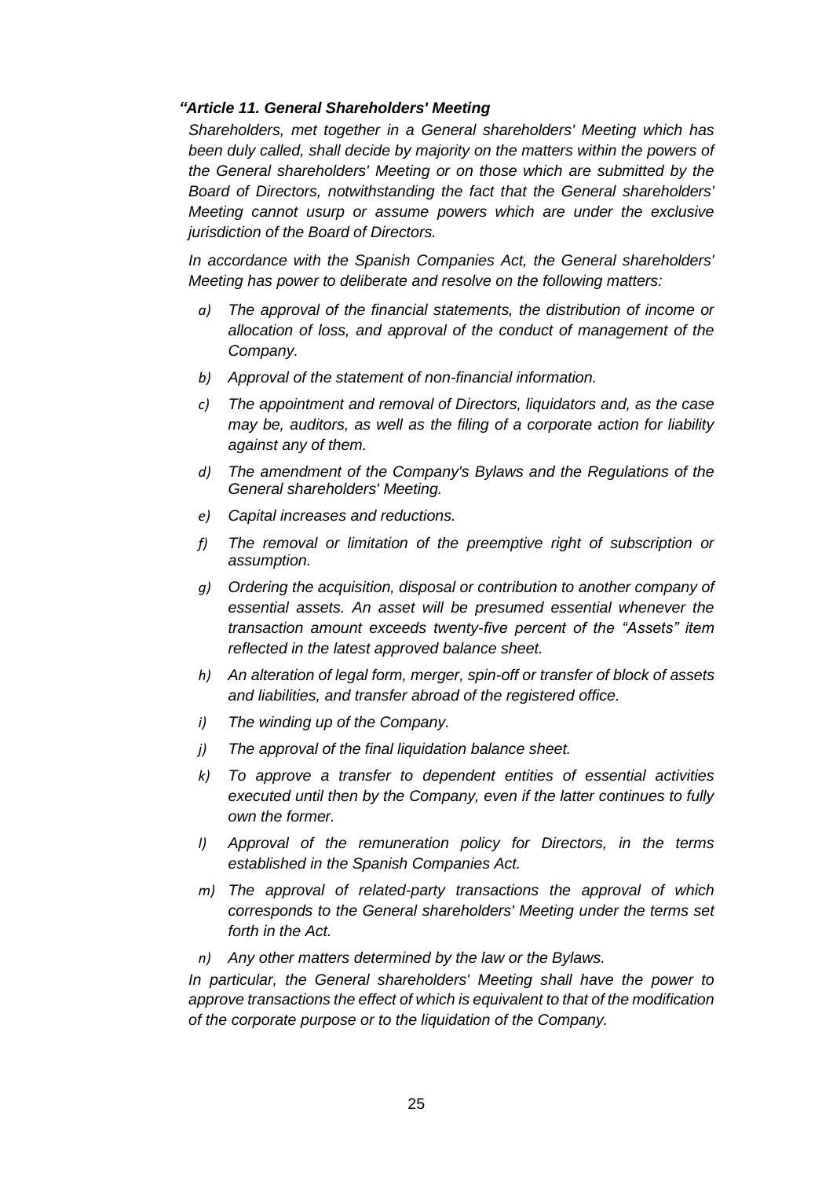***"Article 11. General Shareholders' Meeting***

*Shareholders, met together in a General shareholders' Meeting which has been duly called, shall decide by majority on the matters within the powers of the General shareholders' Meeting or on those which are submitted by the Board of Directors, notwithstanding the fact that the General shareholders' Meeting cannot usurp or assume powers which are under the exclusive jurisdiction of the Board of Directors.*

*In accordance with the Spanish Companies Act, the General shareholders' Meeting has power to deliberate and resolve on the following matters:*

- *a) The approval of the financial statements, the distribution of income or allocation of loss, and approval of the conduct of management of the Company.*
- *b) Approval of the statement of non-financial information.*
- *c) The appointment and removal of Directors, liquidators and, as the case may be, auditors, as well as the filing of a corporate action for liability against any of them.*
- *d) The amendment of the Company's Bylaws and the Regulations of the General shareholders' Meeting.*
- *e) Capital increases and reductions.*
- *f) The removal or limitation of the preemptive right of subscription or assumption.*
- *g) Ordering the acquisition, disposal or contribution to another company of essential assets. An asset will be presumed essential whenever the transaction amount exceeds twenty-five percent of the "Assets" item reflected in the latest approved balance sheet.*
- *h) An alteration of legal form, merger, spin-off or transfer of block of assets and liabilities, and transfer abroad of the registered office.*
- *i) The winding up of the Company.*
- *j) The approval of the final liquidation balance sheet.*
- *k) To approve a transfer to dependent entities of essential activities executed until then by the Company, even if the latter continues to fully own the former.*
- *l) Approval of the remuneration policy for Directors, in the terms established in the Spanish Companies Act.*
- *m) The approval of related-party transactions the approval of which corresponds to the General shareholders' Meeting under the terms set forth in the Act.*
- *n) Any other matters determined by the law or the Bylaws.*

*In particular, the General shareholders' Meeting shall have the power to approve transactions the effect of which is equivalent to that of the modification of the corporate purpose or to the liquidation of the Company.*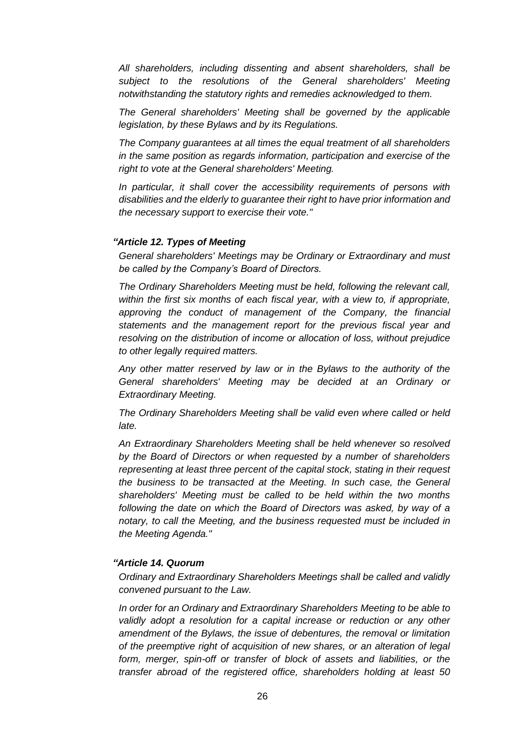*All shareholders, including dissenting and absent shareholders, shall be subject to the resolutions of the General shareholders' Meeting notwithstanding the statutory rights and remedies acknowledged to them.*

*The General shareholders' Meeting shall be governed by the applicable legislation, by these Bylaws and by its Regulations.*

*The Company guarantees at all times the equal treatment of all shareholders in the same position as regards information, participation and exercise of the right to vote at the General shareholders' Meeting.*

*In particular, it shall cover the accessibility requirements of persons with disabilities and the elderly to guarantee their right to have prior information and the necessary support to exercise their vote."*

***"Article 12. Types of Meeting***

*General shareholders' Meetings may be Ordinary or Extraordinary and must be called by the Company's Board of Directors.*

*The Ordinary Shareholders Meeting must be held, following the relevant call, within the first six months of each fiscal year, with a view to, if appropriate, approving the conduct of management of the Company, the financial statements and the management report for the previous fiscal year and resolving on the distribution of income or allocation of loss, without prejudice to other legally required matters.*

*Any other matter reserved by law or in the Bylaws to the authority of the General shareholders' Meeting may be decided at an Ordinary or Extraordinary Meeting.*

*The Ordinary Shareholders Meeting shall be valid even where called or held late.*

*An Extraordinary Shareholders Meeting shall be held whenever so resolved by the Board of Directors or when requested by a number of shareholders representing at least three percent of the capital stock, stating in their request the business to be transacted at the Meeting. In such case, the General shareholders' Meeting must be called to be held within the two months following the date on which the Board of Directors was asked, by way of a notary, to call the Meeting, and the business requested must be included in the Meeting Agenda."*

***"Article 14. Quorum***

*Ordinary and Extraordinary Shareholders Meetings shall be called and validly convened pursuant to the Law.*

*In order for an Ordinary and Extraordinary Shareholders Meeting to be able to validly adopt a resolution for a capital increase or reduction or any other amendment of the Bylaws, the issue of debentures, the removal or limitation of the preemptive right of acquisition of new shares, or an alteration of legal form, merger, spin-off or transfer of block of assets and liabilities, or the transfer abroad of the registered office, shareholders holding at least 50*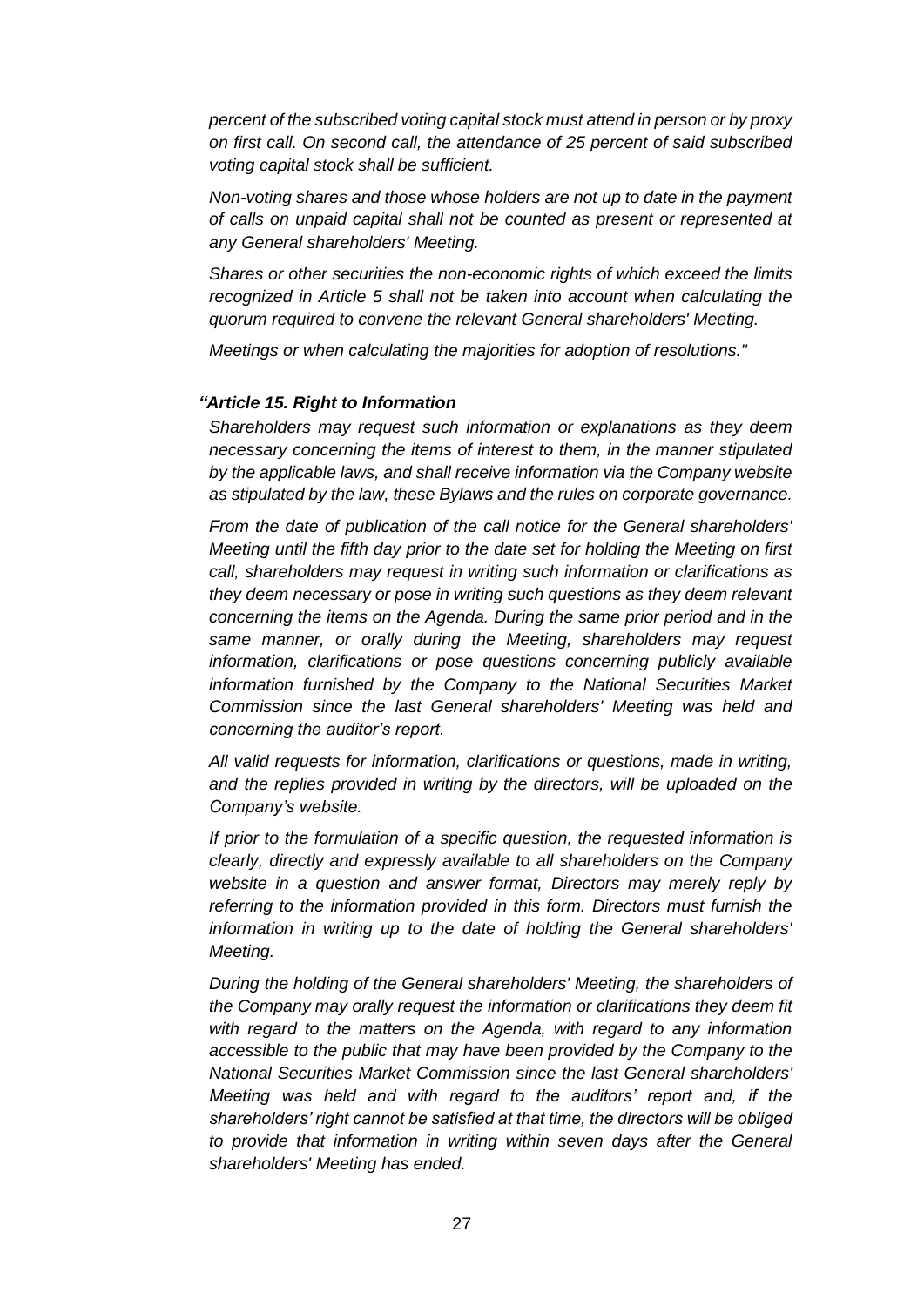*percent of the subscribed voting capital stock must attend in person or by proxy on first call. On second call, the attendance of 25 percent of said subscribed voting capital stock shall be sufficient.*

*Non-voting shares and those whose holders are not up to date in the payment of calls on unpaid capital shall not be counted as present or represented at any General shareholders' Meeting.*

*Shares or other securities the non-economic rights of which exceed the limits recognized in Article 5 shall not be taken into account when calculating the quorum required to convene the relevant General shareholders' Meeting.*

*Meetings or when calculating the majorities for adoption of resolutions."*

***"Article 15. Right to Information***

*Shareholders may request such information or explanations as they deem necessary concerning the items of interest to them, in the manner stipulated by the applicable laws, and shall receive information via the Company website as stipulated by the law, these Bylaws and the rules on corporate governance.*

*From the date of publication of the call notice for the General shareholders' Meeting until the fifth day prior to the date set for holding the Meeting on first call, shareholders may request in writing such information or clarifications as they deem necessary or pose in writing such questions as they deem relevant concerning the items on the Agenda. During the same prior period and in the same manner, or orally during the Meeting, shareholders may request information, clarifications or pose questions concerning publicly available information furnished by the Company to the National Securities Market Commission since the last General shareholders' Meeting was held and concerning the auditor's report.*

*All valid requests for information, clarifications or questions, made in writing, and the replies provided in writing by the directors, will be uploaded on the Company's website.*

*If prior to the formulation of a specific question, the requested information is clearly, directly and expressly available to all shareholders on the Company website in a question and answer format, Directors may merely reply by referring to the information provided in this form. Directors must furnish the information in writing up to the date of holding the General shareholders' Meeting.*

*During the holding of the General shareholders' Meeting, the shareholders of the Company may orally request the information or clarifications they deem fit with regard to the matters on the Agenda, with regard to any information accessible to the public that may have been provided by the Company to the National Securities Market Commission since the last General shareholders' Meeting was held and with regard to the auditors' report and, if the shareholders' right cannot be satisfied at that time, the directors will be obliged to provide that information in writing within seven days after the General shareholders' Meeting has ended.*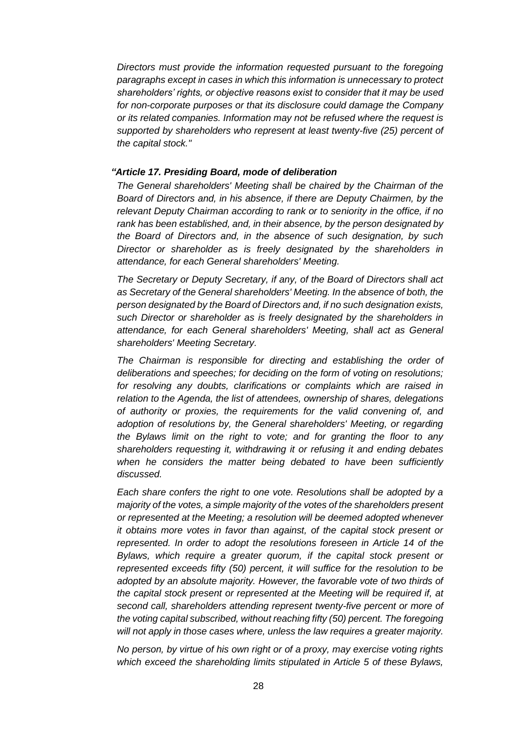*Directors must provide the information requested pursuant to the foregoing paragraphs except in cases in which this information is unnecessary to protect shareholders' rights, or objective reasons exist to consider that it may be used for non-corporate purposes or that its disclosure could damage the Company or its related companies. Information may not be refused where the request is supported by shareholders who represent at least twenty-five (25) percent of the capital stock."*

***"Article 17. Presiding Board, mode of deliberation***

*The General shareholders' Meeting shall be chaired by the Chairman of the Board of Directors and, in his absence, if there are Deputy Chairmen, by the relevant Deputy Chairman according to rank or to seniority in the office, if no rank has been established, and, in their absence, by the person designated by the Board of Directors and, in the absence of such designation, by such Director or shareholder as is freely designated by the shareholders in attendance, for each General shareholders' Meeting.*

*The Secretary or Deputy Secretary, if any, of the Board of Directors shall act as Secretary of the General shareholders' Meeting. In the absence of both, the person designated by the Board of Directors and, if no such designation exists, such Director or shareholder as is freely designated by the shareholders in attendance, for each General shareholders' Meeting, shall act as General shareholders' Meeting Secretary.*

*The Chairman is responsible for directing and establishing the order of deliberations and speeches; for deciding on the form of voting on resolutions; for resolving any doubts, clarifications or complaints which are raised in relation to the Agenda, the list of attendees, ownership of shares, delegations of authority or proxies, the requirements for the valid convening of, and adoption of resolutions by, the General shareholders' Meeting, or regarding the Bylaws limit on the right to vote; and for granting the floor to any shareholders requesting it, withdrawing it or refusing it and ending debates when he considers the matter being debated to have been sufficiently discussed.*

*Each share confers the right to one vote. Resolutions shall be adopted by a majority of the votes, a simple majority of the votes of the shareholders present or represented at the Meeting; a resolution will be deemed adopted whenever it obtains more votes in favor than against, of the capital stock present or represented. In order to adopt the resolutions foreseen in Article 14 of the Bylaws, which require a greater quorum, if the capital stock present or represented exceeds fifty (50) percent, it will suffice for the resolution to be adopted by an absolute majority. However, the favorable vote of two thirds of the capital stock present or represented at the Meeting will be required if, at second call, shareholders attending represent twenty-five percent or more of the voting capital subscribed, without reaching fifty (50) percent. The foregoing will not apply in those cases where, unless the law requires a greater majority.*

*No person, by virtue of his own right or of a proxy, may exercise voting rights which exceed the shareholding limits stipulated in Article 5 of these Bylaws,*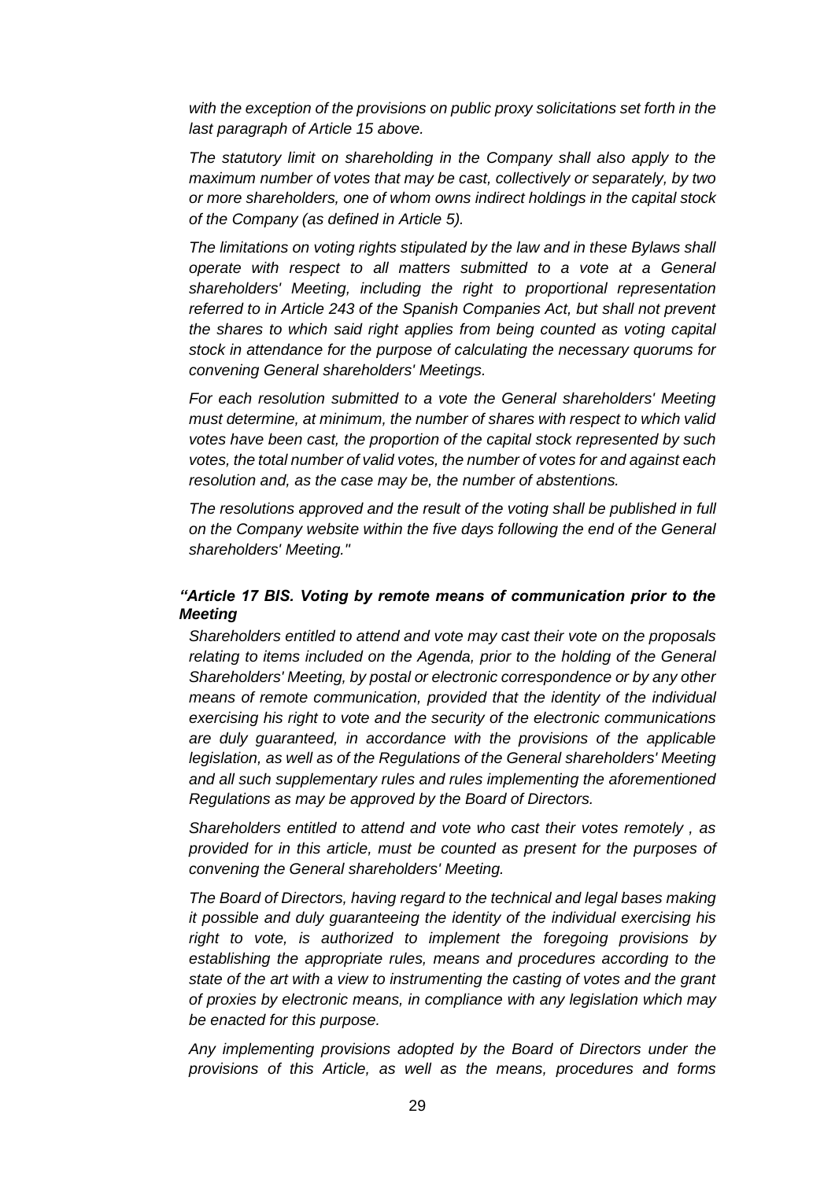*with the exception of the provisions on public proxy solicitations set forth in the last paragraph of Article 15 above.*

*The statutory limit on shareholding in the Company shall also apply to the maximum number of votes that may be cast, collectively or separately, by two or more shareholders, one of whom owns indirect holdings in the capital stock of the Company (as defined in Article 5).*

*The limitations on voting rights stipulated by the law and in these Bylaws shall operate with respect to all matters submitted to a vote at a General shareholders' Meeting, including the right to proportional representation referred to in Article 243 of the Spanish Companies Act, but shall not prevent the shares to which said right applies from being counted as voting capital stock in attendance for the purpose of calculating the necessary quorums for convening General shareholders' Meetings.*

*For each resolution submitted to a vote the General shareholders' Meeting must determine, at minimum, the number of shares with respect to which valid votes have been cast, the proportion of the capital stock represented by such votes, the total number of valid votes, the number of votes for and against each resolution and, as the case may be, the number of abstentions.*

*The resolutions approved and the result of the voting shall be published in full on the Company website within the five days following the end of the General shareholders' Meeting."*

***"Article 17 BIS. Voting by remote means of communication prior to the Meeting***

*Shareholders entitled to attend and vote may cast their vote on the proposals relating to items included on the Agenda, prior to the holding of the General Shareholders' Meeting, by postal or electronic correspondence or by any other means of remote communication, provided that the identity of the individual exercising his right to vote and the security of the electronic communications are duly guaranteed, in accordance with the provisions of the applicable legislation, as well as of the Regulations of the General shareholders' Meeting and all such supplementary rules and rules implementing the aforementioned Regulations as may be approved by the Board of Directors.*

*Shareholders entitled to attend and vote who cast their votes remotely , as provided for in this article, must be counted as present for the purposes of convening the General shareholders' Meeting.*

*The Board of Directors, having regard to the technical and legal bases making it possible and duly guaranteeing the identity of the individual exercising his right to vote, is authorized to implement the foregoing provisions by establishing the appropriate rules, means and procedures according to the state of the art with a view to instrumenting the casting of votes and the grant of proxies by electronic means, in compliance with any legislation which may be enacted for this purpose.*

*Any implementing provisions adopted by the Board of Directors under the provisions of this Article, as well as the means, procedures and forms*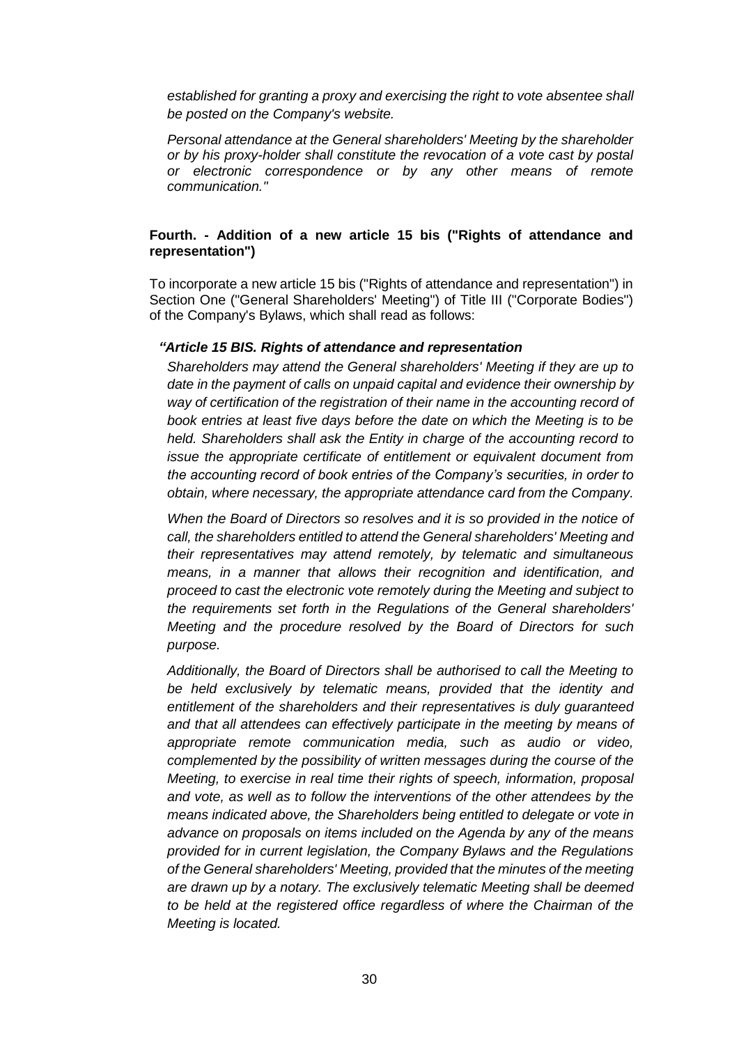*established for granting a proxy and exercising the right to vote absentee shall be posted on the Company's website.*

*Personal attendance at the General shareholders' Meeting by the shareholder or by his proxy-holder shall constitute the revocation of a vote cast by postal or electronic correspondence or by any other means of remote communication."*

**Fourth. - Addition of a new article 15 bis ("Rights of attendance and representation")**

To incorporate a new article 15 bis ("Rights of attendance and representation") in Section One ("General Shareholders' Meeting") of Title III ("Corporate Bodies") of the Company's Bylaws, which shall read as follows:

***"Article 15 BIS. Rights of attendance and representation***

*Shareholders may attend the General shareholders' Meeting if they are up to date in the payment of calls on unpaid capital and evidence their ownership by way of certification of the registration of their name in the accounting record of book entries at least five days before the date on which the Meeting is to be held. Shareholders shall ask the Entity in charge of the accounting record to issue the appropriate certificate of entitlement or equivalent document from the accounting record of book entries of the Company's securities, in order to obtain, where necessary, the appropriate attendance card from the Company.*

*When the Board of Directors so resolves and it is so provided in the notice of call, the shareholders entitled to attend the General shareholders' Meeting and their representatives may attend remotely, by telematic and simultaneous means, in a manner that allows their recognition and identification, and proceed to cast the electronic vote remotely during the Meeting and subject to the requirements set forth in the Regulations of the General shareholders' Meeting and the procedure resolved by the Board of Directors for such purpose.*

*Additionally, the Board of Directors shall be authorised to call the Meeting to be held exclusively by telematic means, provided that the identity and entitlement of the shareholders and their representatives is duly guaranteed and that all attendees can effectively participate in the meeting by means of appropriate remote communication media, such as audio or video, complemented by the possibility of written messages during the course of the Meeting, to exercise in real time their rights of speech, information, proposal and vote, as well as to follow the interventions of the other attendees by the means indicated above, the Shareholders being entitled to delegate or vote in advance on proposals on items included on the Agenda by any of the means provided for in current legislation, the Company Bylaws and the Regulations of the General shareholders' Meeting, provided that the minutes of the meeting are drawn up by a notary. The exclusively telematic Meeting shall be deemed to be held at the registered office regardless of where the Chairman of the Meeting is located.*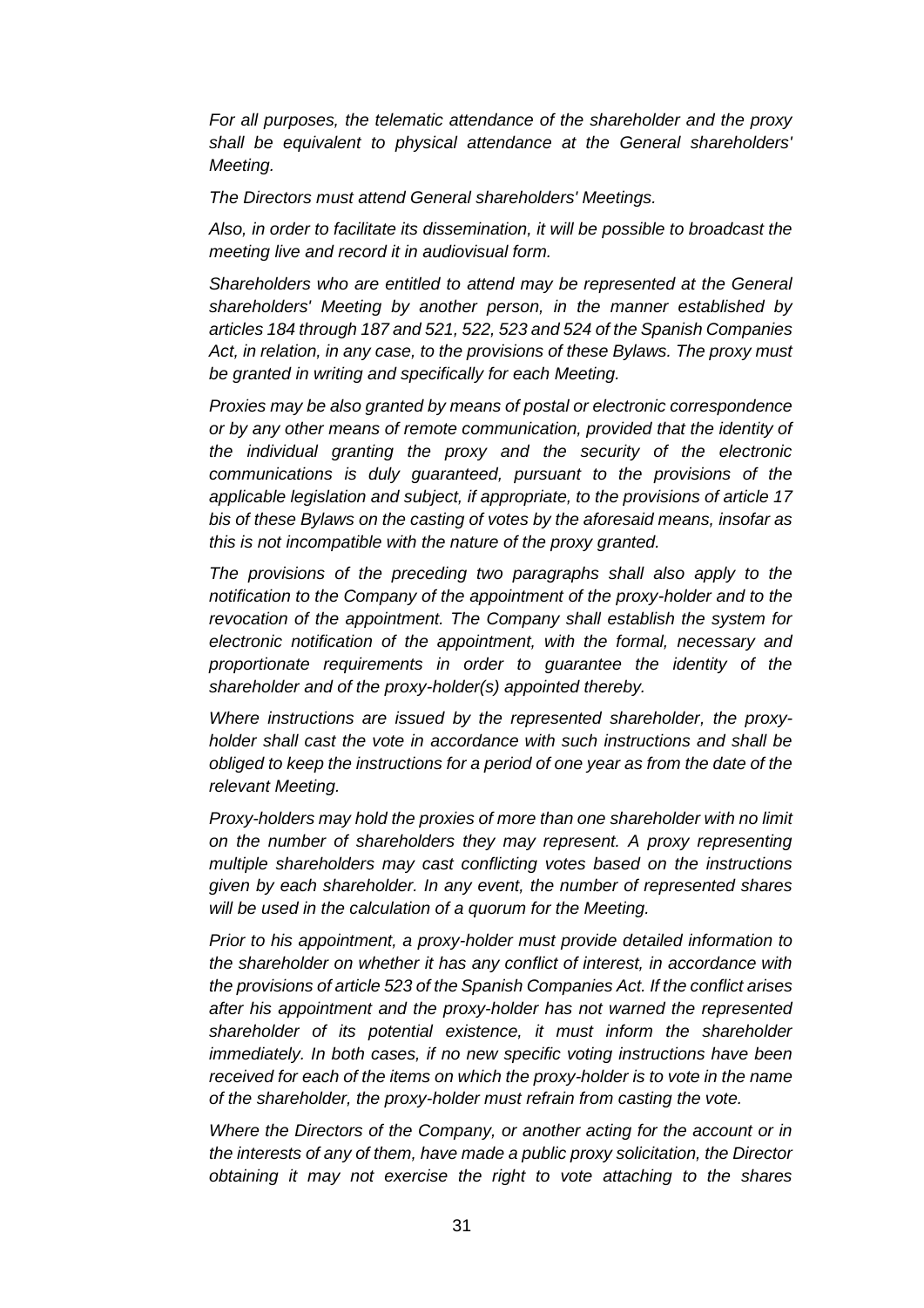*For all purposes, the telematic attendance of the shareholder and the proxy shall be equivalent to physical attendance at the General shareholders' Meeting.*

*The Directors must attend General shareholders' Meetings.*

*Also, in order to facilitate its dissemination, it will be possible to broadcast the meeting live and record it in audiovisual form.*

*Shareholders who are entitled to attend may be represented at the General shareholders' Meeting by another person, in the manner established by articles 184 through 187 and 521, 522, 523 and 524 of the Spanish Companies Act, in relation, in any case, to the provisions of these Bylaws. The proxy must be granted in writing and specifically for each Meeting.*

*Proxies may be also granted by means of postal or electronic correspondence or by any other means of remote communication, provided that the identity of the individual granting the proxy and the security of the electronic communications is duly guaranteed, pursuant to the provisions of the applicable legislation and subject, if appropriate, to the provisions of article 17 bis of these Bylaws on the casting of votes by the aforesaid means, insofar as this is not incompatible with the nature of the proxy granted.*

*The provisions of the preceding two paragraphs shall also apply to the notification to the Company of the appointment of the proxy-holder and to the revocation of the appointment. The Company shall establish the system for electronic notification of the appointment, with the formal, necessary and proportionate requirements in order to guarantee the identity of the shareholder and of the proxy-holder(s) appointed thereby.*

*Where instructions are issued by the represented shareholder, the proxy-holder shall cast the vote in accordance with such instructions and shall be obliged to keep the instructions for a period of one year as from the date of the relevant Meeting.*

*Proxy-holders may hold the proxies of more than one shareholder with no limit on the number of shareholders they may represent. A proxy representing multiple shareholders may cast conflicting votes based on the instructions given by each shareholder. In any event, the number of represented shares will be used in the calculation of a quorum for the Meeting.*

*Prior to his appointment, a proxy-holder must provide detailed information to the shareholder on whether it has any conflict of interest, in accordance with the provisions of article 523 of the Spanish Companies Act. If the conflict arises after his appointment and the proxy-holder has not warned the represented shareholder of its potential existence, it must inform the shareholder immediately. In both cases, if no new specific voting instructions have been received for each of the items on which the proxy-holder is to vote in the name of the shareholder, the proxy-holder must refrain from casting the vote.*

*Where the Directors of the Company, or another acting for the account or in the interests of any of them, have made a public proxy solicitation, the Director obtaining it may not exercise the right to vote attaching to the shares*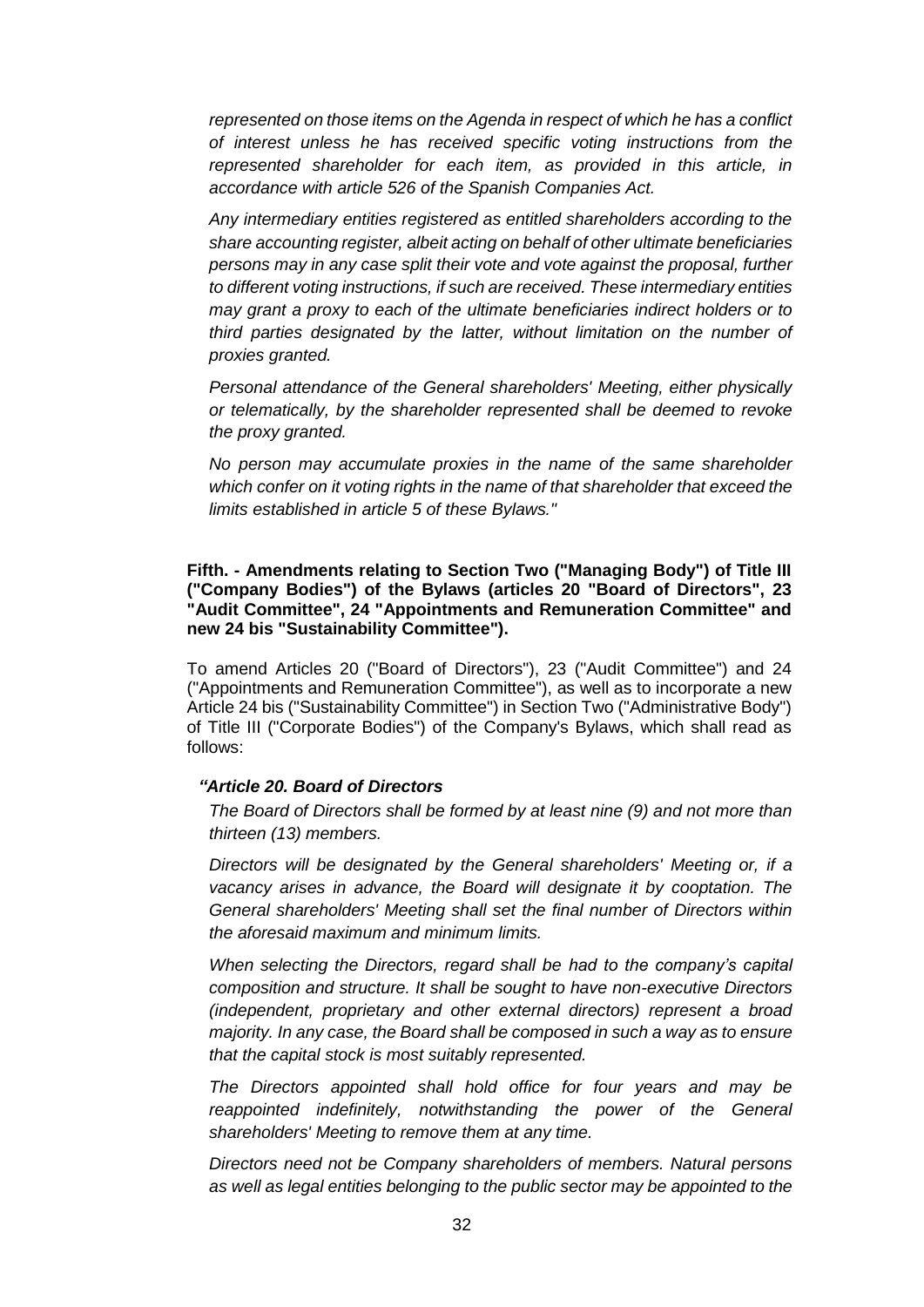*represented on those items on the Agenda in respect of which he has a conflict of interest unless he has received specific voting instructions from the represented shareholder for each item, as provided in this article, in accordance with article 526 of the Spanish Companies Act.*

*Any intermediary entities registered as entitled shareholders according to the share accounting register, albeit acting on behalf of other ultimate beneficiaries persons may in any case split their vote and vote against the proposal, further to different voting instructions, if such are received. These intermediary entities may grant a proxy to each of the ultimate beneficiaries indirect holders or to third parties designated by the latter, without limitation on the number of proxies granted.*

*Personal attendance of the General shareholders' Meeting, either physically or telematically, by the shareholder represented shall be deemed to revoke the proxy granted.*

*No person may accumulate proxies in the name of the same shareholder which confer on it voting rights in the name of that shareholder that exceed the limits established in article 5 of these Bylaws."*

**Fifth. - Amendments relating to Section Two ("Managing Body") of Title III ("Company Bodies") of the Bylaws (articles 20 "Board of Directors", 23 "Audit Committee", 24 "Appointments and Remuneration Committee" and new 24 bis "Sustainability Committee").**

To amend Articles 20 ("Board of Directors"), 23 ("Audit Committee") and 24 ("Appointments and Remuneration Committee"), as well as to incorporate a new Article 24 bis ("Sustainability Committee") in Section Two ("Administrative Body") of Title III ("Corporate Bodies") of the Company's Bylaws, which shall read as follows:

***"Article 20. Board of Directors***

*The Board of Directors shall be formed by at least nine (9) and not more than thirteen (13) members.*

*Directors will be designated by the General shareholders' Meeting or, if a vacancy arises in advance, the Board will designate it by cooptation. The General shareholders' Meeting shall set the final number of Directors within the aforesaid maximum and minimum limits.*

*When selecting the Directors, regard shall be had to the company's capital composition and structure. It shall be sought to have non-executive Directors (independent, proprietary and other external directors) represent a broad majority. In any case, the Board shall be composed in such a way as to ensure that the capital stock is most suitably represented.*

*The Directors appointed shall hold office for four years and may be reappointed indefinitely, notwithstanding the power of the General shareholders' Meeting to remove them at any time.*

*Directors need not be Company shareholders of members. Natural persons as well as legal entities belonging to the public sector may be appointed to the*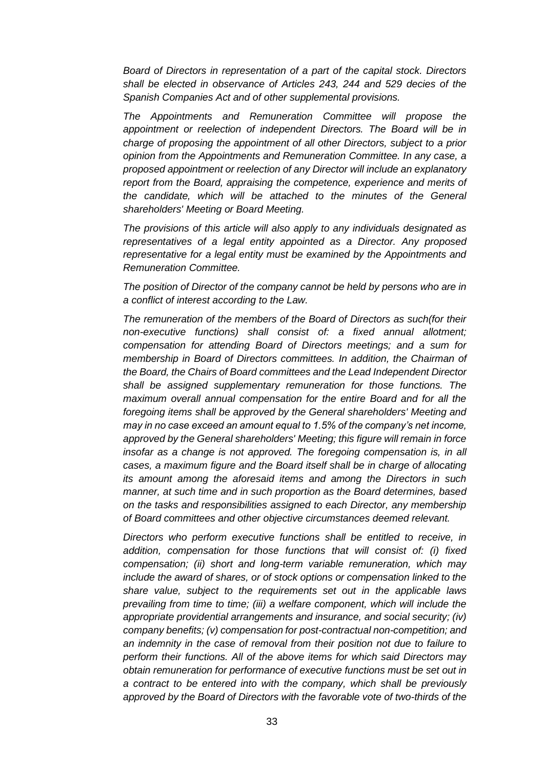*Board of Directors in representation of a part of the capital stock. Directors shall be elected in observance of Articles 243, 244 and 529 decies of the Spanish Companies Act and of other supplemental provisions.*

*The Appointments and Remuneration Committee will propose the appointment or reelection of independent Directors. The Board will be in charge of proposing the appointment of all other Directors, subject to a prior opinion from the Appointments and Remuneration Committee. In any case, a proposed appointment or reelection of any Director will include an explanatory report from the Board, appraising the competence, experience and merits of the candidate, which will be attached to the minutes of the General shareholders' Meeting or Board Meeting.*

*The provisions of this article will also apply to any individuals designated as representatives of a legal entity appointed as a Director. Any proposed representative for a legal entity must be examined by the Appointments and Remuneration Committee.*

*The position of Director of the company cannot be held by persons who are in a conflict of interest according to the Law.*

*The remuneration of the members of the Board of Directors as such(for their non-executive functions) shall consist of: a fixed annual allotment; compensation for attending Board of Directors meetings; and a sum for membership in Board of Directors committees. In addition, the Chairman of the Board, the Chairs of Board committees and the Lead Independent Director shall be assigned supplementary remuneration for those functions. The maximum overall annual compensation for the entire Board and for all the foregoing items shall be approved by the General shareholders' Meeting and may in no case exceed an amount equal to 1.5% of the company's net income, approved by the General shareholders' Meeting; this figure will remain in force insofar as a change is not approved. The foregoing compensation is, in all cases, a maximum figure and the Board itself shall be in charge of allocating its amount among the aforesaid items and among the Directors in such manner, at such time and in such proportion as the Board determines, based on the tasks and responsibilities assigned to each Director, any membership of Board committees and other objective circumstances deemed relevant.*

*Directors who perform executive functions shall be entitled to receive, in addition, compensation for those functions that will consist of: (i) fixed compensation; (ii) short and long-term variable remuneration, which may include the award of shares, or of stock options or compensation linked to the share value, subject to the requirements set out in the applicable laws prevailing from time to time; (iii) a welfare component, which will include the appropriate providential arrangements and insurance, and social security; (iv) company benefits; (v) compensation for post-contractual non-competition; and an indemnity in the case of removal from their position not due to failure to perform their functions. All of the above items for which said Directors may obtain remuneration for performance of executive functions must be set out in a contract to be entered into with the company, which shall be previously approved by the Board of Directors with the favorable vote of two-thirds of the*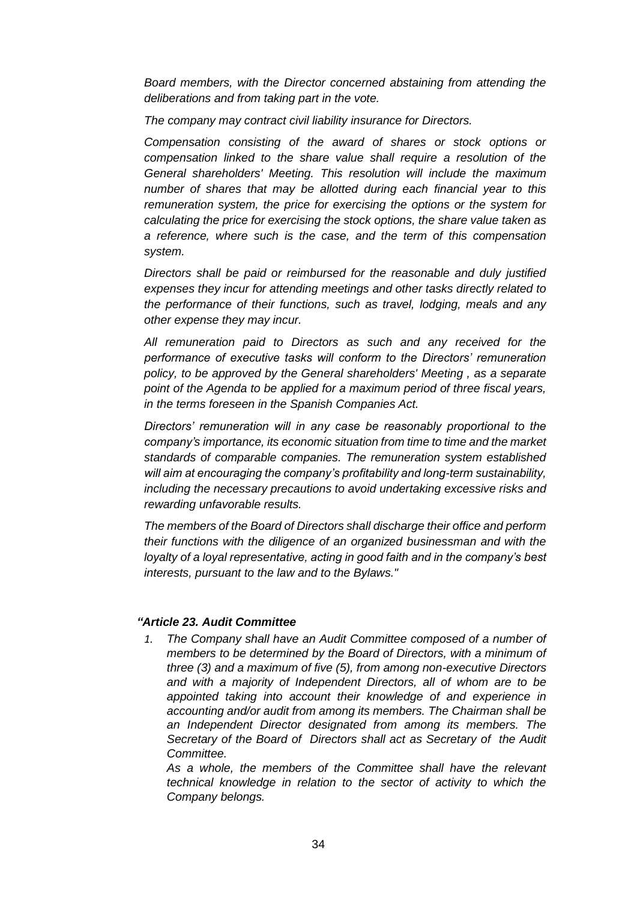*Board members, with the Director concerned abstaining from attending the deliberations and from taking part in the vote.*

*The company may contract civil liability insurance for Directors.*

*Compensation consisting of the award of shares or stock options or compensation linked to the share value shall require a resolution of the General shareholders' Meeting. This resolution will include the maximum number of shares that may be allotted during each financial year to this remuneration system, the price for exercising the options or the system for calculating the price for exercising the stock options, the share value taken as a reference, where such is the case, and the term of this compensation system.*

*Directors shall be paid or reimbursed for the reasonable and duly justified expenses they incur for attending meetings and other tasks directly related to the performance of their functions, such as travel, lodging, meals and any other expense they may incur.*

*All remuneration paid to Directors as such and any received for the performance of executive tasks will conform to the Directors' remuneration policy, to be approved by the General shareholders' Meeting , as a separate point of the Agenda to be applied for a maximum period of three fiscal years, in the terms foreseen in the Spanish Companies Act.*

*Directors' remuneration will in any case be reasonably proportional to the company's importance, its economic situation from time to time and the market standards of comparable companies. The remuneration system established will aim at encouraging the company's profitability and long-term sustainability, including the necessary precautions to avoid undertaking excessive risks and rewarding unfavorable results.*

*The members of the Board of Directors shall discharge their office and perform their functions with the diligence of an organized businessman and with the loyalty of a loyal representative, acting in good faith and in the company's best interests, pursuant to the law and to the Bylaws."*

***"Article 23. Audit Committee***

1. *The Company shall have an Audit Committee composed of a number of members to be determined by the Board of Directors, with a minimum of three (3) and a maximum of five (5), from among non-executive Directors and with a majority of Independent Directors, all of whom are to be appointed taking into account their knowledge of and experience in accounting and/or audit from among its members. The Chairman shall be an Independent Director designated from among its members. The Secretary of the Board of Directors shall act as Secretary of the Audit Committee.*

   *As a whole, the members of the Committee shall have the relevant technical knowledge in relation to the sector of activity to which the Company belongs.*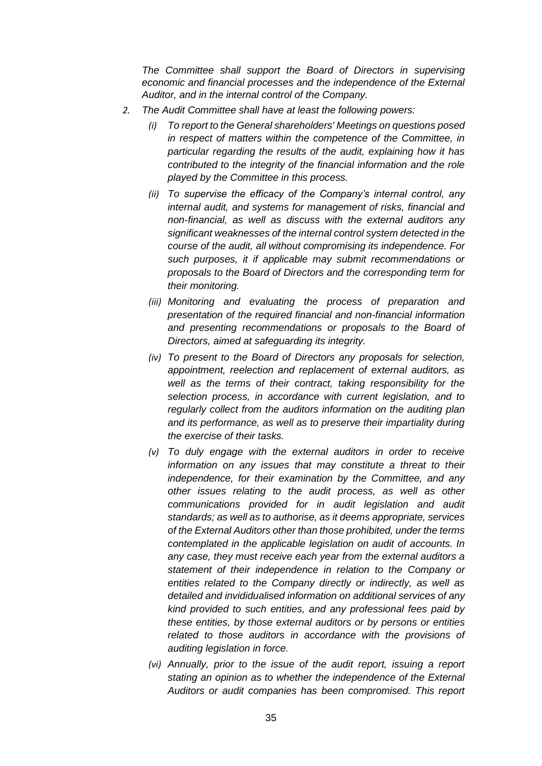*The Committee shall support the Board of Directors in supervising economic and financial processes and the independence of the External Auditor, and in the internal control of the Company.*

2. *The Audit Committee shall have at least the following powers:*

   *(i) To report to the General shareholders' Meetings on questions posed in respect of matters within the competence of the Committee, in particular regarding the results of the audit, explaining how it has contributed to the integrity of the financial information and the role played by the Committee in this process.*

   *(ii) To supervise the efficacy of the Company's internal control, any internal audit, and systems for management of risks, financial and non-financial, as well as discuss with the external auditors any significant weaknesses of the internal control system detected in the course of the audit, all without compromising its independence. For such purposes, it if applicable may submit recommendations or proposals to the Board of Directors and the corresponding term for their monitoring.*

   *(iii) Monitoring and evaluating the process of preparation and presentation of the required financial and non-financial information and presenting recommendations or proposals to the Board of Directors, aimed at safeguarding its integrity.*

   *(iv) To present to the Board of Directors any proposals for selection, appointment, reelection and replacement of external auditors, as well as the terms of their contract, taking responsibility for the selection process, in accordance with current legislation, and to regularly collect from the auditors information on the auditing plan and its performance, as well as to preserve their impartiality during the exercise of their tasks.*

   *(v) To duly engage with the external auditors in order to receive information on any issues that may constitute a threat to their independence, for their examination by the Committee, and any other issues relating to the audit process, as well as other communications provided for in audit legislation and audit standards; as well as to authorise, as it deems appropriate, services of the External Auditors other than those prohibited, under the terms contemplated in the applicable legislation on audit of accounts. In any case, they must receive each year from the external auditors a statement of their independence in relation to the Company or entities related to the Company directly or indirectly, as well as detailed and invididualised information on additional services of any kind provided to such entities, and any professional fees paid by these entities, by those external auditors or by persons or entities related to those auditors in accordance with the provisions of auditing legislation in force.*

   *(vi) Annually, prior to the issue of the audit report, issuing a report stating an opinion as to whether the independence of the External Auditors or audit companies has been compromised. This report*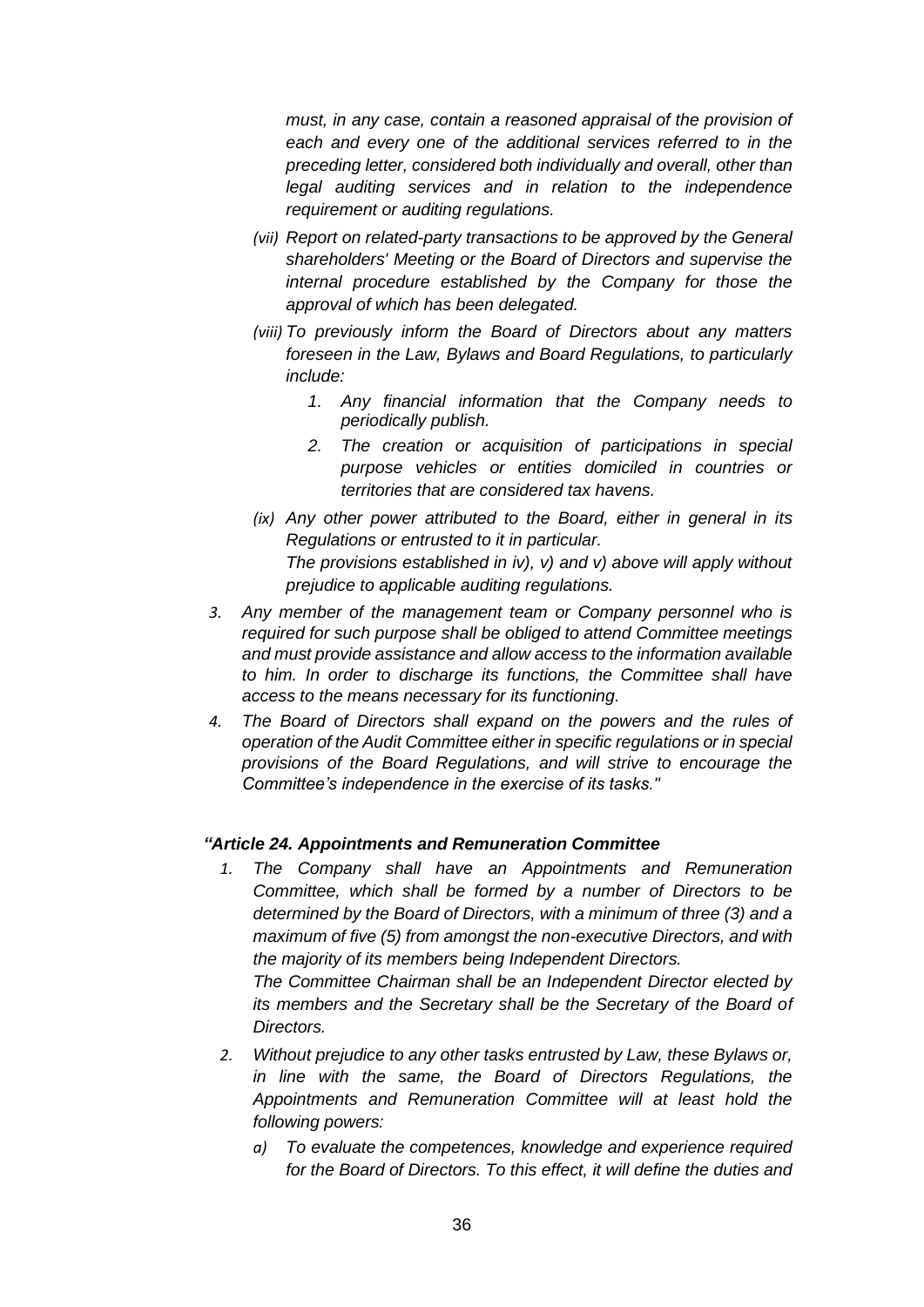*must, in any case, contain a reasoned appraisal of the provision of each and every one of the additional services referred to in the preceding letter, considered both individually and overall, other than legal auditing services and in relation to the independence requirement or auditing regulations.*

*(vii) Report on related-party transactions to be approved by the General shareholders' Meeting or the Board of Directors and supervise the internal procedure established by the Company for those the approval of which has been delegated.*

*(viii) To previously inform the Board of Directors about any matters foreseen in the Law, Bylaws and Board Regulations, to particularly include:*

1. *Any financial information that the Company needs to periodically publish.*
2. *The creation or acquisition of participations in special purpose vehicles or entities domiciled in countries or territories that are considered tax havens.*

*(ix) Any other power attributed to the Board, either in general in its Regulations or entrusted to it in particular.*
*The provisions established in iv), v) and v) above will apply without prejudice to applicable auditing regulations.*

3. *Any member of the management team or Company personnel who is required for such purpose shall be obliged to attend Committee meetings and must provide assistance and allow access to the information available to him. In order to discharge its functions, the Committee shall have access to the means necessary for its functioning.*
4. *The Board of Directors shall expand on the powers and the rules of operation of the Audit Committee either in specific regulations or in special provisions of the Board Regulations, and will strive to encourage the Committee's independence in the exercise of its tasks."*

***"Article 24. Appointments and Remuneration Committee***

1. *The Company shall have an Appointments and Remuneration Committee, which shall be formed by a number of Directors to be determined by the Board of Directors, with a minimum of three (3) and a maximum of five (5) from amongst the non-executive Directors, and with the majority of its members being Independent Directors.*
   *The Committee Chairman shall be an Independent Director elected by its members and the Secretary shall be the Secretary of the Board of Directors.*
2. *Without prejudice to any other tasks entrusted by Law, these Bylaws or, in line with the same, the Board of Directors Regulations, the Appointments and Remuneration Committee will at least hold the following powers:*
   *a) To evaluate the competences, knowledge and experience required for the Board of Directors. To this effect, it will define the duties and*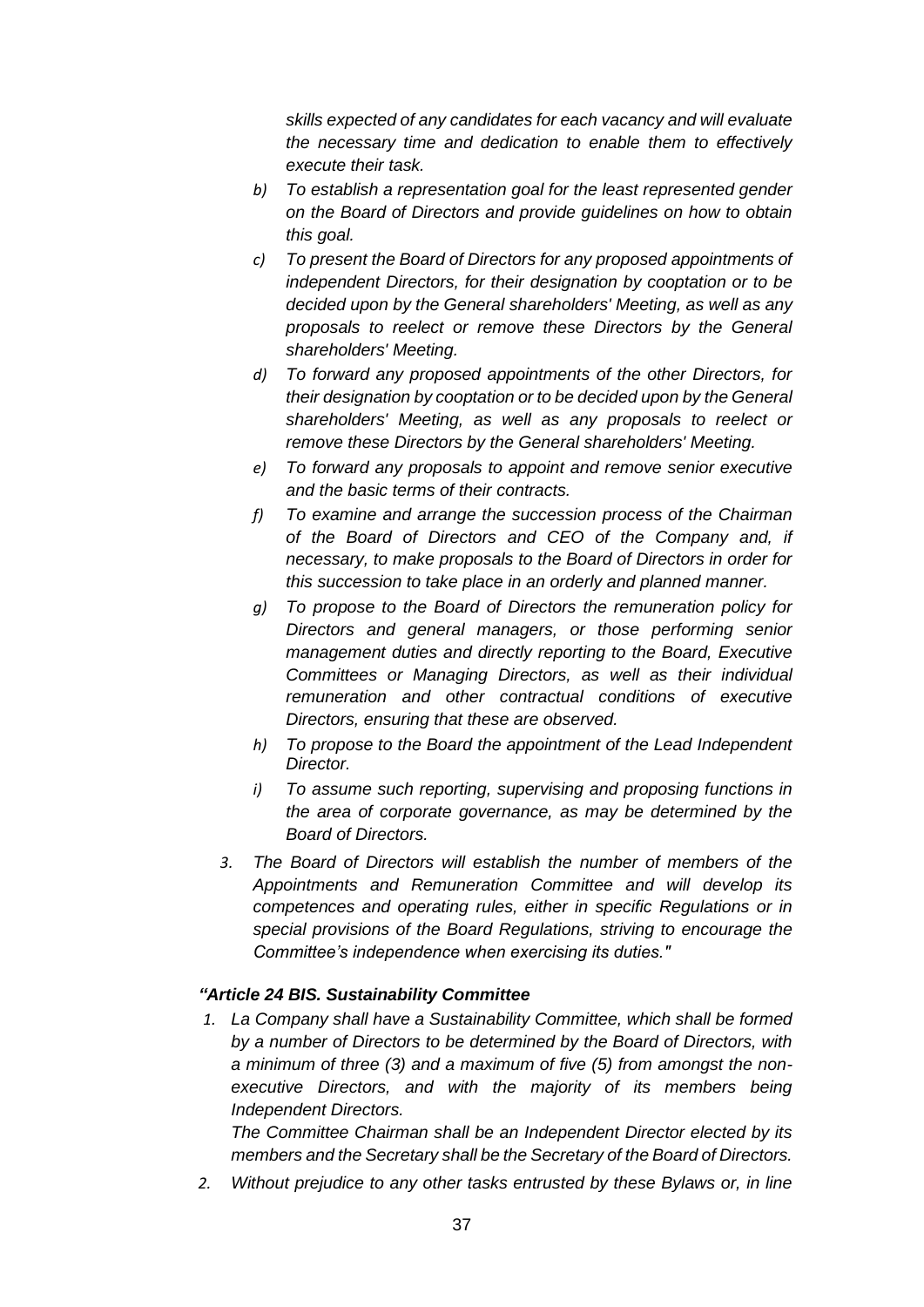*skills expected of any candidates for each vacancy and will evaluate the necessary time and dedication to enable them to effectively execute their task.*

- *b) To establish a representation goal for the least represented gender on the Board of Directors and provide guidelines on how to obtain this goal.*
- *c) To present the Board of Directors for any proposed appointments of independent Directors, for their designation by cooptation or to be decided upon by the General shareholders' Meeting, as well as any proposals to reelect or remove these Directors by the General shareholders' Meeting.*
- *d) To forward any proposed appointments of the other Directors, for their designation by cooptation or to be decided upon by the General shareholders' Meeting, as well as any proposals to reelect or remove these Directors by the General shareholders' Meeting.*
- *e) To forward any proposals to appoint and remove senior executive and the basic terms of their contracts.*
- *f) To examine and arrange the succession process of the Chairman of the Board of Directors and CEO of the Company and, if necessary, to make proposals to the Board of Directors in order for this succession to take place in an orderly and planned manner.*
- *g) To propose to the Board of Directors the remuneration policy for Directors and general managers, or those performing senior management duties and directly reporting to the Board, Executive Committees or Managing Directors, as well as their individual remuneration and other contractual conditions of executive Directors, ensuring that these are observed.*
- *h) To propose to the Board the appointment of the Lead Independent Director.*
- *i) To assume such reporting, supervising and proposing functions in the area of corporate governance, as may be determined by the Board of Directors.*

*3. The Board of Directors will establish the number of members of the Appointments and Remuneration Committee and will develop its competences and operating rules, either in specific Regulations or in special provisions of the Board Regulations, striving to encourage the Committee's independence when exercising its duties."*

***"Article 24 BIS. Sustainability Committee***

*1. La Company shall have a Sustainability Committee, which shall be formed by a number of Directors to be determined by the Board of Directors, with a minimum of three (3) and a maximum of five (5) from amongst the non-executive Directors, and with the majority of its members being Independent Directors.*

*The Committee Chairman shall be an Independent Director elected by its members and the Secretary shall be the Secretary of the Board of Directors.*

*2. Without prejudice to any other tasks entrusted by these Bylaws or, in line*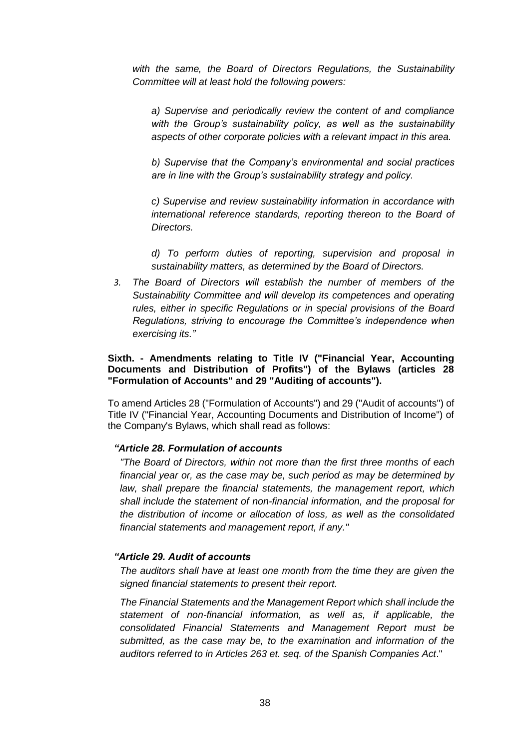*with the same, the Board of Directors Regulations, the Sustainability Committee will at least hold the following powers:*

*a) Supervise and periodically review the content of and compliance with the Group's sustainability policy, as well as the sustainability aspects of other corporate policies with a relevant impact in this area.*

*b) Supervise that the Company's environmental and social practices are in line with the Group's sustainability strategy and policy.*

*c) Supervise and review sustainability information in accordance with international reference standards, reporting thereon to the Board of Directors.*

*d) To perform duties of reporting, supervision and proposal in sustainability matters, as determined by the Board of Directors.*

*3. The Board of Directors will establish the number of members of the Sustainability Committee and will develop its competences and operating rules, either in specific Regulations or in special provisions of the Board Regulations, striving to encourage the Committee's independence when exercising its."*

**Sixth. - Amendments relating to Title IV ("Financial Year, Accounting Documents and Distribution of Profits") of the Bylaws (articles 28 "Formulation of Accounts" and 29 "Auditing of accounts").**

To amend Articles 28 ("Formulation of Accounts") and 29 ("Audit of accounts") of Title IV ("Financial Year, Accounting Documents and Distribution of Income") of the Company's Bylaws, which shall read as follows:

***"Article 28. Formulation of accounts***

*"The Board of Directors, within not more than the first three months of each financial year or, as the case may be, such period as may be determined by law, shall prepare the financial statements, the management report, which shall include the statement of non-financial information, and the proposal for the distribution of income or allocation of loss, as well as the consolidated financial statements and management report, if any."*

***"Article 29. Audit of accounts***

*The auditors shall have at least one month from the time they are given the signed financial statements to present their report.*

*The Financial Statements and the Management Report which shall include the statement of non-financial information, as well as, if applicable, the consolidated Financial Statements and Management Report must be submitted, as the case may be, to the examination and information of the auditors referred to in Articles 263 et. seq. of the Spanish Companies Act*."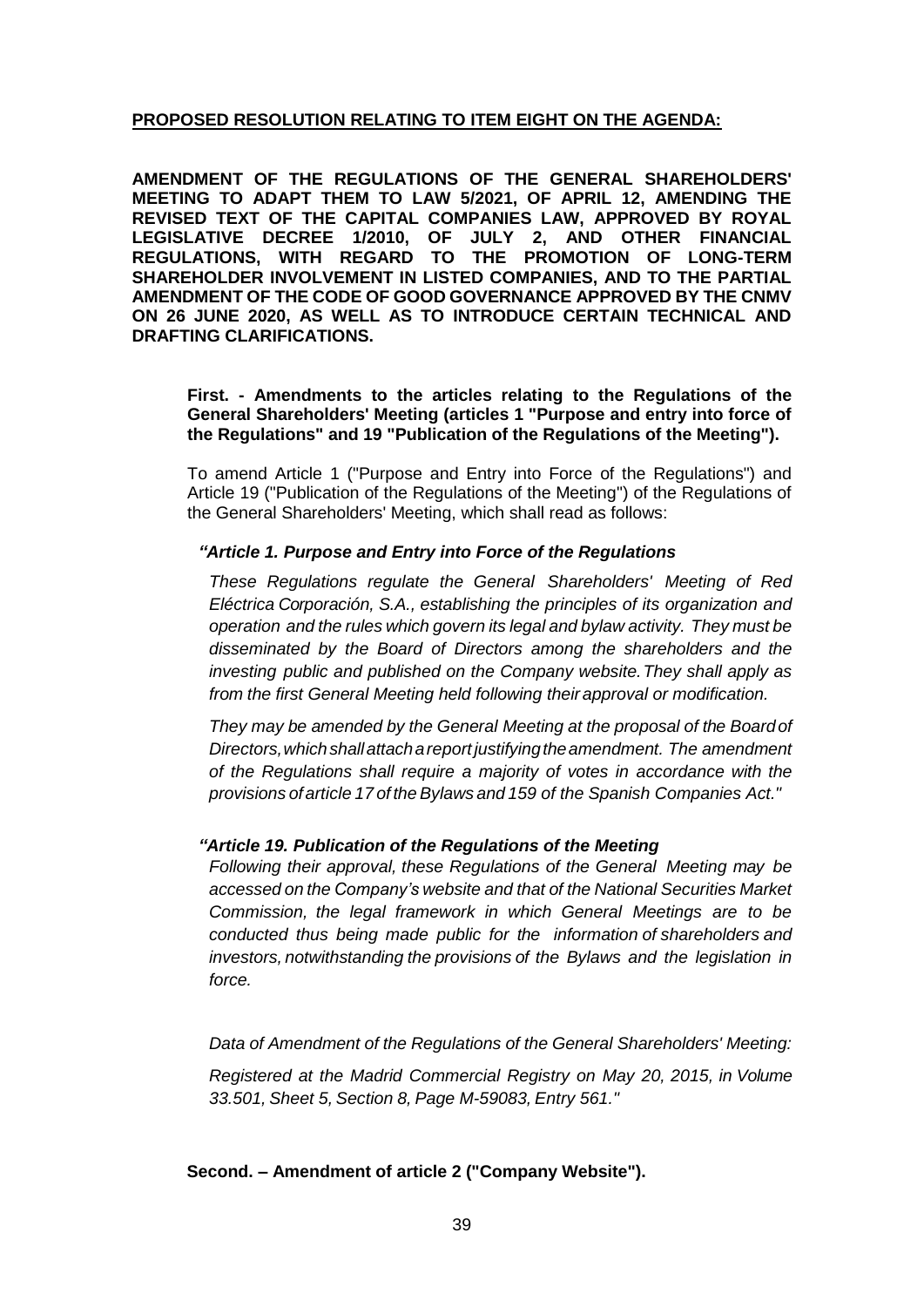**PROPOSED RESOLUTION RELATING TO ITEM EIGHT ON THE AGENDA:**

**AMENDMENT OF THE REGULATIONS OF THE GENERAL SHAREHOLDERS' MEETING TO ADAPT THEM TO LAW 5/2021, OF APRIL 12, AMENDING THE REVISED TEXT OF THE CAPITAL COMPANIES LAW, APPROVED BY ROYAL LEGISLATIVE DECREE 1/2010, OF JULY 2, AND OTHER FINANCIAL REGULATIONS, WITH REGARD TO THE PROMOTION OF LONG-TERM SHAREHOLDER INVOLVEMENT IN LISTED COMPANIES, AND TO THE PARTIAL AMENDMENT OF THE CODE OF GOOD GOVERNANCE APPROVED BY THE CNMV ON 26 JUNE 2020, AS WELL AS TO INTRODUCE CERTAIN TECHNICAL AND DRAFTING CLARIFICATIONS.**

**First. - Amendments to the articles relating to the Regulations of the General Shareholders' Meeting (articles 1 "Purpose and entry into force of the Regulations" and 19 "Publication of the Regulations of the Meeting").**

To amend Article 1 ("Purpose and Entry into Force of the Regulations") and Article 19 ("Publication of the Regulations of the Meeting") of the Regulations of the General Shareholders' Meeting, which shall read as follows:

***"Article 1. Purpose and Entry into Force of the Regulations***

*These Regulations regulate the General Shareholders' Meeting of Red Eléctrica Corporación, S.A., establishing the principles of its organization and operation and the rules which govern its legal and bylaw activity. They must be disseminated by the Board of Directors among the shareholders and the investing public and published on the Company website. They shall apply as from the first General Meeting held following their approval or modification.*

*They may be amended by the General Meeting at the proposal of the Board of Directors, which shall attach a report justifying the amendment. The amendment of the Regulations shall require a majority of votes in accordance with the provisions of article 17 of the Bylaws and 159 of the Spanish Companies Act."*

***"Article 19. Publication of the Regulations of the Meeting***

*Following their approval, these Regulations of the General Meeting may be accessed on the Company's website and that of the National Securities Market Commission, the legal framework in which General Meetings are to be conducted thus being made public for the information of shareholders and investors, notwithstanding the provisions of the Bylaws and the legislation in force.*

*Data of Amendment of the Regulations of the General Shareholders' Meeting:*

*Registered at the Madrid Commercial Registry on May 20, 2015, in Volume 33.501, Sheet 5, Section 8, Page M-59083, Entry 561."*

**Second. – Amendment of article 2 ("Company Website").**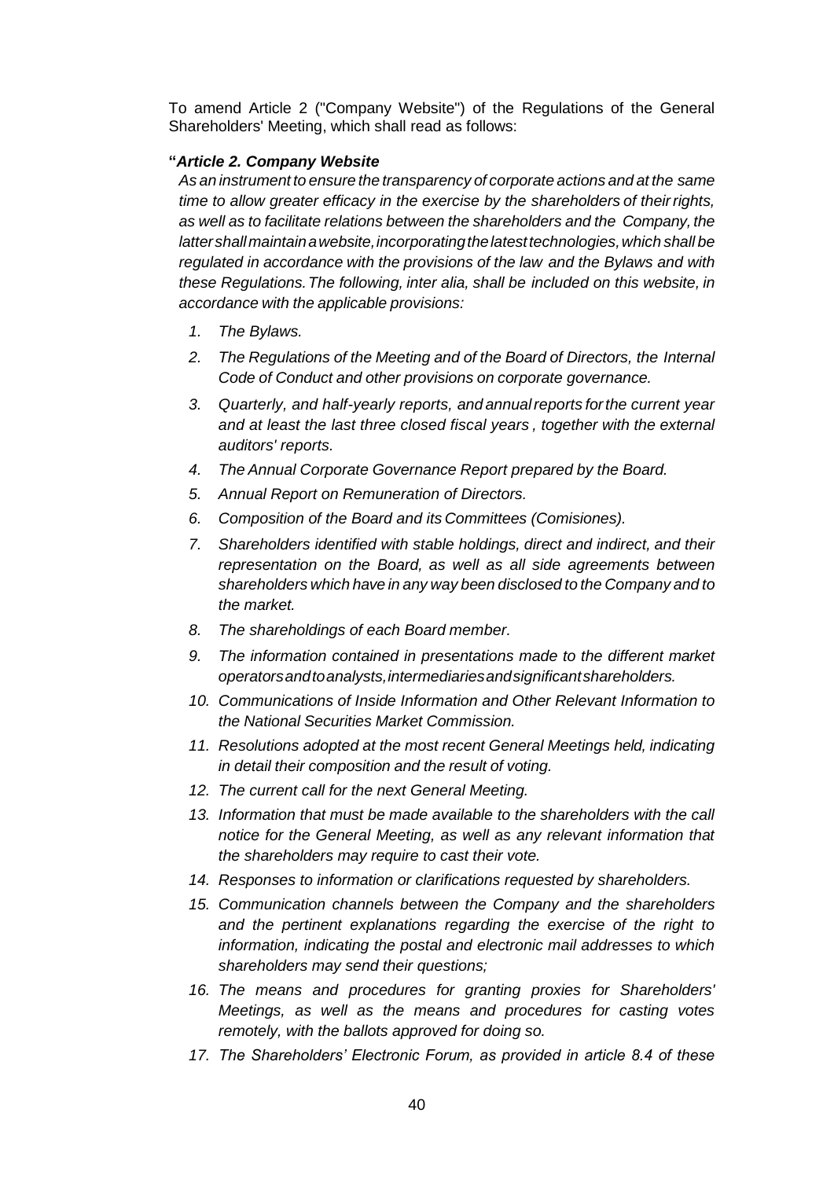To amend Article 2 ("Company Website") of the Regulations of the General Shareholders' Meeting, which shall read as follows:

**"*Article 2. Company Website***

*As an instrument to ensure the transparency of corporate actions and at the same time to allow greater efficacy in the exercise by the shareholders of their rights, as well as to facilitate relations between the shareholders and the Company, the latter shall maintain a website, incorporating the latest technologies, which shall be regulated in accordance with the provisions of the law and the Bylaws and with these Regulations. The following, inter alia, shall be included on this website, in accordance with the applicable provisions:*

1. *The Bylaws.*
2. *The Regulations of the Meeting and of the Board of Directors, the Internal Code of Conduct and other provisions on corporate governance.*
3. *Quarterly, and half-yearly reports, and annual reports for the current year and at least the last three closed fiscal years , together with the external auditors' reports.*
4. *The Annual Corporate Governance Report prepared by the Board.*
5. *Annual Report on Remuneration of Directors.*
6. *Composition of the Board and its Committees (Comisiones).*
7. *Shareholders identified with stable holdings, direct and indirect, and their representation on the Board, as well as all side agreements between shareholders which have in any way been disclosed to the Company and to the market.*
8. *The shareholdings of each Board member.*
9. *The information contained in presentations made to the different market operators and to analysts, intermediaries and significant shareholders.*
10. *Communications of Inside Information and Other Relevant Information to the National Securities Market Commission.*
11. *Resolutions adopted at the most recent General Meetings held, indicating in detail their composition and the result of voting.*
12. *The current call for the next General Meeting.*
13. *Information that must be made available to the shareholders with the call notice for the General Meeting, as well as any relevant information that the shareholders may require to cast their vote.*
14. *Responses to information or clarifications requested by shareholders.*
15. *Communication channels between the Company and the shareholders and the pertinent explanations regarding the exercise of the right to information, indicating the postal and electronic mail addresses to which shareholders may send their questions;*
16. *The means and procedures for granting proxies for Shareholders' Meetings, as well as the means and procedures for casting votes remotely, with the ballots approved for doing so.*
17. *The Shareholders' Electronic Forum, as provided in article 8.4 of these*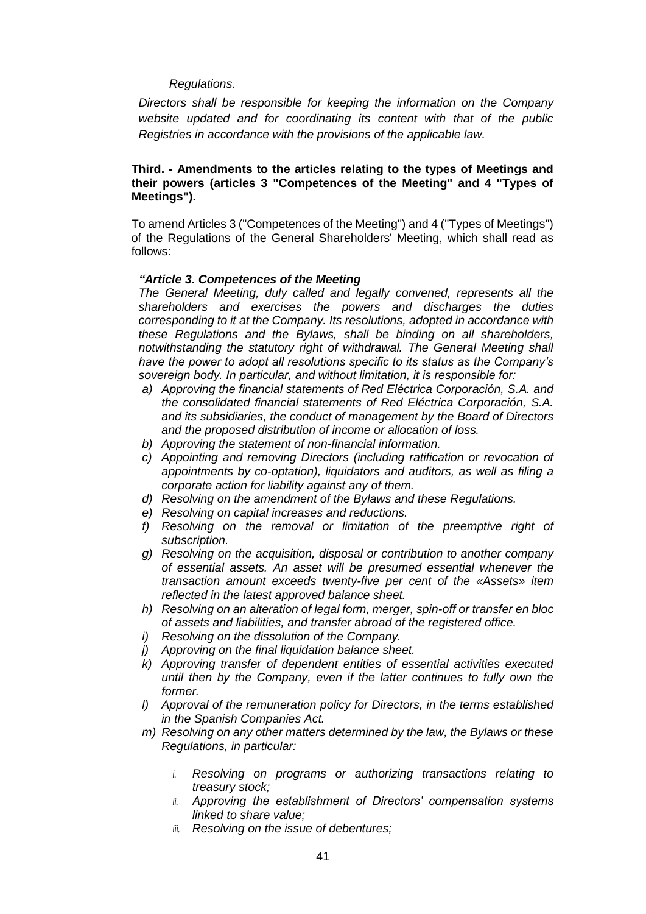*Regulations.*

*Directors shall be responsible for keeping the information on the Company website updated and for coordinating its content with that of the public Registries in accordance with the provisions of the applicable law.*

**Third. - Amendments to the articles relating to the types of Meetings and their powers (articles 3 "Competences of the Meeting" and 4 "Types of Meetings").**

To amend Articles 3 ("Competences of the Meeting") and 4 ("Types of Meetings") of the Regulations of the General Shareholders' Meeting, which shall read as follows:

***"Article 3. Competences of the Meeting***

*The General Meeting, duly called and legally convened, represents all the shareholders and exercises the powers and discharges the duties corresponding to it at the Company. Its resolutions, adopted in accordance with these Regulations and the Bylaws, shall be binding on all shareholders, notwithstanding the statutory right of withdrawal. The General Meeting shall have the power to adopt all resolutions specific to its status as the Company's sovereign body. In particular, and without limitation, it is responsible for:*

- *a) Approving the financial statements of Red Eléctrica Corporación, S.A. and the consolidated financial statements of Red Eléctrica Corporación, S.A. and its subsidiaries, the conduct of management by the Board of Directors and the proposed distribution of income or allocation of loss.*
- *b) Approving the statement of non-financial information.*
- *c) Appointing and removing Directors (including ratification or revocation of appointments by co-optation), liquidators and auditors, as well as filing a corporate action for liability against any of them.*
- *d) Resolving on the amendment of the Bylaws and these Regulations.*
- *e) Resolving on capital increases and reductions.*
- *f) Resolving on the removal or limitation of the preemptive right of subscription.*
- *g) Resolving on the acquisition, disposal or contribution to another company of essential assets. An asset will be presumed essential whenever the transaction amount exceeds twenty-five per cent of the «Assets» item reflected in the latest approved balance sheet.*
- *h) Resolving on an alteration of legal form, merger, spin-off or transfer en bloc of assets and liabilities, and transfer abroad of the registered office.*
- *i) Resolving on the dissolution of the Company.*
- *j) Approving on the final liquidation balance sheet.*
- *k) Approving transfer of dependent entities of essential activities executed until then by the Company, even if the latter continues to fully own the former.*
- *l) Approval of the remuneration policy for Directors, in the terms established in the Spanish Companies Act.*
- *m) Resolving on any other matters determined by the law, the Bylaws or these Regulations, in particular:*
    - *i. Resolving on programs or authorizing transactions relating to treasury stock;*
    - *ii. Approving the establishment of Directors' compensation systems linked to share value;*
    - *iii. Resolving on the issue of debentures;*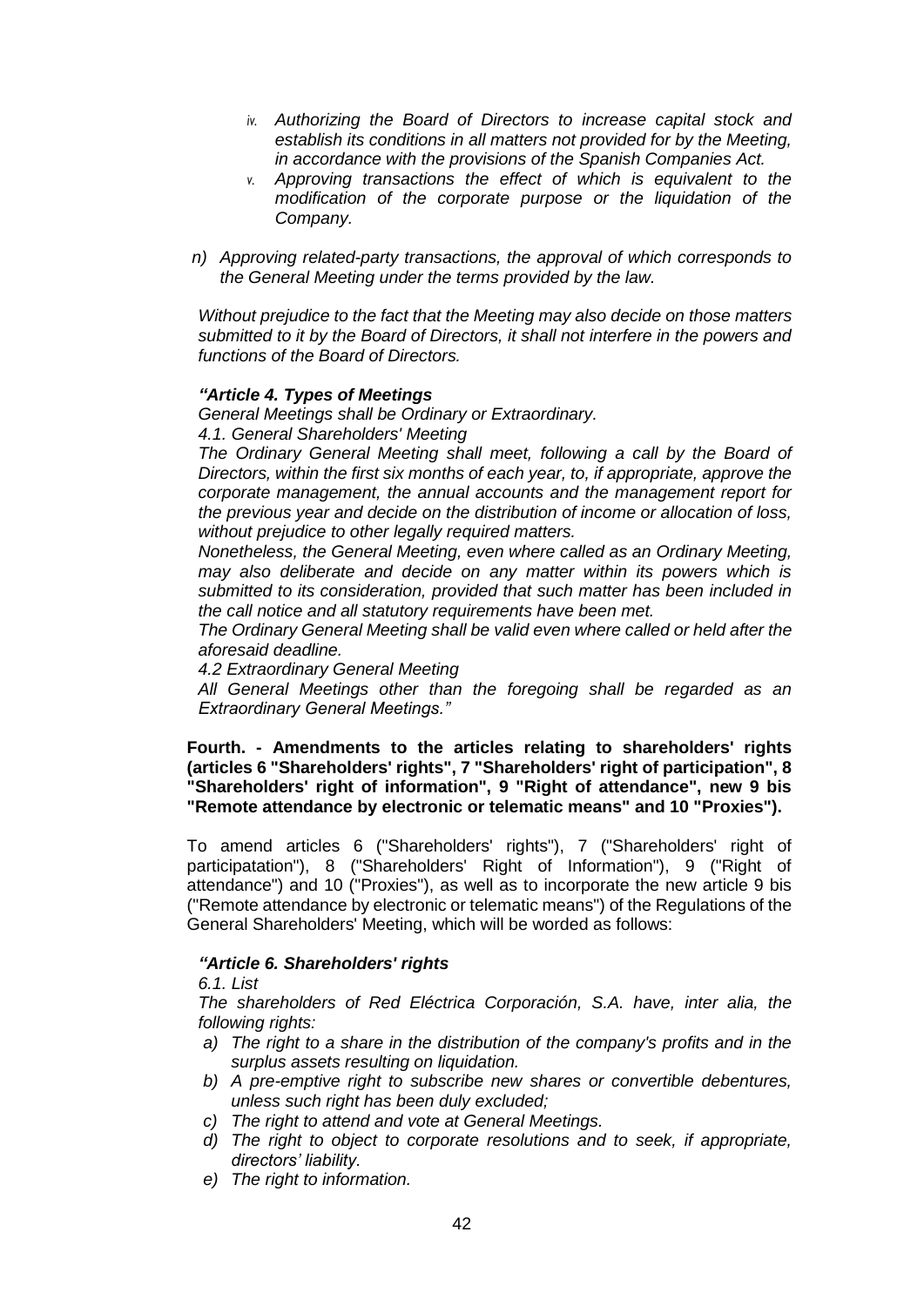*iv. Authorizing the Board of Directors to increase capital stock and establish its conditions in all matters not provided for by the Meeting, in accordance with the provisions of the Spanish Companies Act.*

*v. Approving transactions the effect of which is equivalent to the modification of the corporate purpose or the liquidation of the Company.*

*n) Approving related-party transactions, the approval of which corresponds to the General Meeting under the terms provided by the law.*

*Without prejudice to the fact that the Meeting may also decide on those matters submitted to it by the Board of Directors, it shall not interfere in the powers and functions of the Board of Directors.*

***"Article 4. Types of Meetings***

*General Meetings shall be Ordinary or Extraordinary.*

*4.1. General Shareholders' Meeting*

*The Ordinary General Meeting shall meet, following a call by the Board of Directors, within the first six months of each year, to, if appropriate, approve the corporate management, the annual accounts and the management report for the previous year and decide on the distribution of income or allocation of loss, without prejudice to other legally required matters.*

*Nonetheless, the General Meeting, even where called as an Ordinary Meeting, may also deliberate and decide on any matter within its powers which is submitted to its consideration, provided that such matter has been included in the call notice and all statutory requirements have been met.*

*The Ordinary General Meeting shall be valid even where called or held after the aforesaid deadline.*

*4.2 Extraordinary General Meeting*

*All General Meetings other than the foregoing shall be regarded as an Extraordinary General Meetings."*

**Fourth. - Amendments to the articles relating to shareholders' rights (articles 6 "Shareholders' rights", 7 "Shareholders' right of participation", 8 "Shareholders' right of information", 9 "Right of attendance", new 9 bis "Remote attendance by electronic or telematic means" and 10 "Proxies").**

To amend articles 6 ("Shareholders' rights"), 7 ("Shareholders' right of participatation"), 8 ("Shareholders' Right of Information"), 9 ("Right of attendance") and 10 ("Proxies"), as well as to incorporate the new article 9 bis ("Remote attendance by electronic or telematic means") of the Regulations of the General Shareholders' Meeting, which will be worded as follows:

***"Article 6. Shareholders' rights***

*6.1. List*

*The shareholders of Red Eléctrica Corporación, S.A. have, inter alia, the following rights:*

*a) The right to a share in the distribution of the company's profits and in the surplus assets resulting on liquidation.*
*b) A pre-emptive right to subscribe new shares or convertible debentures, unless such right has been duly excluded;*
*c) The right to attend and vote at General Meetings.*
*d) The right to object to corporate resolutions and to seek, if appropriate, directors' liability.*
*e) The right to information.*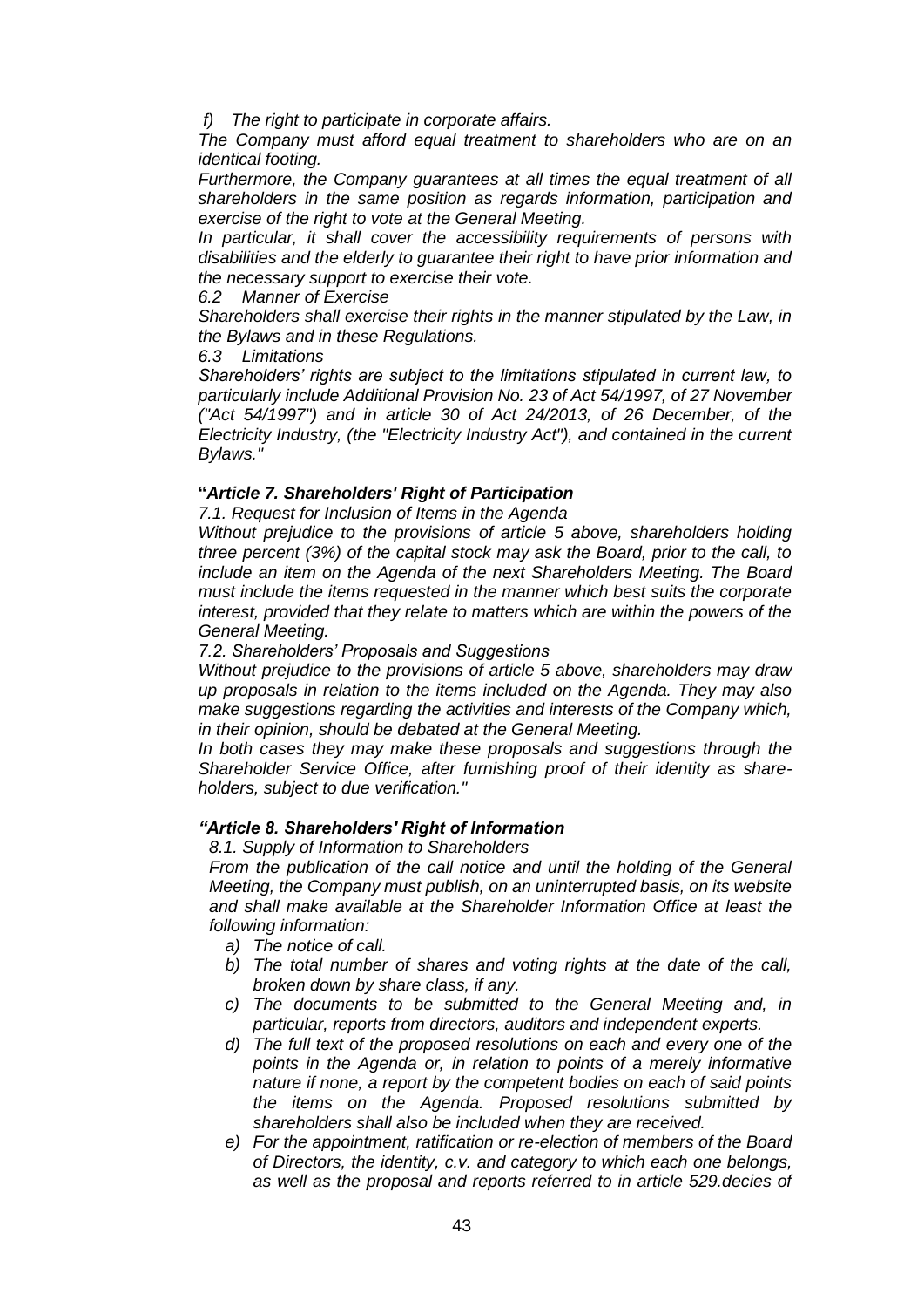*f) The right to participate in corporate affairs.*

*The Company must afford equal treatment to shareholders who are on an identical footing.*

*Furthermore, the Company guarantees at all times the equal treatment of all shareholders in the same position as regards information, participation and exercise of the right to vote at the General Meeting.*

*In particular, it shall cover the accessibility requirements of persons with disabilities and the elderly to guarantee their right to have prior information and the necessary support to exercise their vote.*

*6.2 Manner of Exercise*

*Shareholders shall exercise their rights in the manner stipulated by the Law, in the Bylaws and in these Regulations.*

*6.3 Limitations*

*Shareholders' rights are subject to the limitations stipulated in current law, to particularly include Additional Provision No. 23 of Act 54/1997, of 27 November ("Act 54/1997") and in article 30 of Act 24/2013, of 26 December, of the Electricity Industry, (the "Electricity Industry Act"), and contained in the current Bylaws."*

**"*Article 7. Shareholders' Right of Participation***

*7.1. Request for Inclusion of Items in the Agenda*

*Without prejudice to the provisions of article 5 above, shareholders holding three percent (3%) of the capital stock may ask the Board, prior to the call, to include an item on the Agenda of the next Shareholders Meeting. The Board must include the items requested in the manner which best suits the corporate interest, provided that they relate to matters which are within the powers of the General Meeting.*

*7.2. Shareholders' Proposals and Suggestions*

*Without prejudice to the provisions of article 5 above, shareholders may draw up proposals in relation to the items included on the Agenda. They may also make suggestions regarding the activities and interests of the Company which, in their opinion, should be debated at the General Meeting.*

*In both cases they may make these proposals and suggestions through the Shareholder Service Office, after furnishing proof of their identity as share-holders, subject to due verification."*

***"Article 8. Shareholders' Right of Information***

*8.1. Supply of Information to Shareholders*

*From the publication of the call notice and until the holding of the General Meeting, the Company must publish, on an uninterrupted basis, on its website and shall make available at the Shareholder Information Office at least the following information:*

- *a) The notice of call.*
- *b) The total number of shares and voting rights at the date of the call, broken down by share class, if any.*
- *c) The documents to be submitted to the General Meeting and, in particular, reports from directors, auditors and independent experts.*
- *d) The full text of the proposed resolutions on each and every one of the points in the Agenda or, in relation to points of a merely informative nature if none, a report by the competent bodies on each of said points the items on the Agenda. Proposed resolutions submitted by shareholders shall also be included when they are received.*
- *e) For the appointment, ratification or re-election of members of the Board of Directors, the identity, c.v. and category to which each one belongs, as well as the proposal and reports referred to in article 529.decies of*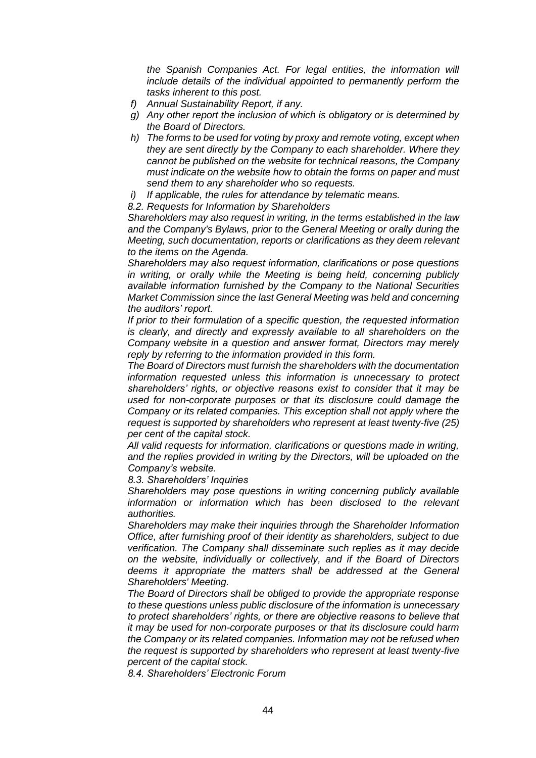*the Spanish Companies Act. For legal entities, the information will include details of the individual appointed to permanently perform the tasks inherent to this post.*

*f) Annual Sustainability Report, if any.*

*g) Any other report the inclusion of which is obligatory or is determined by the Board of Directors.*

*h) The forms to be used for voting by proxy and remote voting, except when they are sent directly by the Company to each shareholder. Where they cannot be published on the website for technical reasons, the Company must indicate on the website how to obtain the forms on paper and must send them to any shareholder who so requests.*

*i) If applicable, the rules for attendance by telematic means.*

*8.2. Requests for Information by Shareholders*

*Shareholders may also request in writing, in the terms established in the law and the Company's Bylaws, prior to the General Meeting or orally during the Meeting, such documentation, reports or clarifications as they deem relevant to the items on the Agenda.*

*Shareholders may also request information, clarifications or pose questions in writing, or orally while the Meeting is being held, concerning publicly available information furnished by the Company to the National Securities Market Commission since the last General Meeting was held and concerning the auditors' report.*

*If prior to their formulation of a specific question, the requested information is clearly, and directly and expressly available to all shareholders on the Company website in a question and answer format, Directors may merely reply by referring to the information provided in this form.*

*The Board of Directors must furnish the shareholders with the documentation information requested unless this information is unnecessary to protect shareholders' rights, or objective reasons exist to consider that it may be used for non-corporate purposes or that its disclosure could damage the Company or its related companies. This exception shall not apply where the request is supported by shareholders who represent at least twenty-five (25) per cent of the capital stock.*

*All valid requests for information, clarifications or questions made in writing, and the replies provided in writing by the Directors, will be uploaded on the Company's website.*

*8.3. Shareholders' Inquiries*

*Shareholders may pose questions in writing concerning publicly available information or information which has been disclosed to the relevant authorities.*

*Shareholders may make their inquiries through the Shareholder Information Office, after furnishing proof of their identity as shareholders, subject to due verification. The Company shall disseminate such replies as it may decide on the website, individually or collectively, and if the Board of Directors deems it appropriate the matters shall be addressed at the General Shareholders' Meeting.*

*The Board of Directors shall be obliged to provide the appropriate response to these questions unless public disclosure of the information is unnecessary to protect shareholders' rights, or there are objective reasons to believe that it may be used for non-corporate purposes or that its disclosure could harm the Company or its related companies. Information may not be refused when the request is supported by shareholders who represent at least twenty-five percent of the capital stock.*

*8.4. Shareholders' Electronic Forum*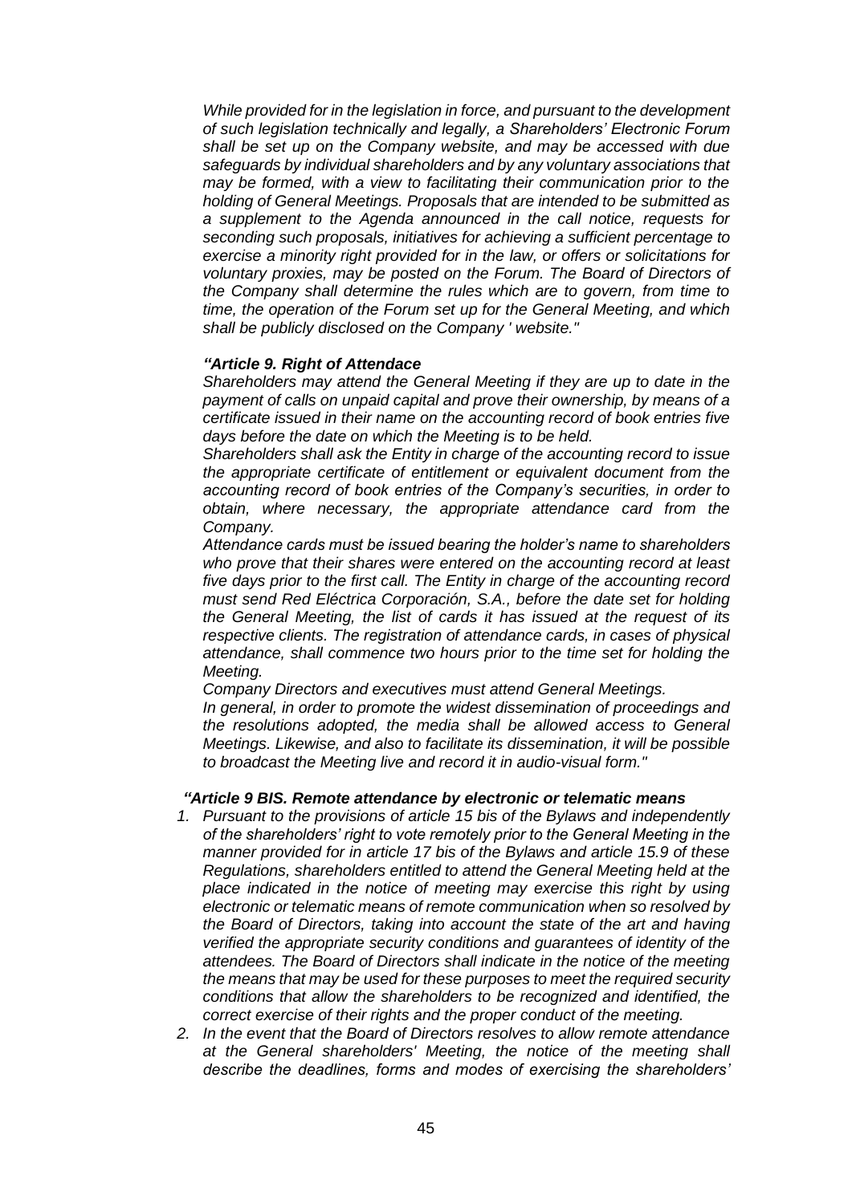*While provided for in the legislation in force, and pursuant to the development of such legislation technically and legally, a Shareholders' Electronic Forum shall be set up on the Company website, and may be accessed with due safeguards by individual shareholders and by any voluntary associations that may be formed, with a view to facilitating their communication prior to the holding of General Meetings. Proposals that are intended to be submitted as a supplement to the Agenda announced in the call notice, requests for seconding such proposals, initiatives for achieving a sufficient percentage to exercise a minority right provided for in the law, or offers or solicitations for voluntary proxies, may be posted on the Forum. The Board of Directors of the Company shall determine the rules which are to govern, from time to time, the operation of the Forum set up for the General Meeting, and which shall be publicly disclosed on the Company ' website."*

***"Article 9. Right of Attendace***

*Shareholders may attend the General Meeting if they are up to date in the payment of calls on unpaid capital and prove their ownership, by means of a certificate issued in their name on the accounting record of book entries five days before the date on which the Meeting is to be held.*

*Shareholders shall ask the Entity in charge of the accounting record to issue the appropriate certificate of entitlement or equivalent document from the accounting record of book entries of the Company's securities, in order to obtain, where necessary, the appropriate attendance card from the Company.*

*Attendance cards must be issued bearing the holder's name to shareholders who prove that their shares were entered on the accounting record at least five days prior to the first call. The Entity in charge of the accounting record must send Red Eléctrica Corporación, S.A., before the date set for holding the General Meeting, the list of cards it has issued at the request of its respective clients. The registration of attendance cards, in cases of physical attendance, shall commence two hours prior to the time set for holding the Meeting.*

*Company Directors and executives must attend General Meetings.*

*In general, in order to promote the widest dissemination of proceedings and the resolutions adopted, the media shall be allowed access to General Meetings. Likewise, and also to facilitate its dissemination, it will be possible to broadcast the Meeting live and record it in audio-visual form."*

***"Article 9 BIS. Remote attendance by electronic or telematic means***

1. *Pursuant to the provisions of article 15 bis of the Bylaws and independently of the shareholders' right to vote remotely prior to the General Meeting in the manner provided for in article 17 bis of the Bylaws and article 15.9 of these Regulations, shareholders entitled to attend the General Meeting held at the place indicated in the notice of meeting may exercise this right by using electronic or telematic means of remote communication when so resolved by the Board of Directors, taking into account the state of the art and having verified the appropriate security conditions and guarantees of identity of the attendees. The Board of Directors shall indicate in the notice of the meeting the means that may be used for these purposes to meet the required security conditions that allow the shareholders to be recognized and identified, the correct exercise of their rights and the proper conduct of the meeting.*
2. *In the event that the Board of Directors resolves to allow remote attendance at the General shareholders' Meeting, the notice of the meeting shall describe the deadlines, forms and modes of exercising the shareholders'*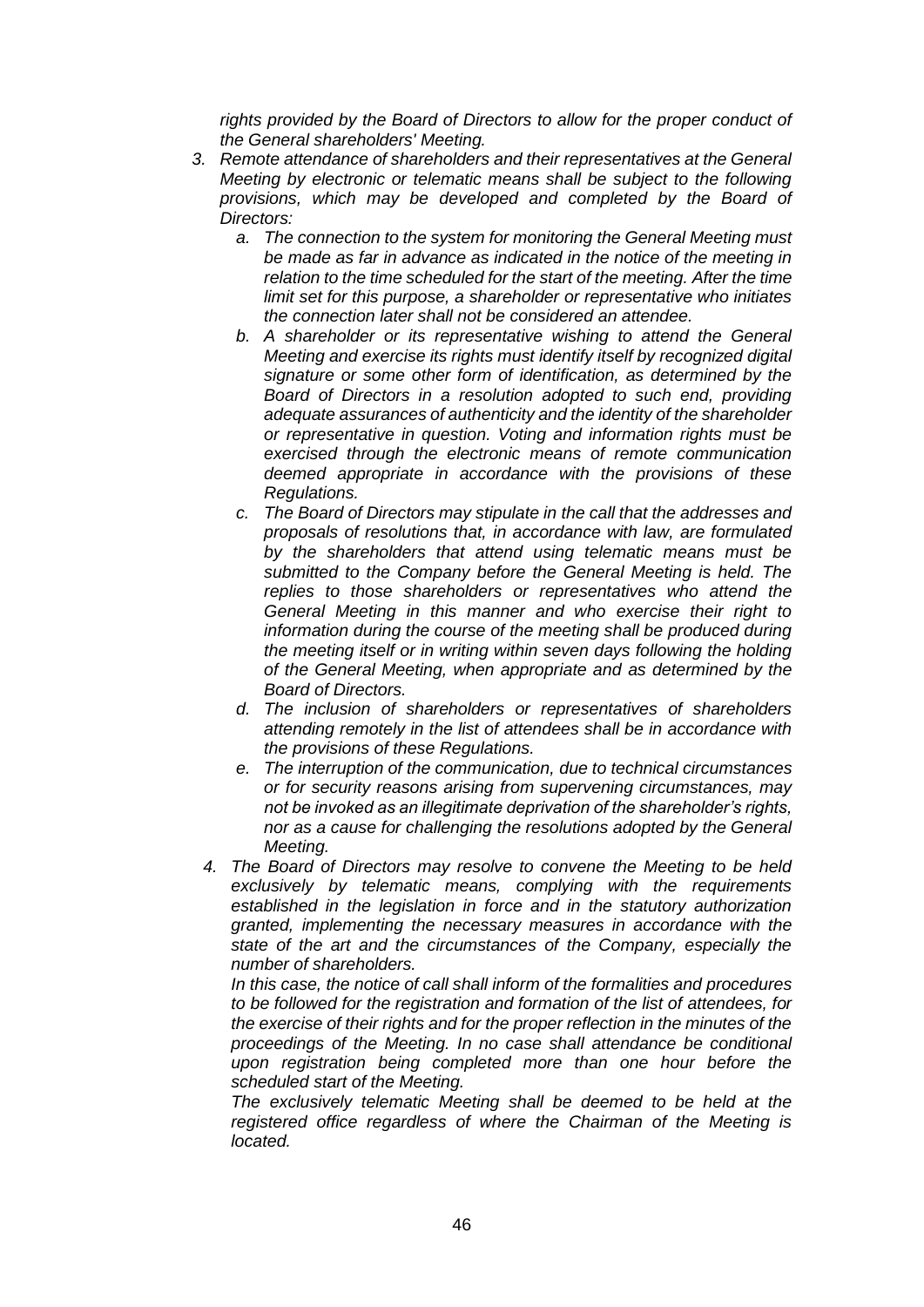*rights provided by the Board of Directors to allow for the proper conduct of the General shareholders' Meeting.*

3. *Remote attendance of shareholders and their representatives at the General Meeting by electronic or telematic means shall be subject to the following provisions, which may be developed and completed by the Board of Directors:*
    a. *The connection to the system for monitoring the General Meeting must be made as far in advance as indicated in the notice of the meeting in relation to the time scheduled for the start of the meeting. After the time limit set for this purpose, a shareholder or representative who initiates the connection later shall not be considered an attendee.*
    b. *A shareholder or its representative wishing to attend the General Meeting and exercise its rights must identify itself by recognized digital signature or some other form of identification, as determined by the Board of Directors in a resolution adopted to such end, providing adequate assurances of authenticity and the identity of the shareholder or representative in question. Voting and information rights must be exercised through the electronic means of remote communication deemed appropriate in accordance with the provisions of these Regulations.*
    c. *The Board of Directors may stipulate in the call that the addresses and proposals of resolutions that, in accordance with law, are formulated by the shareholders that attend using telematic means must be submitted to the Company before the General Meeting is held. The replies to those shareholders or representatives who attend the General Meeting in this manner and who exercise their right to information during the course of the meeting shall be produced during the meeting itself or in writing within seven days following the holding of the General Meeting, when appropriate and as determined by the Board of Directors.*
    d. *The inclusion of shareholders or representatives of shareholders attending remotely in the list of attendees shall be in accordance with the provisions of these Regulations.*
    e. *The interruption of the communication, due to technical circumstances or for security reasons arising from supervening circumstances, may not be invoked as an illegitimate deprivation of the shareholder's rights, nor as a cause for challenging the resolutions adopted by the General Meeting.*
4. *The Board of Directors may resolve to convene the Meeting to be held exclusively by telematic means, complying with the requirements established in the legislation in force and in the statutory authorization granted, implementing the necessary measures in accordance with the state of the art and the circumstances of the Company, especially the number of shareholders.*

   *In this case, the notice of call shall inform of the formalities and procedures to be followed for the registration and formation of the list of attendees, for the exercise of their rights and for the proper reflection in the minutes of the proceedings of the Meeting. In no case shall attendance be conditional upon registration being completed more than one hour before the scheduled start of the Meeting.*

   *The exclusively telematic Meeting shall be deemed to be held at the registered office regardless of where the Chairman of the Meeting is located.*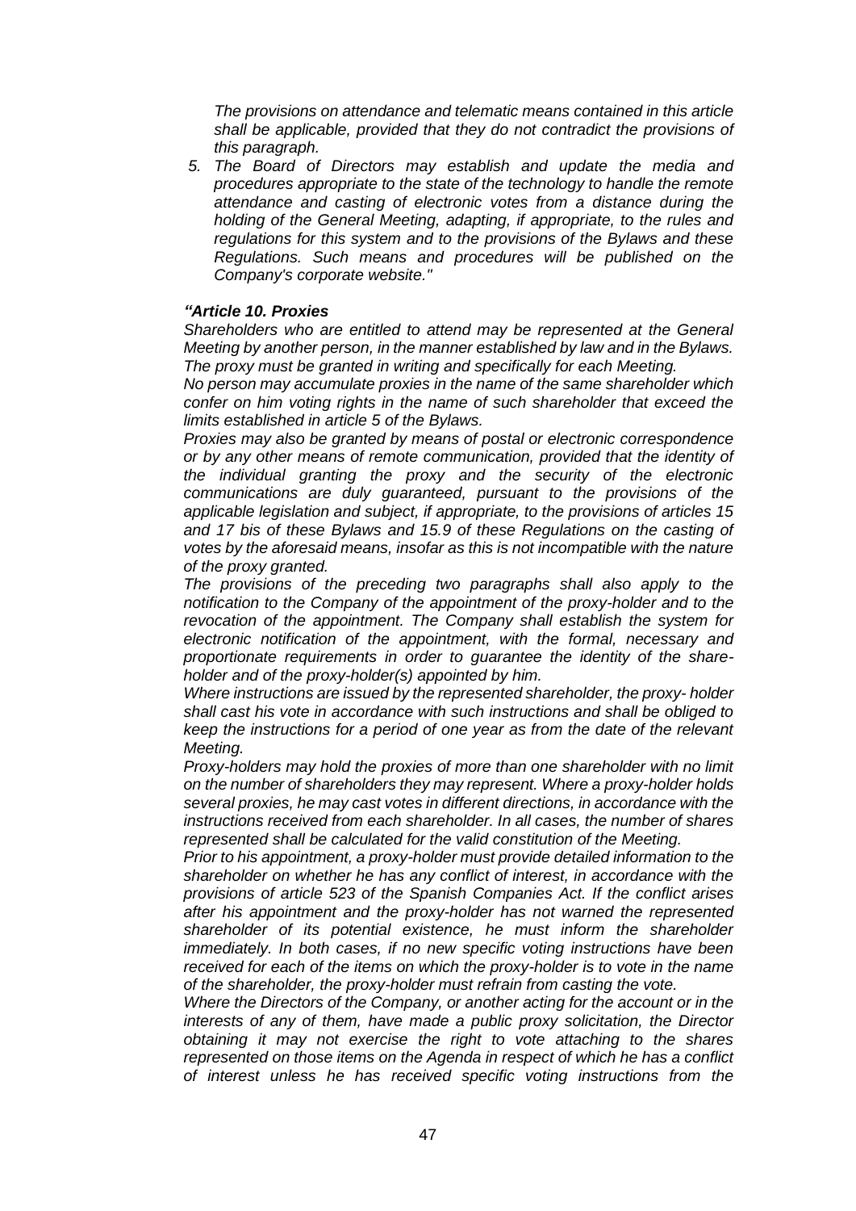*The provisions on attendance and telematic means contained in this article shall be applicable, provided that they do not contradict the provisions of this paragraph.*

5. *The Board of Directors may establish and update the media and procedures appropriate to the state of the technology to handle the remote attendance and casting of electronic votes from a distance during the holding of the General Meeting, adapting, if appropriate, to the rules and regulations for this system and to the provisions of the Bylaws and these Regulations. Such means and procedures will be published on the Company's corporate website."*

***"Article 10. Proxies***

*Shareholders who are entitled to attend may be represented at the General Meeting by another person, in the manner established by law and in the Bylaws. The proxy must be granted in writing and specifically for each Meeting.*

*No person may accumulate proxies in the name of the same shareholder which confer on him voting rights in the name of such shareholder that exceed the limits established in article 5 of the Bylaws.*

*Proxies may also be granted by means of postal or electronic correspondence or by any other means of remote communication, provided that the identity of the individual granting the proxy and the security of the electronic communications are duly guaranteed, pursuant to the provisions of the applicable legislation and subject, if appropriate, to the provisions of articles 15 and 17 bis of these Bylaws and 15.9 of these Regulations on the casting of votes by the aforesaid means, insofar as this is not incompatible with the nature of the proxy granted.*

*The provisions of the preceding two paragraphs shall also apply to the notification to the Company of the appointment of the proxy-holder and to the revocation of the appointment. The Company shall establish the system for electronic notification of the appointment, with the formal, necessary and proportionate requirements in order to guarantee the identity of the share-holder and of the proxy-holder(s) appointed by him.*

*Where instructions are issued by the represented shareholder, the proxy- holder shall cast his vote in accordance with such instructions and shall be obliged to keep the instructions for a period of one year as from the date of the relevant Meeting.*

*Proxy-holders may hold the proxies of more than one shareholder with no limit on the number of shareholders they may represent. Where a proxy-holder holds several proxies, he may cast votes in different directions, in accordance with the instructions received from each shareholder. In all cases, the number of shares represented shall be calculated for the valid constitution of the Meeting.*

*Prior to his appointment, a proxy-holder must provide detailed information to the shareholder on whether he has any conflict of interest, in accordance with the provisions of article 523 of the Spanish Companies Act. If the conflict arises after his appointment and the proxy-holder has not warned the represented shareholder of its potential existence, he must inform the shareholder immediately. In both cases, if no new specific voting instructions have been received for each of the items on which the proxy-holder is to vote in the name of the shareholder, the proxy-holder must refrain from casting the vote.*

*Where the Directors of the Company, or another acting for the account or in the interests of any of them, have made a public proxy solicitation, the Director obtaining it may not exercise the right to vote attaching to the shares represented on those items on the Agenda in respect of which he has a conflict of interest unless he has received specific voting instructions from the*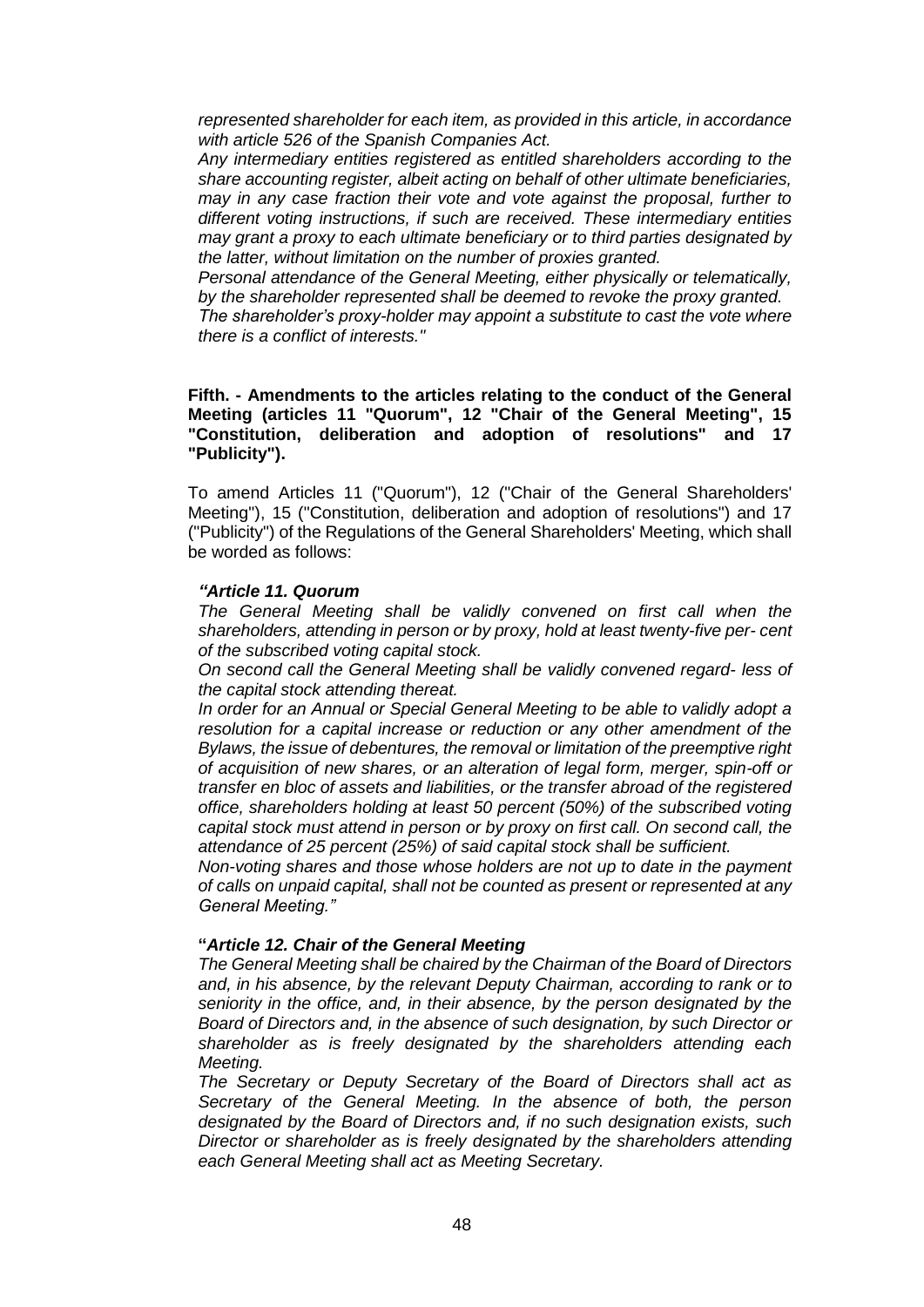*represented shareholder for each item, as provided in this article, in accordance with article 526 of the Spanish Companies Act.*

*Any intermediary entities registered as entitled shareholders according to the share accounting register, albeit acting on behalf of other ultimate beneficiaries, may in any case fraction their vote and vote against the proposal, further to different voting instructions, if such are received. These intermediary entities may grant a proxy to each ultimate beneficiary or to third parties designated by the latter, without limitation on the number of proxies granted.*

*Personal attendance of the General Meeting, either physically or telematically, by the shareholder represented shall be deemed to revoke the proxy granted.*

*The shareholder's proxy-holder may appoint a substitute to cast the vote where there is a conflict of interests."*

**Fifth. - Amendments to the articles relating to the conduct of the General Meeting (articles 11 "Quorum", 12 "Chair of the General Meeting", 15 "Constitution, deliberation and adoption of resolutions" and 17 "Publicity").**

To amend Articles 11 ("Quorum"), 12 ("Chair of the General Shareholders' Meeting"), 15 ("Constitution, deliberation and adoption of resolutions") and 17 ("Publicity") of the Regulations of the General Shareholders' Meeting, which shall be worded as follows:

***"Article 11. Quorum***

*The General Meeting shall be validly convened on first call when the shareholders, attending in person or by proxy, hold at least twenty-five per- cent of the subscribed voting capital stock.*

*On second call the General Meeting shall be validly convened regard- less of the capital stock attending thereat.*

*In order for an Annual or Special General Meeting to be able to validly adopt a resolution for a capital increase or reduction or any other amendment of the Bylaws, the issue of debentures, the removal or limitation of the preemptive right of acquisition of new shares, or an alteration of legal form, merger, spin-off or transfer en bloc of assets and liabilities, or the transfer abroad of the registered office, shareholders holding at least 50 percent (50%) of the subscribed voting capital stock must attend in person or by proxy on first call. On second call, the attendance of 25 percent (25%) of said capital stock shall be sufficient.*

*Non-voting shares and those whose holders are not up to date in the payment of calls on unpaid capital, shall not be counted as present or represented at any General Meeting."*

**"*Article 12. Chair of the General Meeting***

*The General Meeting shall be chaired by the Chairman of the Board of Directors and, in his absence, by the relevant Deputy Chairman, according to rank or to seniority in the office, and, in their absence, by the person designated by the Board of Directors and, in the absence of such designation, by such Director or shareholder as is freely designated by the shareholders attending each Meeting.*

*The Secretary or Deputy Secretary of the Board of Directors shall act as Secretary of the General Meeting. In the absence of both, the person designated by the Board of Directors and, if no such designation exists, such Director or shareholder as is freely designated by the shareholders attending each General Meeting shall act as Meeting Secretary.*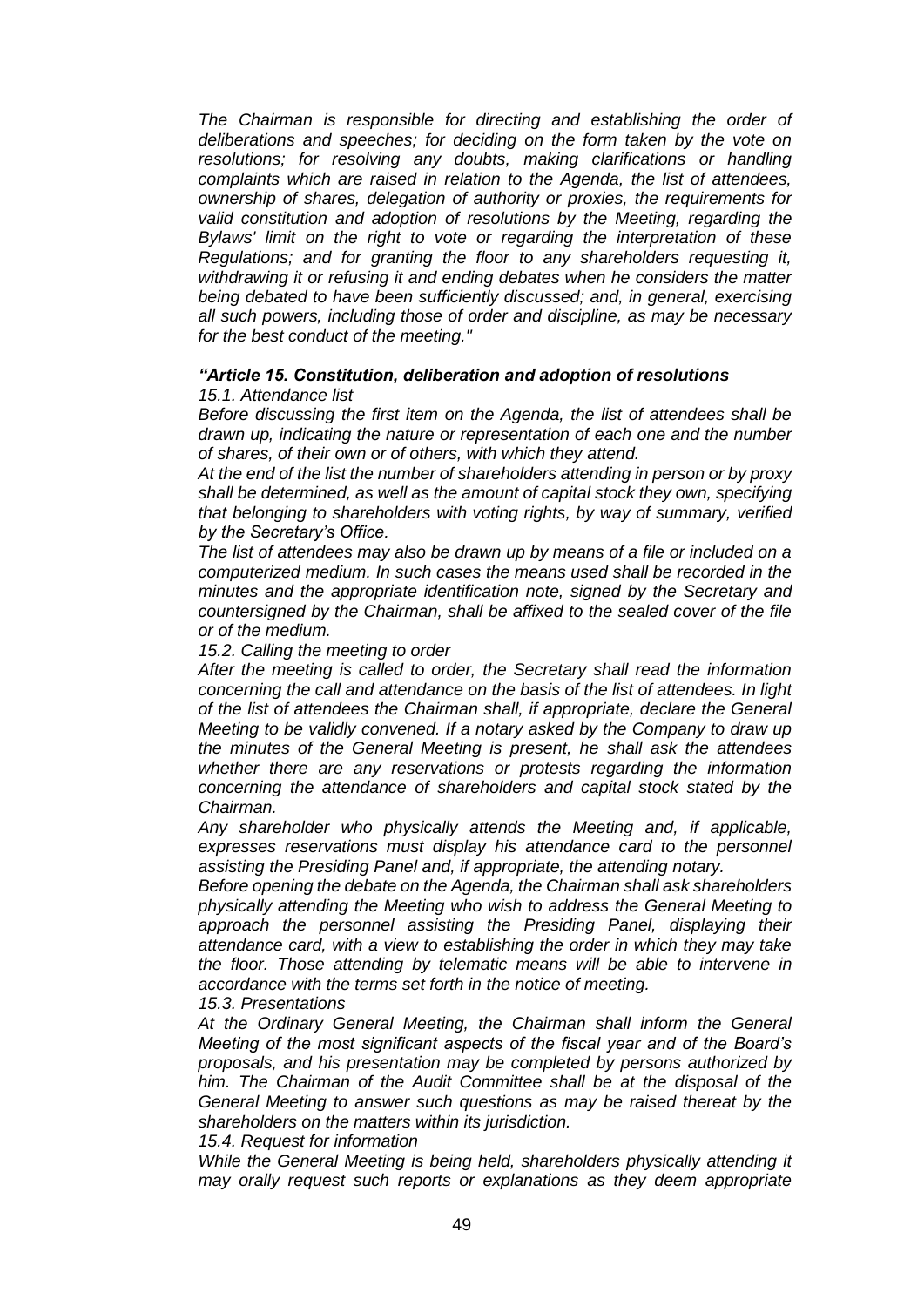*The Chairman is responsible for directing and establishing the order of deliberations and speeches; for deciding on the form taken by the vote on resolutions; for resolving any doubts, making clarifications or handling complaints which are raised in relation to the Agenda, the list of attendees, ownership of shares, delegation of authority or proxies, the requirements for valid constitution and adoption of resolutions by the Meeting, regarding the Bylaws' limit on the right to vote or regarding the interpretation of these Regulations; and for granting the floor to any shareholders requesting it, withdrawing it or refusing it and ending debates when he considers the matter being debated to have been sufficiently discussed; and, in general, exercising all such powers, including those of order and discipline, as may be necessary for the best conduct of the meeting."*

***"Article 15. Constitution, deliberation and adoption of resolutions***

*15.1. Attendance list*

*Before discussing the first item on the Agenda, the list of attendees shall be drawn up, indicating the nature or representation of each one and the number of shares, of their own or of others, with which they attend.*

*At the end of the list the number of shareholders attending in person or by proxy shall be determined, as well as the amount of capital stock they own, specifying that belonging to shareholders with voting rights, by way of summary, verified by the Secretary's Office.*

*The list of attendees may also be drawn up by means of a file or included on a computerized medium. In such cases the means used shall be recorded in the minutes and the appropriate identification note, signed by the Secretary and countersigned by the Chairman, shall be affixed to the sealed cover of the file or of the medium.*

*15.2. Calling the meeting to order*

*After the meeting is called to order, the Secretary shall read the information concerning the call and attendance on the basis of the list of attendees. In light of the list of attendees the Chairman shall, if appropriate, declare the General Meeting to be validly convened. If a notary asked by the Company to draw up the minutes of the General Meeting is present, he shall ask the attendees whether there are any reservations or protests regarding the information concerning the attendance of shareholders and capital stock stated by the Chairman.*

*Any shareholder who physically attends the Meeting and, if applicable, expresses reservations must display his attendance card to the personnel assisting the Presiding Panel and, if appropriate, the attending notary.*

*Before opening the debate on the Agenda, the Chairman shall ask shareholders physically attending the Meeting who wish to address the General Meeting to approach the personnel assisting the Presiding Panel, displaying their attendance card, with a view to establishing the order in which they may take the floor. Those attending by telematic means will be able to intervene in accordance with the terms set forth in the notice of meeting.*

*15.3. Presentations*

*At the Ordinary General Meeting, the Chairman shall inform the General Meeting of the most significant aspects of the fiscal year and of the Board's proposals, and his presentation may be completed by persons authorized by him. The Chairman of the Audit Committee shall be at the disposal of the General Meeting to answer such questions as may be raised thereat by the shareholders on the matters within its jurisdiction.*

*15.4. Request for information*

*While the General Meeting is being held, shareholders physically attending it may orally request such reports or explanations as they deem appropriate*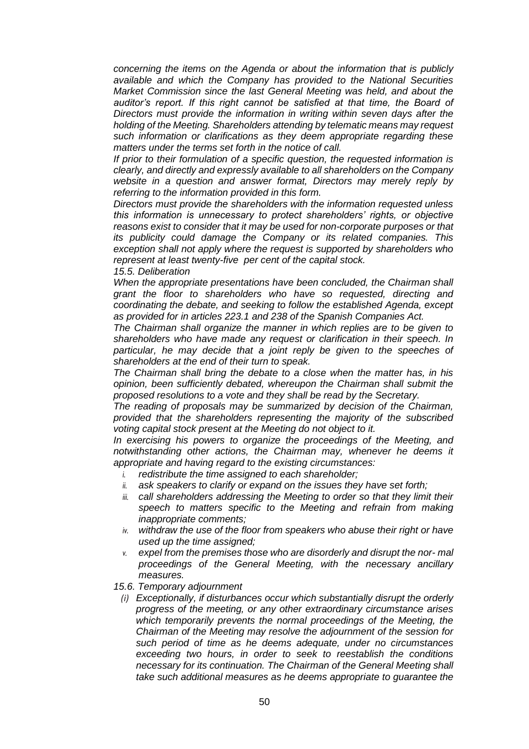*concerning the items on the Agenda or about the information that is publicly available and which the Company has provided to the National Securities Market Commission since the last General Meeting was held, and about the auditor's report. If this right cannot be satisfied at that time, the Board of Directors must provide the information in writing within seven days after the holding of the Meeting. Shareholders attending by telematic means may request such information or clarifications as they deem appropriate regarding these matters under the terms set forth in the notice of call.*

*If prior to their formulation of a specific question, the requested information is clearly, and directly and expressly available to all shareholders on the Company website in a question and answer format, Directors may merely reply by referring to the information provided in this form.*

*Directors must provide the shareholders with the information requested unless this information is unnecessary to protect shareholders' rights, or objective reasons exist to consider that it may be used for non-corporate purposes or that its publicity could damage the Company or its related companies. This exception shall not apply where the request is supported by shareholders who represent at least twenty-five per cent of the capital stock.*

*15.5. Deliberation*

*When the appropriate presentations have been concluded, the Chairman shall grant the floor to shareholders who have so requested, directing and coordinating the debate, and seeking to follow the established Agenda, except as provided for in articles 223.1 and 238 of the Spanish Companies Act.*

*The Chairman shall organize the manner in which replies are to be given to shareholders who have made any request or clarification in their speech. In particular, he may decide that a joint reply be given to the speeches of shareholders at the end of their turn to speak.*

*The Chairman shall bring the debate to a close when the matter has, in his opinion, been sufficiently debated, whereupon the Chairman shall submit the proposed resolutions to a vote and they shall be read by the Secretary.*

*The reading of proposals may be summarized by decision of the Chairman, provided that the shareholders representing the majority of the subscribed voting capital stock present at the Meeting do not object to it.*

*In exercising his powers to organize the proceedings of the Meeting, and notwithstanding other actions, the Chairman may, whenever he deems it appropriate and having regard to the existing circumstances:*

- *i. redistribute the time assigned to each shareholder;*
- *ii. ask speakers to clarify or expand on the issues they have set forth;*
- *iii. call shareholders addressing the Meeting to order so that they limit their speech to matters specific to the Meeting and refrain from making inappropriate comments;*
- *iv. withdraw the use of the floor from speakers who abuse their right or have used up the time assigned;*
- *v. expel from the premises those who are disorderly and disrupt the nor- mal proceedings of the General Meeting, with the necessary ancillary measures.*

*15.6. Temporary adjournment*

*(i) Exceptionally, if disturbances occur which substantially disrupt the orderly progress of the meeting, or any other extraordinary circumstance arises which temporarily prevents the normal proceedings of the Meeting, the Chairman of the Meeting may resolve the adjournment of the session for such period of time as he deems adequate, under no circumstances exceeding two hours, in order to seek to reestablish the conditions necessary for its continuation. The Chairman of the General Meeting shall take such additional measures as he deems appropriate to guarantee the*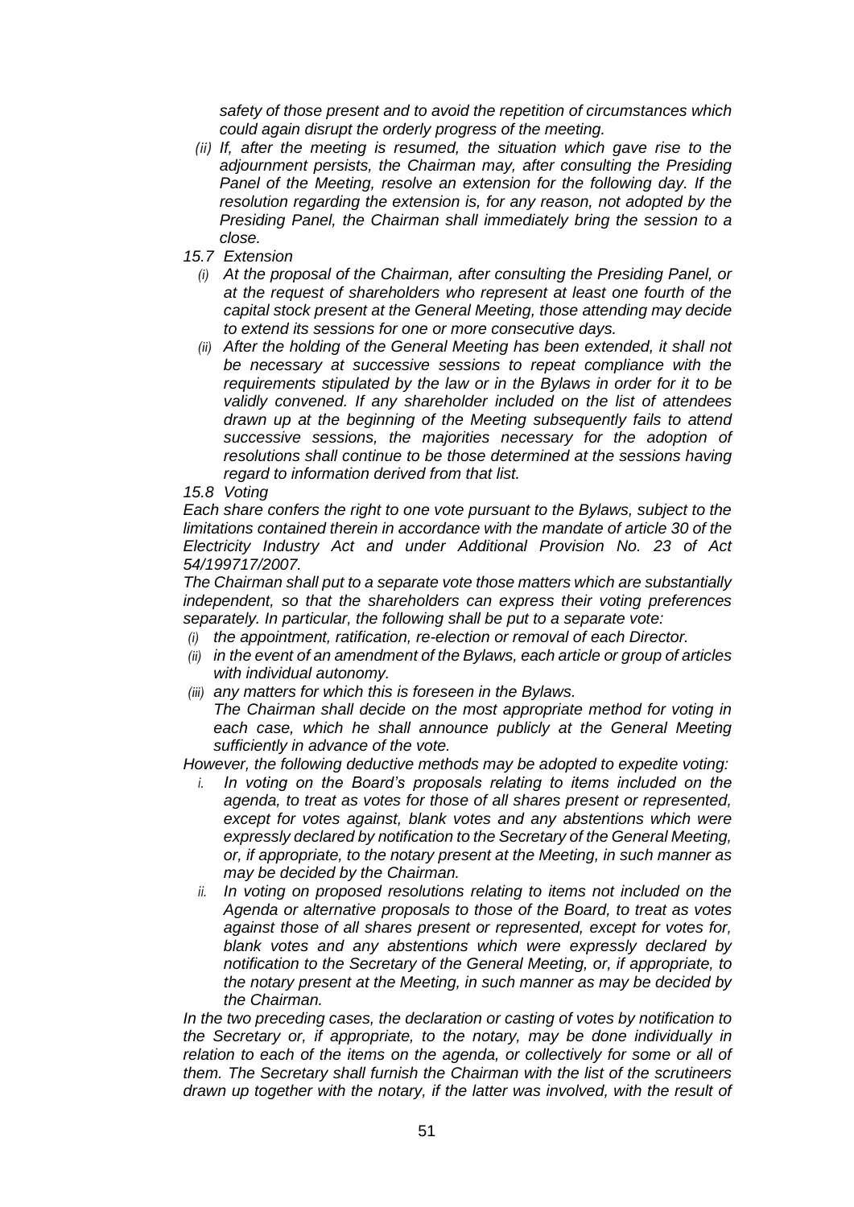*safety of those present and to avoid the repetition of circumstances which could again disrupt the orderly progress of the meeting.*

*(ii) If, after the meeting is resumed, the situation which gave rise to the adjournment persists, the Chairman may, after consulting the Presiding Panel of the Meeting, resolve an extension for the following day. If the resolution regarding the extension is, for any reason, not adopted by the Presiding Panel, the Chairman shall immediately bring the session to a close.*

*15.7 Extension*

*(i) At the proposal of the Chairman, after consulting the Presiding Panel, or at the request of shareholders who represent at least one fourth of the capital stock present at the General Meeting, those attending may decide to extend its sessions for one or more consecutive days.*

*(ii) After the holding of the General Meeting has been extended, it shall not be necessary at successive sessions to repeat compliance with the requirements stipulated by the law or in the Bylaws in order for it to be validly convened. If any shareholder included on the list of attendees drawn up at the beginning of the Meeting subsequently fails to attend successive sessions, the majorities necessary for the adoption of resolutions shall continue to be those determined at the sessions having regard to information derived from that list.*

*15.8 Voting*

*Each share confers the right to one vote pursuant to the Bylaws, subject to the limitations contained therein in accordance with the mandate of article 30 of the Electricity Industry Act and under Additional Provision No. 23 of Act 54/199717/2007.*

*The Chairman shall put to a separate vote those matters which are substantially independent, so that the shareholders can express their voting preferences separately. In particular, the following shall be put to a separate vote:*

*(i) the appointment, ratification, re-election or removal of each Director.*

*(ii) in the event of an amendment of the Bylaws, each article or group of articles with individual autonomy.*

*(iii) any matters for which this is foreseen in the Bylaws.*

*The Chairman shall decide on the most appropriate method for voting in each case, which he shall announce publicly at the General Meeting sufficiently in advance of the vote.*

*However, the following deductive methods may be adopted to expedite voting:*

*i. In voting on the Board's proposals relating to items included on the agenda, to treat as votes for those of all shares present or represented, except for votes against, blank votes and any abstentions which were expressly declared by notification to the Secretary of the General Meeting, or, if appropriate, to the notary present at the Meeting, in such manner as may be decided by the Chairman.*

*ii. In voting on proposed resolutions relating to items not included on the Agenda or alternative proposals to those of the Board, to treat as votes against those of all shares present or represented, except for votes for, blank votes and any abstentions which were expressly declared by notification to the Secretary of the General Meeting, or, if appropriate, to the notary present at the Meeting, in such manner as may be decided by the Chairman.*

*In the two preceding cases, the declaration or casting of votes by notification to the Secretary or, if appropriate, to the notary, may be done individually in relation to each of the items on the agenda, or collectively for some or all of them. The Secretary shall furnish the Chairman with the list of the scrutineers drawn up together with the notary, if the latter was involved, with the result of*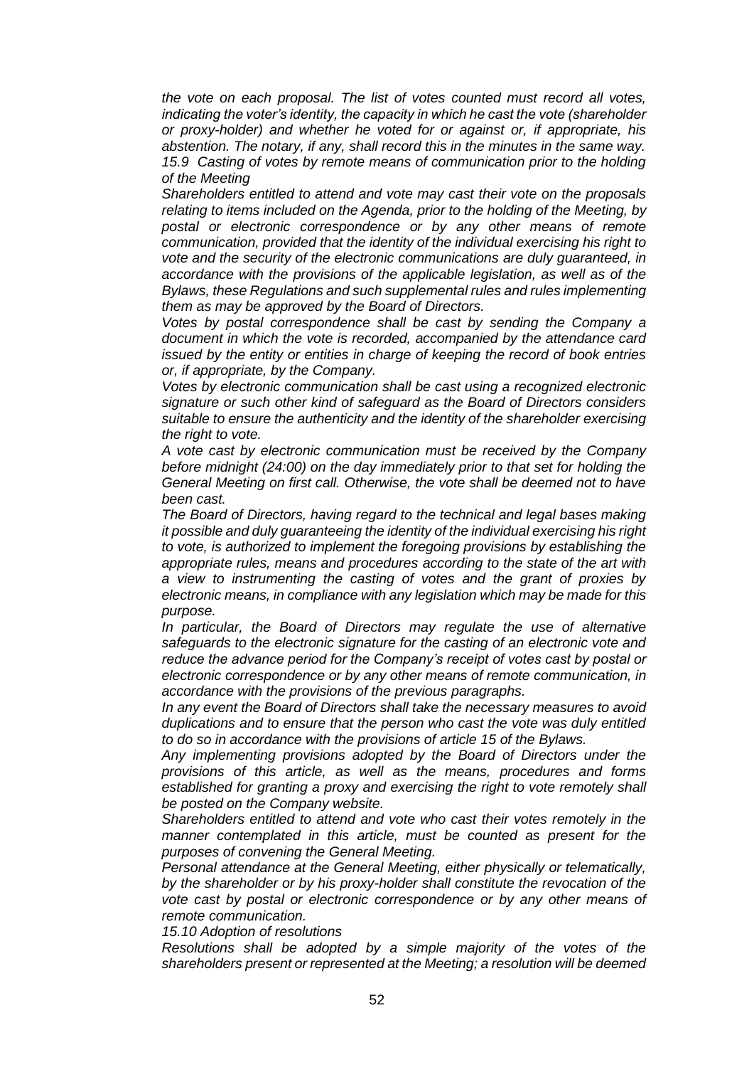*the vote on each proposal. The list of votes counted must record all votes, indicating the voter's identity, the capacity in which he cast the vote (shareholder or proxy-holder) and whether he voted for or against or, if appropriate, his abstention. The notary, if any, shall record this in the minutes in the same way.*

*15.9 Casting of votes by remote means of communication prior to the holding of the Meeting*

*Shareholders entitled to attend and vote may cast their vote on the proposals relating to items included on the Agenda, prior to the holding of the Meeting, by postal or electronic correspondence or by any other means of remote communication, provided that the identity of the individual exercising his right to vote and the security of the electronic communications are duly guaranteed, in accordance with the provisions of the applicable legislation, as well as of the Bylaws, these Regulations and such supplemental rules and rules implementing them as may be approved by the Board of Directors.*

*Votes by postal correspondence shall be cast by sending the Company a document in which the vote is recorded, accompanied by the attendance card issued by the entity or entities in charge of keeping the record of book entries or, if appropriate, by the Company.*

*Votes by electronic communication shall be cast using a recognized electronic signature or such other kind of safeguard as the Board of Directors considers suitable to ensure the authenticity and the identity of the shareholder exercising the right to vote.*

*A vote cast by electronic communication must be received by the Company before midnight (24:00) on the day immediately prior to that set for holding the General Meeting on first call. Otherwise, the vote shall be deemed not to have been cast.*

*The Board of Directors, having regard to the technical and legal bases making it possible and duly guaranteeing the identity of the individual exercising his right to vote, is authorized to implement the foregoing provisions by establishing the appropriate rules, means and procedures according to the state of the art with a view to instrumenting the casting of votes and the grant of proxies by electronic means, in compliance with any legislation which may be made for this purpose.*

*In particular, the Board of Directors may regulate the use of alternative safeguards to the electronic signature for the casting of an electronic vote and reduce the advance period for the Company's receipt of votes cast by postal or electronic correspondence or by any other means of remote communication, in accordance with the provisions of the previous paragraphs.*

*In any event the Board of Directors shall take the necessary measures to avoid duplications and to ensure that the person who cast the vote was duly entitled to do so in accordance with the provisions of article 15 of the Bylaws.*

*Any implementing provisions adopted by the Board of Directors under the provisions of this article, as well as the means, procedures and forms established for granting a proxy and exercising the right to vote remotely shall be posted on the Company website.*

*Shareholders entitled to attend and vote who cast their votes remotely in the manner contemplated in this article, must be counted as present for the purposes of convening the General Meeting.*

*Personal attendance at the General Meeting, either physically or telematically, by the shareholder or by his proxy-holder shall constitute the revocation of the vote cast by postal or electronic correspondence or by any other means of remote communication.*

*15.10 Adoption of resolutions*

*Resolutions shall be adopted by a simple majority of the votes of the shareholders present or represented at the Meeting; a resolution will be deemed*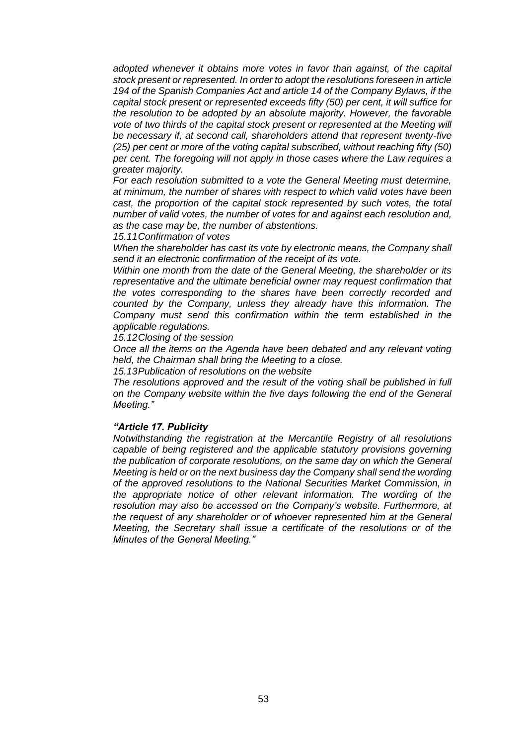*adopted whenever it obtains more votes in favor than against, of the capital stock present or represented. In order to adopt the resolutions foreseen in article 194 of the Spanish Companies Act and article 14 of the Company Bylaws, if the capital stock present or represented exceeds fifty (50) per cent, it will suffice for the resolution to be adopted by an absolute majority. However, the favorable vote of two thirds of the capital stock present or represented at the Meeting will be necessary if, at second call, shareholders attend that represent twenty-five (25) per cent or more of the voting capital subscribed, without reaching fifty (50) per cent. The foregoing will not apply in those cases where the Law requires a greater majority.*

*For each resolution submitted to a vote the General Meeting must determine, at minimum, the number of shares with respect to which valid votes have been cast, the proportion of the capital stock represented by such votes, the total number of valid votes, the number of votes for and against each resolution and, as the case may be, the number of abstentions.*

*15.11 Confirmation of votes*

*When the shareholder has cast its vote by electronic means, the Company shall send it an electronic confirmation of the receipt of its vote.*

*Within one month from the date of the General Meeting, the shareholder or its representative and the ultimate beneficial owner may request confirmation that the votes corresponding to the shares have been correctly recorded and counted by the Company, unless they already have this information. The Company must send this confirmation within the term established in the applicable regulations.*

*15.12 Closing of the session*

*Once all the items on the Agenda have been debated and any relevant voting held, the Chairman shall bring the Meeting to a close.*

*15.13 Publication of resolutions on the website*

*The resolutions approved and the result of the voting shall be published in full on the Company website within the five days following the end of the General Meeting."*

***"Article 17. Publicity***

*Notwithstanding the registration at the Mercantile Registry of all resolutions capable of being registered and the applicable statutory provisions governing the publication of corporate resolutions, on the same day on which the General Meeting is held or on the next business day the Company shall send the wording of the approved resolutions to the National Securities Market Commission, in the appropriate notice of other relevant information. The wording of the resolution may also be accessed on the Company's website. Furthermore, at the request of any shareholder or of whoever represented him at the General Meeting, the Secretary shall issue a certificate of the resolutions or of the Minutes of the General Meeting."*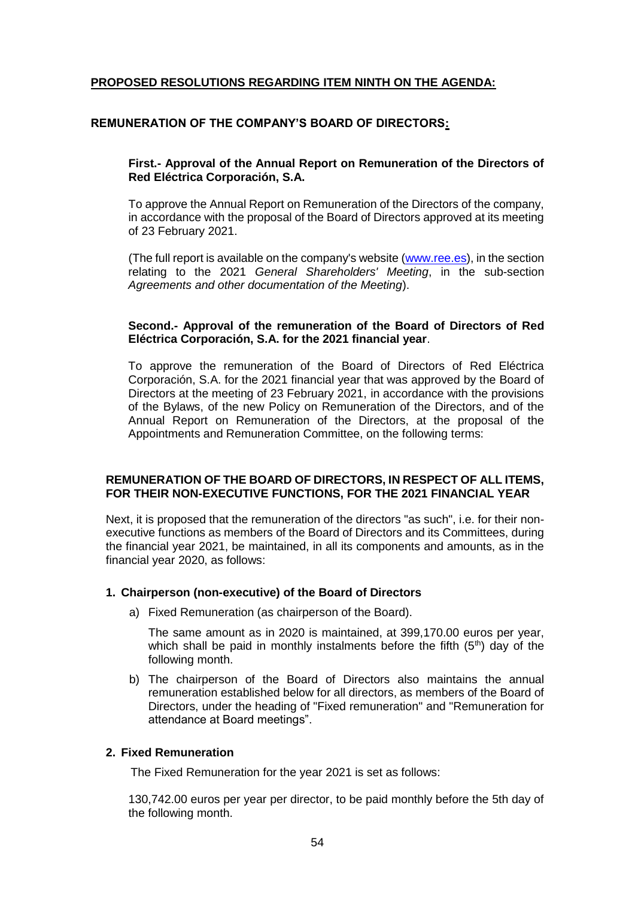**PROPOSED RESOLUTIONS REGARDING ITEM NINTH ON THE AGENDA:**

**REMUNERATION OF THE COMPANY'S BOARD OF DIRECTORS:**

**First.- Approval of the Annual Report on Remuneration of the Directors of Red Eléctrica Corporación, S.A.**

To approve the Annual Report on Remuneration of the Directors of the company, in accordance with the proposal of the Board of Directors approved at its meeting of 23 February 2021.

(The full report is available on the company's website (www.ree.es), in the section relating to the 2021 *General Shareholders' Meeting*, in the sub-section *Agreements and other documentation of the Meeting*).

**Second.- Approval of the remuneration of the Board of Directors of Red Eléctrica Corporación, S.A. for the 2021 financial year**.

To approve the remuneration of the Board of Directors of Red Eléctrica Corporación, S.A. for the 2021 financial year that was approved by the Board of Directors at the meeting of 23 February 2021, in accordance with the provisions of the Bylaws, of the new Policy on Remuneration of the Directors, and of the Annual Report on Remuneration of the Directors, at the proposal of the Appointments and Remuneration Committee, on the following terms:

**REMUNERATION OF THE BOARD OF DIRECTORS, IN RESPECT OF ALL ITEMS, FOR THEIR NON-EXECUTIVE FUNCTIONS, FOR THE 2021 FINANCIAL YEAR**

Next, it is proposed that the remuneration of the directors "as such", i.e. for their non-executive functions as members of the Board of Directors and its Committees, during the financial year 2021, be maintained, in all its components and amounts, as in the financial year 2020, as follows:

**1. Chairperson (non-executive) of the Board of Directors**

a) Fixed Remuneration (as chairperson of the Board).

The same amount as in 2020 is maintained, at 399,170.00 euros per year, which shall be paid in monthly instalments before the fifth (5th) day of the following month.

b) The chairperson of the Board of Directors also maintains the annual remuneration established below for all directors, as members of the Board of Directors, under the heading of "Fixed remuneration" and "Remuneration for attendance at Board meetings".

**2. Fixed Remuneration**

The Fixed Remuneration for the year 2021 is set as follows:

130,742.00 euros per year per director, to be paid monthly before the 5th day of the following month.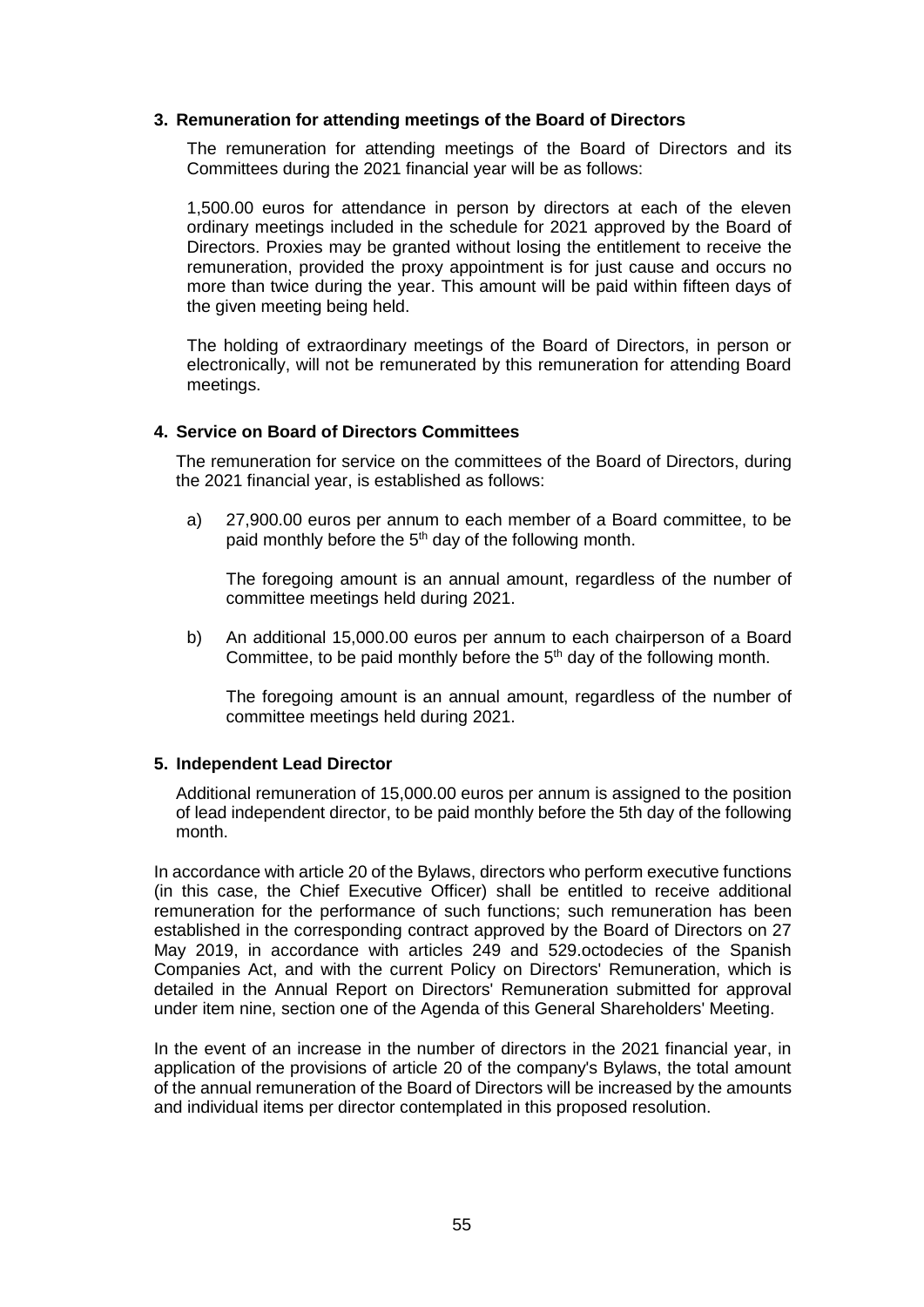## 3. Remuneration for attending meetings of the Board of Directors

The remuneration for attending meetings of the Board of Directors and its Committees during the 2021 financial year will be as follows:

1,500.00 euros for attendance in person by directors at each of the eleven ordinary meetings included in the schedule for 2021 approved by the Board of Directors. Proxies may be granted without losing the entitlement to receive the remuneration, provided the proxy appointment is for just cause and occurs no more than twice during the year. This amount will be paid within fifteen days of the given meeting being held.

The holding of extraordinary meetings of the Board of Directors, in person or electronically, will not be remunerated by this remuneration for attending Board meetings.

## 4. Service on Board of Directors Committees

The remuneration for service on the committees of the Board of Directors, during the 2021 financial year, is established as follows:

a) 27,900.00 euros per annum to each member of a Board committee, to be paid monthly before the 5th day of the following month.

   The foregoing amount is an annual amount, regardless of the number of committee meetings held during 2021.

b) An additional 15,000.00 euros per annum to each chairperson of a Board Committee, to be paid monthly before the 5th day of the following month.

   The foregoing amount is an annual amount, regardless of the number of committee meetings held during 2021.

## 5. Independent Lead Director

Additional remuneration of 15,000.00 euros per annum is assigned to the position of lead independent director, to be paid monthly before the 5th day of the following month.

In accordance with article 20 of the Bylaws, directors who perform executive functions (in this case, the Chief Executive Officer) shall be entitled to receive additional remuneration for the performance of such functions; such remuneration has been established in the corresponding contract approved by the Board of Directors on 27 May 2019, in accordance with articles 249 and 529.octodecies of the Spanish Companies Act, and with the current Policy on Directors' Remuneration, which is detailed in the Annual Report on Directors' Remuneration submitted for approval under item nine, section one of the Agenda of this General Shareholders' Meeting.

In the event of an increase in the number of directors in the 2021 financial year, in application of the provisions of article 20 of the company's Bylaws, the total amount of the annual remuneration of the Board of Directors will be increased by the amounts and individual items per director contemplated in this proposed resolution.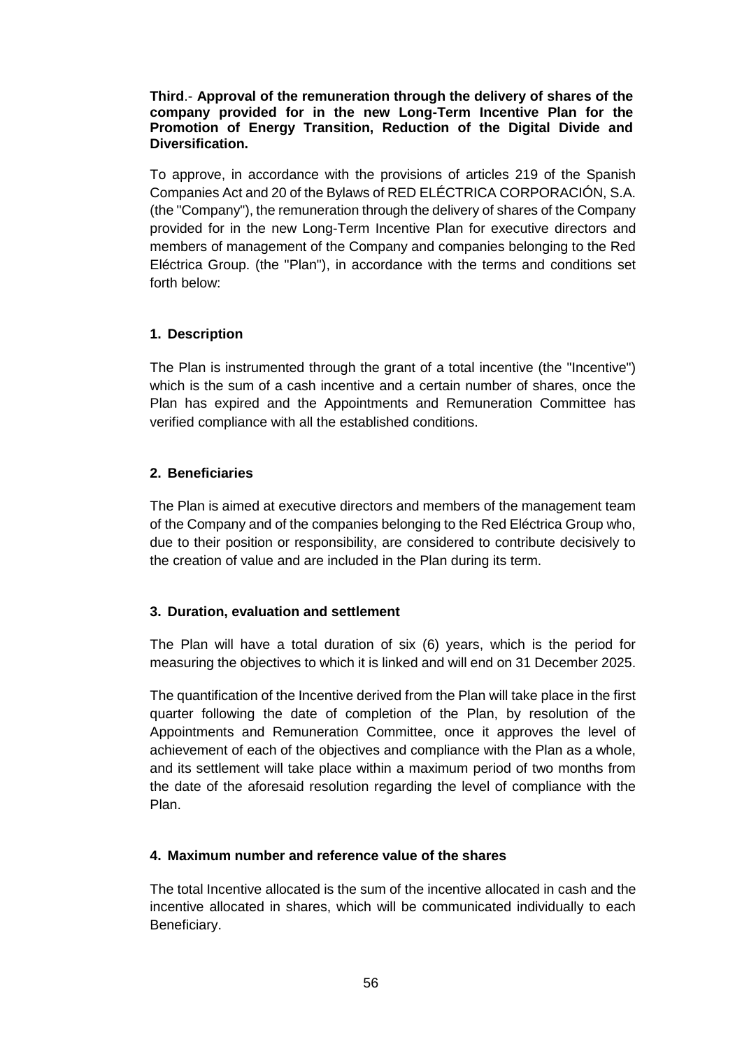**Third**.- **Approval of the remuneration through the delivery of shares of the company provided for in the new Long-Term Incentive Plan for the Promotion of Energy Transition, Reduction of the Digital Divide and Diversification.**

To approve, in accordance with the provisions of articles 219 of the Spanish Companies Act and 20 of the Bylaws of RED ELÉCTRICA CORPORACIÓN, S.A. (the "Company"), the remuneration through the delivery of shares of the Company provided for in the new Long-Term Incentive Plan for executive directors and members of management of the Company and companies belonging to the Red Eléctrica Group. (the "Plan"), in accordance with the terms and conditions set forth below:

**1. Description**

The Plan is instrumented through the grant of a total incentive (the "Incentive") which is the sum of a cash incentive and a certain number of shares, once the Plan has expired and the Appointments and Remuneration Committee has verified compliance with all the established conditions.

**2. Beneficiaries**

The Plan is aimed at executive directors and members of the management team of the Company and of the companies belonging to the Red Eléctrica Group who, due to their position or responsibility, are considered to contribute decisively to the creation of value and are included in the Plan during its term.

**3. Duration, evaluation and settlement**

The Plan will have a total duration of six (6) years, which is the period for measuring the objectives to which it is linked and will end on 31 December 2025.

The quantification of the Incentive derived from the Plan will take place in the first quarter following the date of completion of the Plan, by resolution of the Appointments and Remuneration Committee, once it approves the level of achievement of each of the objectives and compliance with the Plan as a whole, and its settlement will take place within a maximum period of two months from the date of the aforesaid resolution regarding the level of compliance with the Plan.

**4. Maximum number and reference value of the shares**

The total Incentive allocated is the sum of the incentive allocated in cash and the incentive allocated in shares, which will be communicated individually to each Beneficiary.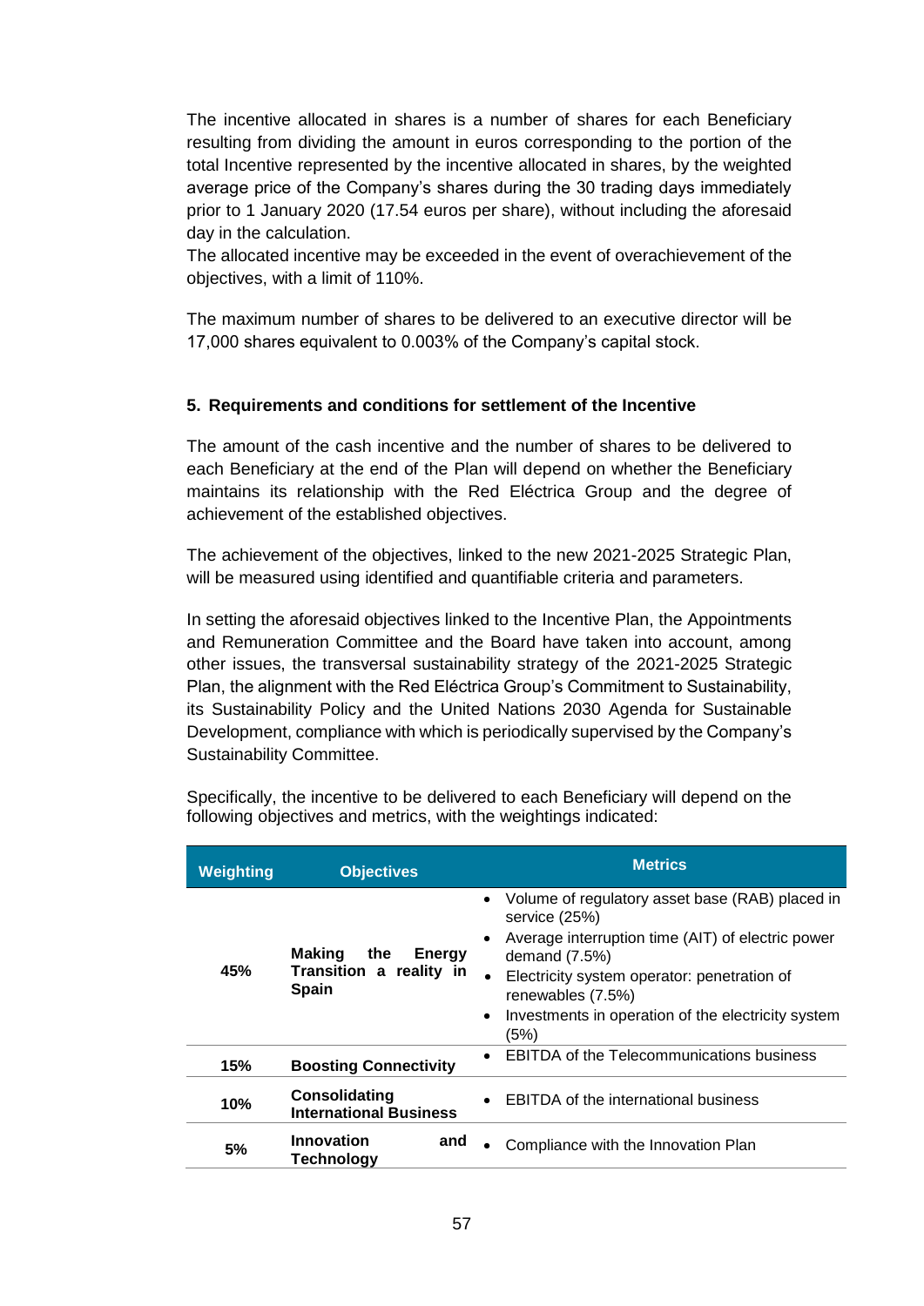The incentive allocated in shares is a number of shares for each Beneficiary resulting from dividing the amount in euros corresponding to the portion of the total Incentive represented by the incentive allocated in shares, by the weighted average price of the Company's shares during the 30 trading days immediately prior to 1 January 2020 (17.54 euros per share), without including the aforesaid day in the calculation.
The allocated incentive may be exceeded in the event of overachievement of the objectives, with a limit of 110%.

The maximum number of shares to be delivered to an executive director will be 17,000 shares equivalent to 0.003% of the Company's capital stock.

## 5. Requirements and conditions for settlement of the Incentive

The amount of the cash incentive and the number of shares to be delivered to each Beneficiary at the end of the Plan will depend on whether the Beneficiary maintains its relationship with the Red Eléctrica Group and the degree of achievement of the established objectives.

The achievement of the objectives, linked to the new 2021-2025 Strategic Plan, will be measured using identified and quantifiable criteria and parameters.

In setting the aforesaid objectives linked to the Incentive Plan, the Appointments and Remuneration Committee and the Board have taken into account, among other issues, the transversal sustainability strategy of the 2021-2025 Strategic Plan, the alignment with the Red Eléctrica Group's Commitment to Sustainability, its Sustainability Policy and the United Nations 2030 Agenda for Sustainable Development, compliance with which is periodically supervised by the Company's Sustainability Committee.

Specifically, the incentive to be delivered to each Beneficiary will depend on the following objectives and metrics, with the weightings indicated:

| Weighting | Objectives | Metrics |
|---|---|---|
| 45% | **Making the Energy Transition a reality in Spain** | • Volume of regulatory asset base (RAB) placed in service (25%)<br>• Average interruption time (AIT) of electric power demand (7.5%)<br>• Electricity system operator: penetration of renewables (7.5%)<br>• Investments in operation of the electricity system (5%) |
| 15% | **Boosting Connectivity** | • EBITDA of the Telecommunications business |
| 10% | **Consolidating International Business** | • EBITDA of the international business |
| 5% | **Innovation and Technology** | • Compliance with the Innovation Plan |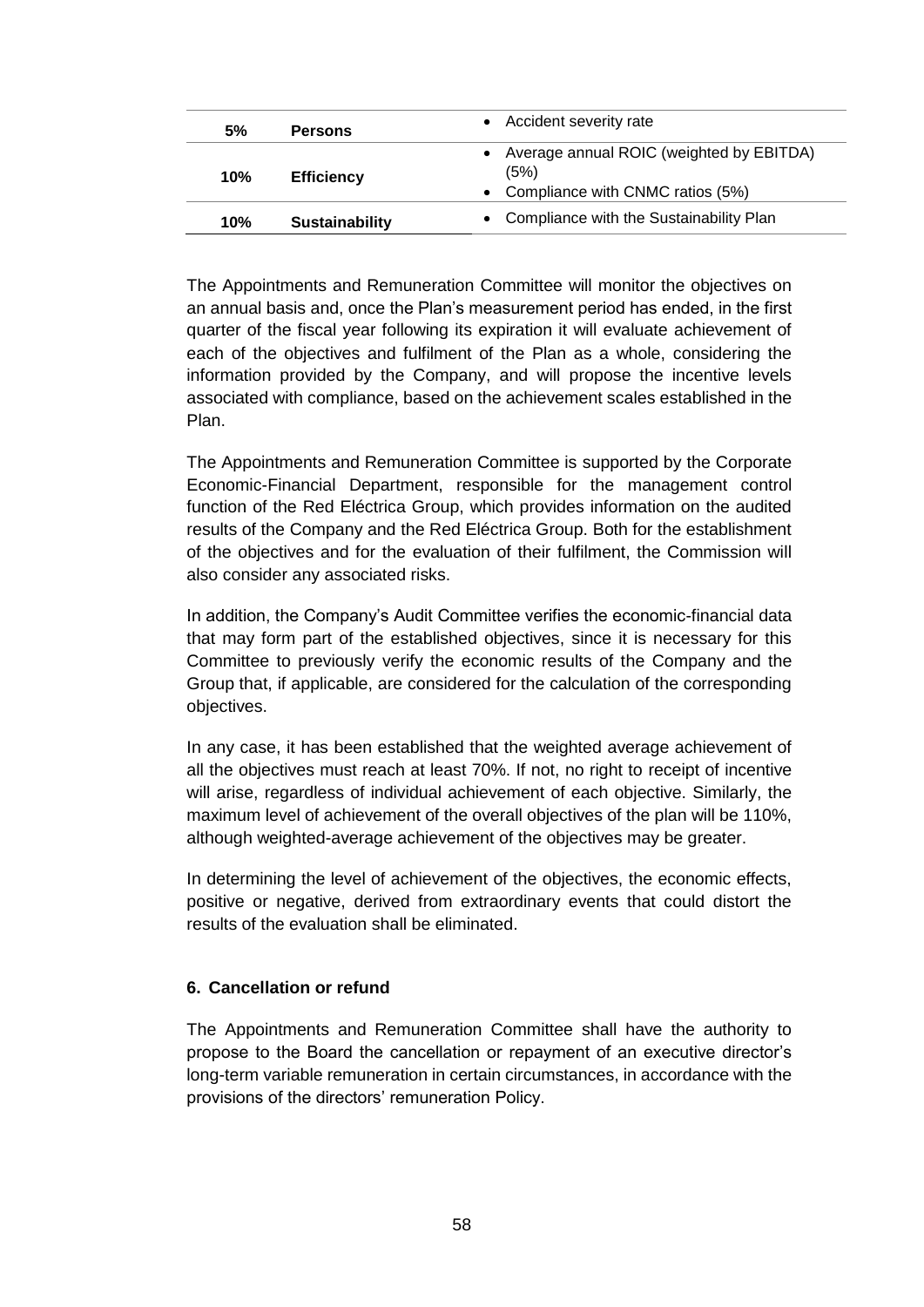| 5% | Persons | • Accident severity rate |
|---|---|---|
| 10% | Efficiency | • Average annual ROIC (weighted by EBITDA) (5%)<br>• Compliance with CNMC ratios (5%) |
| 10% | Sustainability | • Compliance with the Sustainability Plan |

The Appointments and Remuneration Committee will monitor the objectives on an annual basis and, once the Plan's measurement period has ended, in the first quarter of the fiscal year following its expiration it will evaluate achievement of each of the objectives and fulfilment of the Plan as a whole, considering the information provided by the Company, and will propose the incentive levels associated with compliance, based on the achievement scales established in the Plan.

The Appointments and Remuneration Committee is supported by the Corporate Economic-Financial Department, responsible for the management control function of the Red Eléctrica Group, which provides information on the audited results of the Company and the Red Eléctrica Group. Both for the establishment of the objectives and for the evaluation of their fulfilment, the Commission will also consider any associated risks.

In addition, the Company's Audit Committee verifies the economic-financial data that may form part of the established objectives, since it is necessary for this Committee to previously verify the economic results of the Company and the Group that, if applicable, are considered for the calculation of the corresponding objectives.

In any case, it has been established that the weighted average achievement of all the objectives must reach at least 70%. If not, no right to receipt of incentive will arise, regardless of individual achievement of each objective. Similarly, the maximum level of achievement of the overall objectives of the plan will be 110%, although weighted-average achievement of the objectives may be greater.

In determining the level of achievement of the objectives, the economic effects, positive or negative, derived from extraordinary events that could distort the results of the evaluation shall be eliminated.

### 6. Cancellation or refund

The Appointments and Remuneration Committee shall have the authority to propose to the Board the cancellation or repayment of an executive director's long-term variable remuneration in certain circumstances, in accordance with the provisions of the directors' remuneration Policy.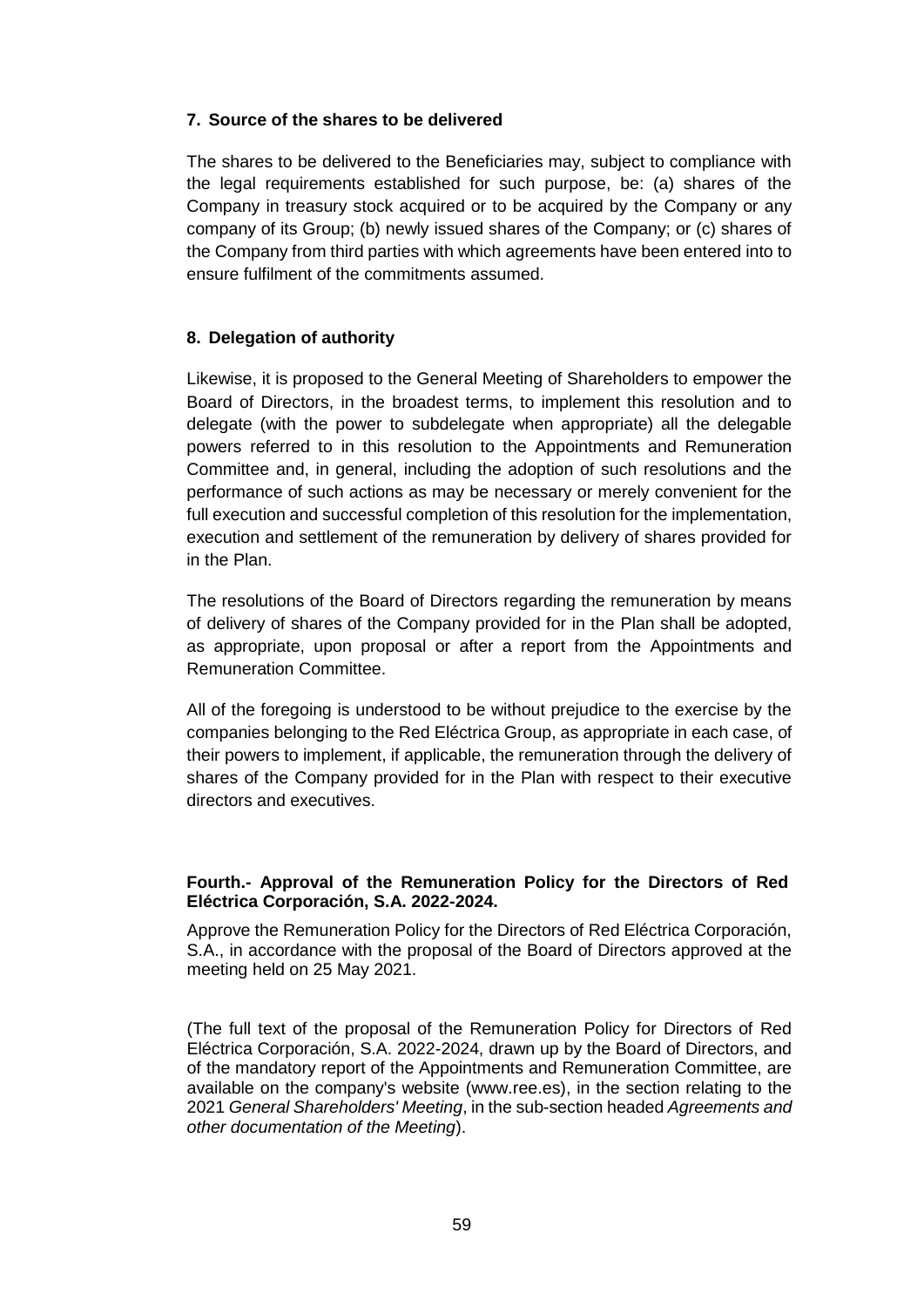## 7. Source of the shares to be delivered

The shares to be delivered to the Beneficiaries may, subject to compliance with the legal requirements established for such purpose, be: (a) shares of the Company in treasury stock acquired or to be acquired by the Company or any company of its Group; (b) newly issued shares of the Company; or (c) shares of the Company from third parties with which agreements have been entered into to ensure fulfilment of the commitments assumed.

## 8. Delegation of authority

Likewise, it is proposed to the General Meeting of Shareholders to empower the Board of Directors, in the broadest terms, to implement this resolution and to delegate (with the power to subdelegate when appropriate) all the delegable powers referred to in this resolution to the Appointments and Remuneration Committee and, in general, including the adoption of such resolutions and the performance of such actions as may be necessary or merely convenient for the full execution and successful completion of this resolution for the implementation, execution and settlement of the remuneration by delivery of shares provided for in the Plan.

The resolutions of the Board of Directors regarding the remuneration by means of delivery of shares of the Company provided for in the Plan shall be adopted, as appropriate, upon proposal or after a report from the Appointments and Remuneration Committee.

All of the foregoing is understood to be without prejudice to the exercise by the companies belonging to the Red Eléctrica Group, as appropriate in each case, of their powers to implement, if applicable, the remuneration through the delivery of shares of the Company provided for in the Plan with respect to their executive directors and executives.

**Fourth.- Approval of the Remuneration Policy for the Directors of Red Eléctrica Corporación, S.A. 2022-2024.**

Approve the Remuneration Policy for the Directors of Red Eléctrica Corporación, S.A., in accordance with the proposal of the Board of Directors approved at the meeting held on 25 May 2021.

(The full text of the proposal of the Remuneration Policy for Directors of Red Eléctrica Corporación, S.A. 2022-2024, drawn up by the Board of Directors, and of the mandatory report of the Appointments and Remuneration Committee, are available on the company's website (www.ree.es), in the section relating to the 2021 *General Shareholders' Meeting*, in the sub-section headed *Agreements and other documentation of the Meeting*).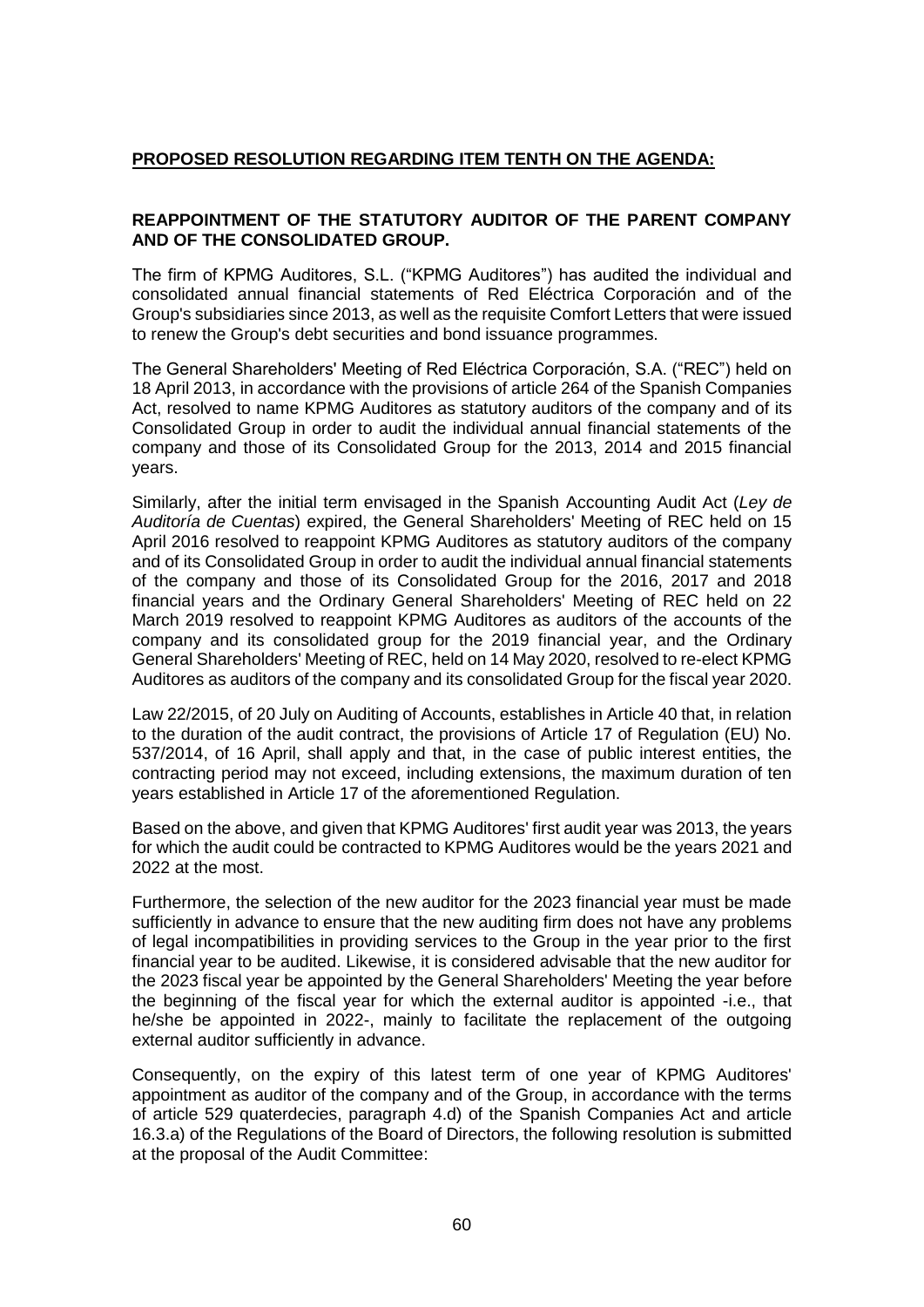**PROPOSED RESOLUTION REGARDING ITEM TENTH ON THE AGENDA:**

**REAPPOINTMENT OF THE STATUTORY AUDITOR OF THE PARENT COMPANY AND OF THE CONSOLIDATED GROUP.**

The firm of KPMG Auditores, S.L. ("KPMG Auditores") has audited the individual and consolidated annual financial statements of Red Eléctrica Corporación and of the Group's subsidiaries since 2013, as well as the requisite Comfort Letters that were issued to renew the Group's debt securities and bond issuance programmes.

The General Shareholders' Meeting of Red Eléctrica Corporación, S.A. ("REC") held on 18 April 2013, in accordance with the provisions of article 264 of the Spanish Companies Act, resolved to name KPMG Auditores as statutory auditors of the company and of its Consolidated Group in order to audit the individual annual financial statements of the company and those of its Consolidated Group for the 2013, 2014 and 2015 financial years.

Similarly, after the initial term envisaged in the Spanish Accounting Audit Act (*Ley de Auditoría de Cuentas*) expired, the General Shareholders' Meeting of REC held on 15 April 2016 resolved to reappoint KPMG Auditores as statutory auditors of the company and of its Consolidated Group in order to audit the individual annual financial statements of the company and those of its Consolidated Group for the 2016, 2017 and 2018 financial years and the Ordinary General Shareholders' Meeting of REC held on 22 March 2019 resolved to reappoint KPMG Auditores as auditors of the accounts of the company and its consolidated group for the 2019 financial year, and the Ordinary General Shareholders' Meeting of REC, held on 14 May 2020, resolved to re-elect KPMG Auditores as auditors of the company and its consolidated Group for the fiscal year 2020.

Law 22/2015, of 20 July on Auditing of Accounts, establishes in Article 40 that, in relation to the duration of the audit contract, the provisions of Article 17 of Regulation (EU) No. 537/2014, of 16 April, shall apply and that, in the case of public interest entities, the contracting period may not exceed, including extensions, the maximum duration of ten years established in Article 17 of the aforementioned Regulation.

Based on the above, and given that KPMG Auditores' first audit year was 2013, the years for which the audit could be contracted to KPMG Auditores would be the years 2021 and 2022 at the most.

Furthermore, the selection of the new auditor for the 2023 financial year must be made sufficiently in advance to ensure that the new auditing firm does not have any problems of legal incompatibilities in providing services to the Group in the year prior to the first financial year to be audited. Likewise, it is considered advisable that the new auditor for the 2023 fiscal year be appointed by the General Shareholders' Meeting the year before the beginning of the fiscal year for which the external auditor is appointed -i.e., that he/she be appointed in 2022-, mainly to facilitate the replacement of the outgoing external auditor sufficiently in advance.

Consequently, on the expiry of this latest term of one year of KPMG Auditores' appointment as auditor of the company and of the Group, in accordance with the terms of article 529 quaterdecies, paragraph 4.d) of the Spanish Companies Act and article 16.3.a) of the Regulations of the Board of Directors, the following resolution is submitted at the proposal of the Audit Committee: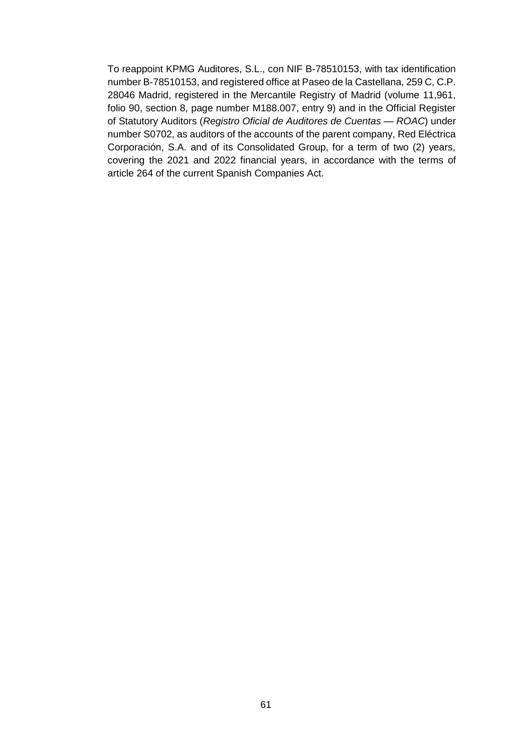To reappoint KPMG Auditores, S.L., con NIF B-78510153, with tax identification number B-78510153, and registered office at Paseo de la Castellana, 259 C, C.P. 28046 Madrid, registered in the Mercantile Registry of Madrid (volume 11,961, folio 90, section 8, page number M188.007, entry 9) and in the Official Register of Statutory Auditors (*Registro Oficial de Auditores de Cuentas — ROAC*) under number S0702, as auditors of the accounts of the parent company, Red Eléctrica Corporación, S.A. and of its Consolidated Group, for a term of two (2) years, covering the 2021 and 2022 financial years, in accordance with the terms of article 264 of the current Spanish Companies Act.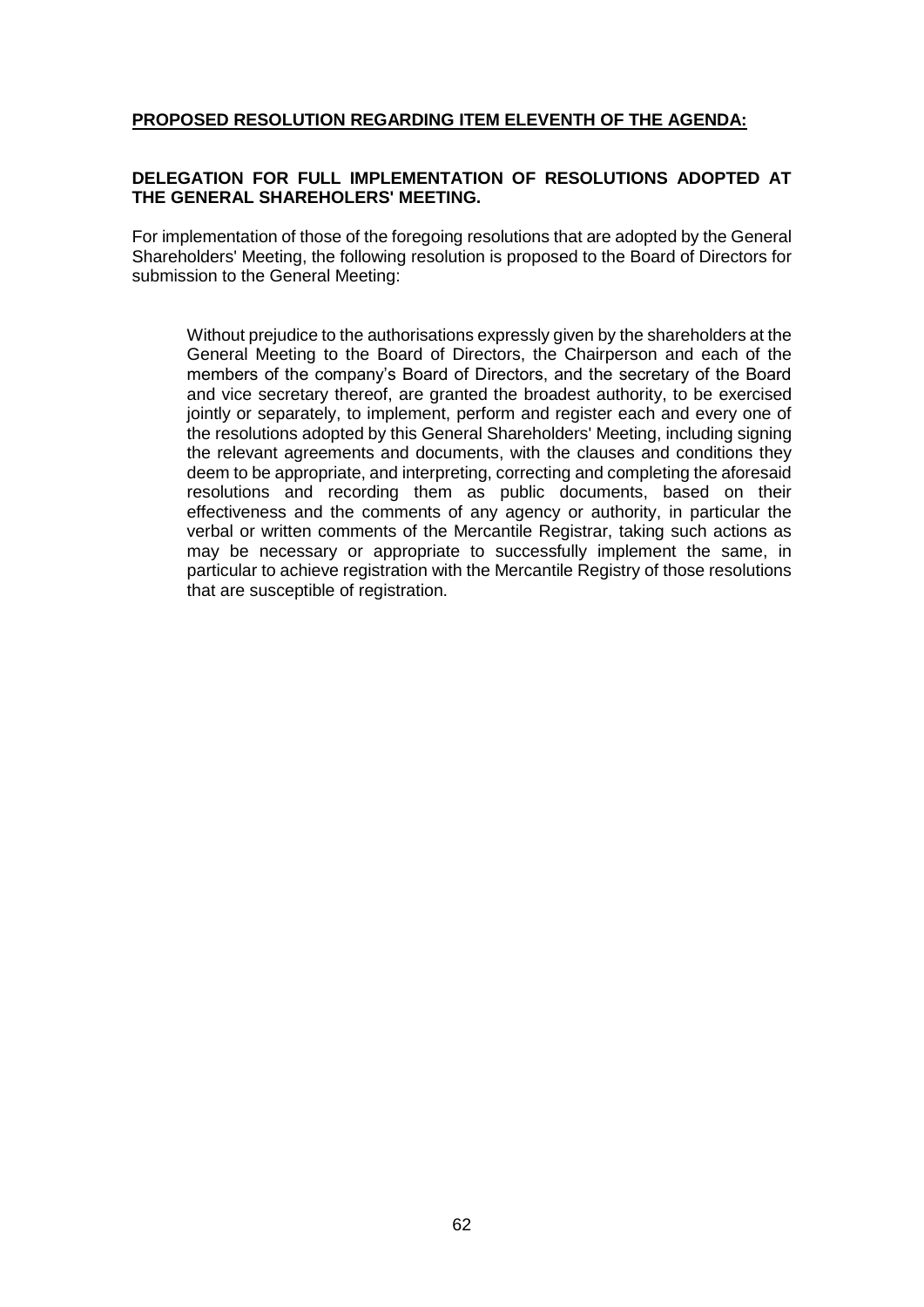**PROPOSED RESOLUTION REGARDING ITEM ELEVENTH OF THE AGENDA:**

**DELEGATION FOR FULL IMPLEMENTATION OF RESOLUTIONS ADOPTED AT THE GENERAL SHAREHOLERS' MEETING.**

For implementation of those of the foregoing resolutions that are adopted by the General Shareholders' Meeting, the following resolution is proposed to the Board of Directors for submission to the General Meeting:

> Without prejudice to the authorisations expressly given by the shareholders at the General Meeting to the Board of Directors, the Chairperson and each of the members of the company's Board of Directors, and the secretary of the Board and vice secretary thereof, are granted the broadest authority, to be exercised jointly or separately, to implement, perform and register each and every one of the resolutions adopted by this General Shareholders' Meeting, including signing the relevant agreements and documents, with the clauses and conditions they deem to be appropriate, and interpreting, correcting and completing the aforesaid resolutions and recording them as public documents, based on their effectiveness and the comments of any agency or authority, in particular the verbal or written comments of the Mercantile Registrar, taking such actions as may be necessary or appropriate to successfully implement the same, in particular to achieve registration with the Mercantile Registry of those resolutions that are susceptible of registration.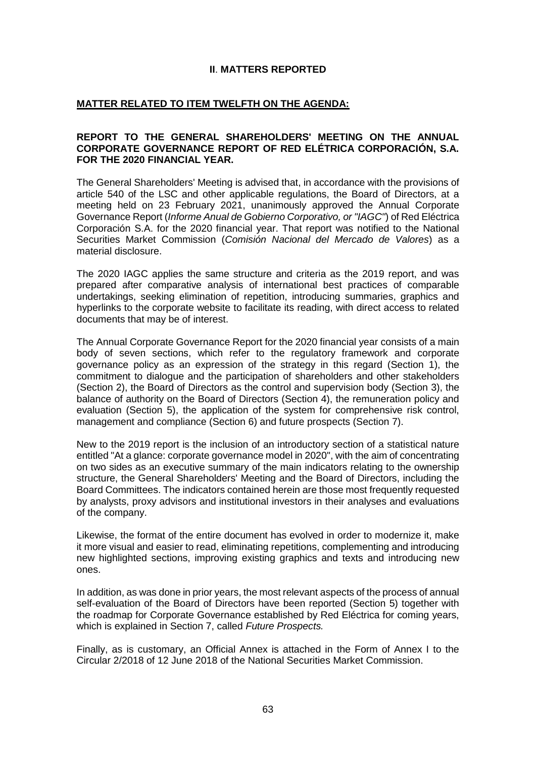# II. MATTERS REPORTED

## MATTER RELATED TO ITEM TWELFTH ON THE AGENDA:

### REPORT TO THE GENERAL SHAREHOLDERS' MEETING ON THE ANNUAL CORPORATE GOVERNANCE REPORT OF RED ELÉTRICA CORPORACIÓN, S.A. FOR THE 2020 FINANCIAL YEAR.

The General Shareholders' Meeting is advised that, in accordance with the provisions of article 540 of the LSC and other applicable regulations, the Board of Directors, at a meeting held on 23 February 2021, unanimously approved the Annual Corporate Governance Report (*Informe Anual de Gobierno Corporativo, or "IAGC"*) of Red Eléctrica Corporación S.A. for the 2020 financial year. That report was notified to the National Securities Market Commission (*Comisión Nacional del Mercado de Valores*) as a material disclosure.

The 2020 IAGC applies the same structure and criteria as the 2019 report, and was prepared after comparative analysis of international best practices of comparable undertakings, seeking elimination of repetition, introducing summaries, graphics and hyperlinks to the corporate website to facilitate its reading, with direct access to related documents that may be of interest.

The Annual Corporate Governance Report for the 2020 financial year consists of a main body of seven sections, which refer to the regulatory framework and corporate governance policy as an expression of the strategy in this regard (Section 1), the commitment to dialogue and the participation of shareholders and other stakeholders (Section 2), the Board of Directors as the control and supervision body (Section 3), the balance of authority on the Board of Directors (Section 4), the remuneration policy and evaluation (Section 5), the application of the system for comprehensive risk control, management and compliance (Section 6) and future prospects (Section 7).

New to the 2019 report is the inclusion of an introductory section of a statistical nature entitled "At a glance: corporate governance model in 2020", with the aim of concentrating on two sides as an executive summary of the main indicators relating to the ownership structure, the General Shareholders' Meeting and the Board of Directors, including the Board Committees. The indicators contained herein are those most frequently requested by analysts, proxy advisors and institutional investors in their analyses and evaluations of the company.

Likewise, the format of the entire document has evolved in order to modernize it, make it more visual and easier to read, eliminating repetitions, complementing and introducing new highlighted sections, improving existing graphics and texts and introducing new ones.

In addition, as was done in prior years, the most relevant aspects of the process of annual self-evaluation of the Board of Directors have been reported (Section 5) together with the roadmap for Corporate Governance established by Red Eléctrica for coming years, which is explained in Section 7, called *Future Prospects.*

Finally, as is customary, an Official Annex is attached in the Form of Annex I to the Circular 2/2018 of 12 June 2018 of the National Securities Market Commission.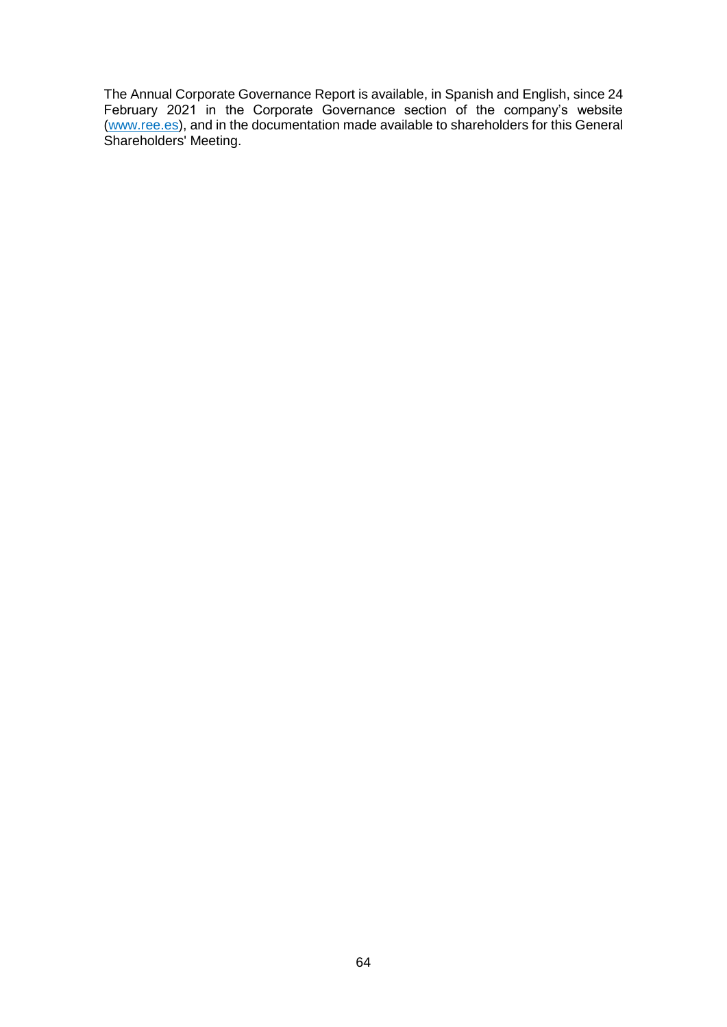The Annual Corporate Governance Report is available, in Spanish and English, since 24 February 2021 in the Corporate Governance section of the company's website (www.ree.es), and in the documentation made available to shareholders for this General Shareholders' Meeting.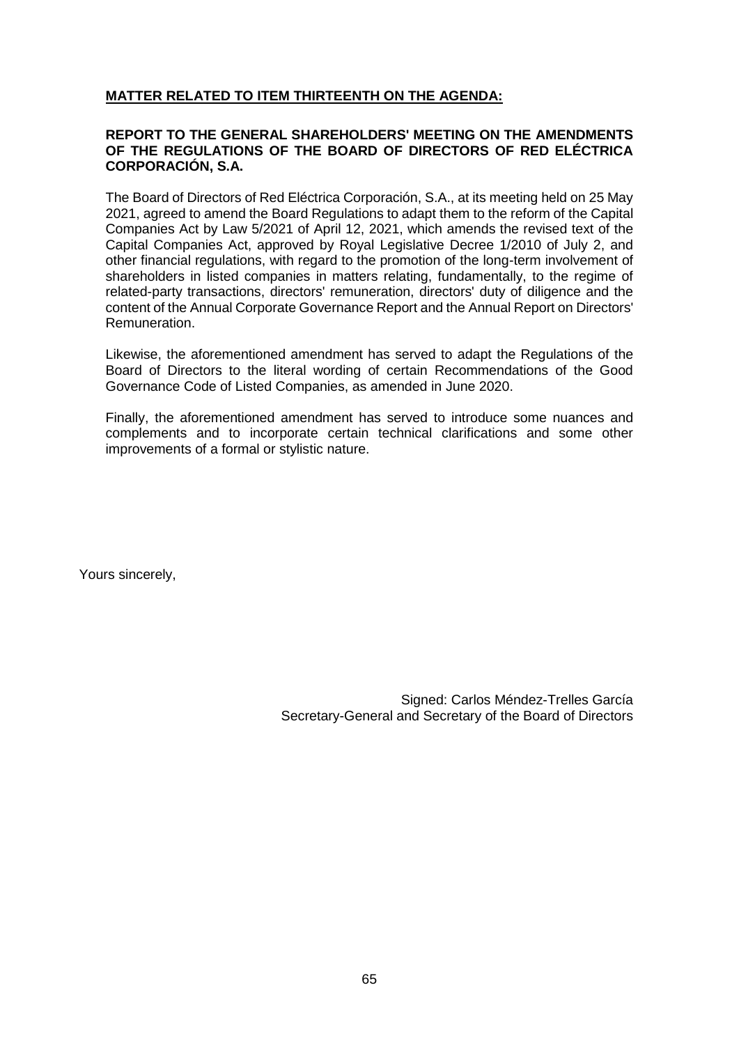**<u>MATTER RELATED TO ITEM THIRTEENTH ON THE AGENDA:</u>**

**REPORT TO THE GENERAL SHAREHOLDERS' MEETING ON THE AMENDMENTS OF THE REGULATIONS OF THE BOARD OF DIRECTORS OF RED ELÉCTRICA CORPORACIÓN, S.A.**

The Board of Directors of Red Eléctrica Corporación, S.A., at its meeting held on 25 May 2021, agreed to amend the Board Regulations to adapt them to the reform of the Capital Companies Act by Law 5/2021 of April 12, 2021, which amends the revised text of the Capital Companies Act, approved by Royal Legislative Decree 1/2010 of July 2, and other financial regulations, with regard to the promotion of the long-term involvement of shareholders in listed companies in matters relating, fundamentally, to the regime of related-party transactions, directors' remuneration, directors' duty of diligence and the content of the Annual Corporate Governance Report and the Annual Report on Directors' Remuneration.

Likewise, the aforementioned amendment has served to adapt the Regulations of the Board of Directors to the literal wording of certain Recommendations of the Good Governance Code of Listed Companies, as amended in June 2020.

Finally, the aforementioned amendment has served to introduce some nuances and complements and to incorporate certain technical clarifications and some other improvements of a formal or stylistic nature.

Yours sincerely,

Signed: Carlos Méndez-Trelles García
Secretary-General and Secretary of the Board of Directors